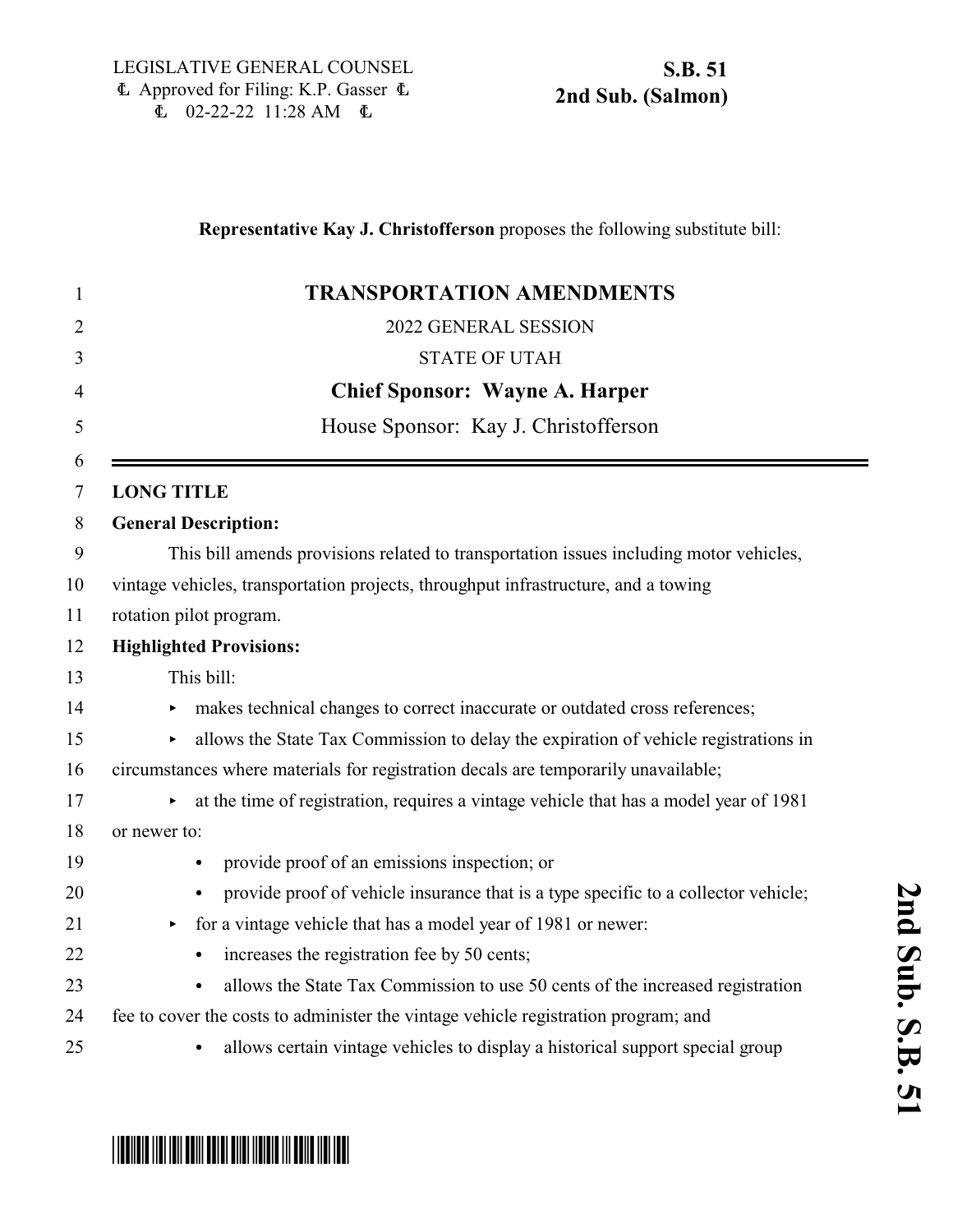LEGISLATIVE GENERAL COUNSEL
Approved for Filing: K.P. Gasser
02-22-22 11:28 AM

**S.B. 51**
**2nd Sub. (Salmon)**

**Representative Kay J. Christofferson** proposes the following substitute bill:

# TRANSPORTATION AMENDMENTS

2022 GENERAL SESSION

STATE OF UTAH

**Chief Sponsor: Wayne A. Harper**

House Sponsor: Kay J. Christofferson

**LONG TITLE**

**General Description:**

This bill amends provisions related to transportation issues including motor vehicles, vintage vehicles, transportation projects, throughput infrastructure, and a towing rotation pilot program.

**Highlighted Provisions:**

This bill:

- makes technical changes to correct inaccurate or outdated cross references;
- allows the State Tax Commission to delay the expiration of vehicle registrations in circumstances where materials for registration decals are temporarily unavailable;
- at the time of registration, requires a vintage vehicle that has a model year of 1981 or newer to:
  - provide proof of an emissions inspection; or
  - provide proof of vehicle insurance that is a type specific to a collector vehicle;
- for a vintage vehicle that has a model year of 1981 or newer:
  - increases the registration fee by 50 cents;
  - allows the State Tax Commission to use 50 cents of the increased registration fee to cover the costs to administer the vintage vehicle registration program; and
  - allows certain vintage vehicles to display a historical support special group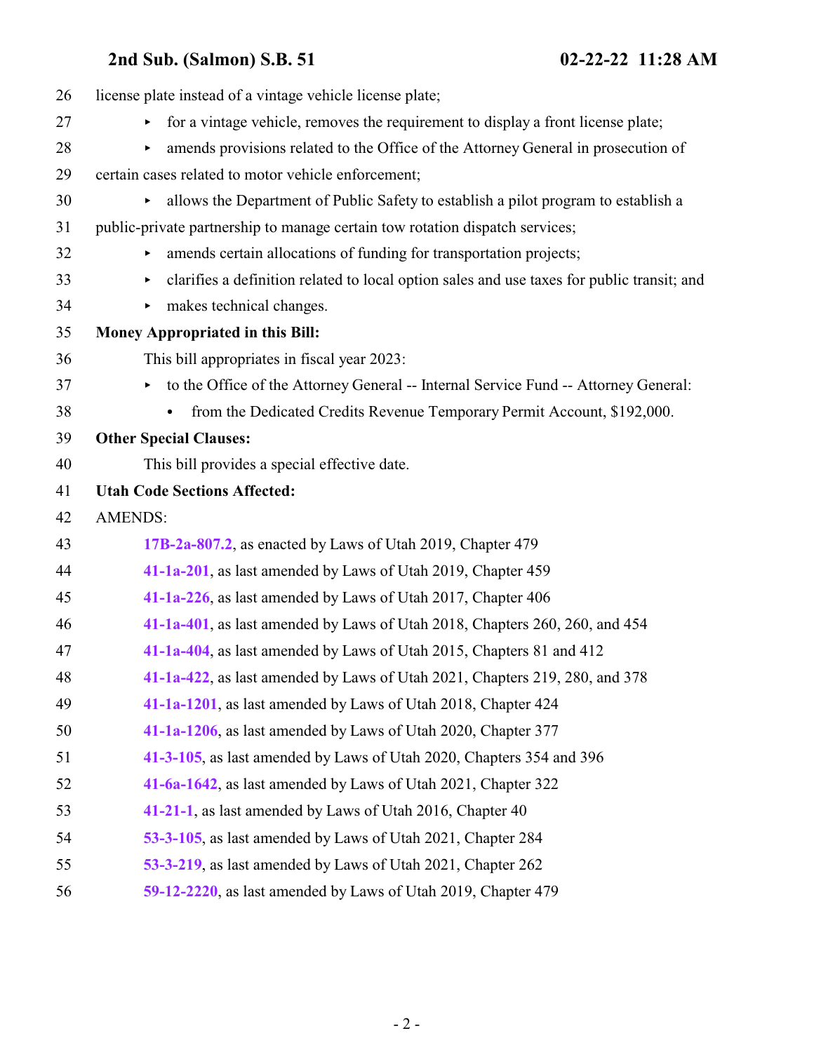license plate instead of a vintage vehicle license plate;

- for a vintage vehicle, removes the requirement to display a front license plate;
- amends provisions related to the Office of the Attorney General in prosecution of certain cases related to motor vehicle enforcement;
- allows the Department of Public Safety to establish a pilot program to establish a public-private partnership to manage certain tow rotation dispatch services;
- amends certain allocations of funding for transportation projects;
- clarifies a definition related to local option sales and use taxes for public transit; and
- makes technical changes.

**Money Appropriated in this Bill:**

This bill appropriates in fiscal year 2023:

- to the Office of the Attorney General -- Internal Service Fund -- Attorney General:
  - from the Dedicated Credits Revenue Temporary Permit Account, $192,000.

**Other Special Clauses:**

This bill provides a special effective date.

**Utah Code Sections Affected:**

AMENDS:

**17B-2a-807.2**, as enacted by Laws of Utah 2019, Chapter 479

**41-1a-201**, as last amended by Laws of Utah 2019, Chapter 459

**41-1a-226**, as last amended by Laws of Utah 2017, Chapter 406

**41-1a-401**, as last amended by Laws of Utah 2018, Chapters 260, 260, and 454

**41-1a-404**, as last amended by Laws of Utah 2015, Chapters 81 and 412

**41-1a-422**, as last amended by Laws of Utah 2021, Chapters 219, 280, and 378

**41-1a-1201**, as last amended by Laws of Utah 2018, Chapter 424

**41-1a-1206**, as last amended by Laws of Utah 2020, Chapter 377

**41-3-105**, as last amended by Laws of Utah 2020, Chapters 354 and 396

**41-6a-1642**, as last amended by Laws of Utah 2021, Chapter 322

**41-21-1**, as last amended by Laws of Utah 2016, Chapter 40

**53-3-105**, as last amended by Laws of Utah 2021, Chapter 284

**53-3-219**, as last amended by Laws of Utah 2021, Chapter 262

**59-12-2220**, as last amended by Laws of Utah 2019, Chapter 479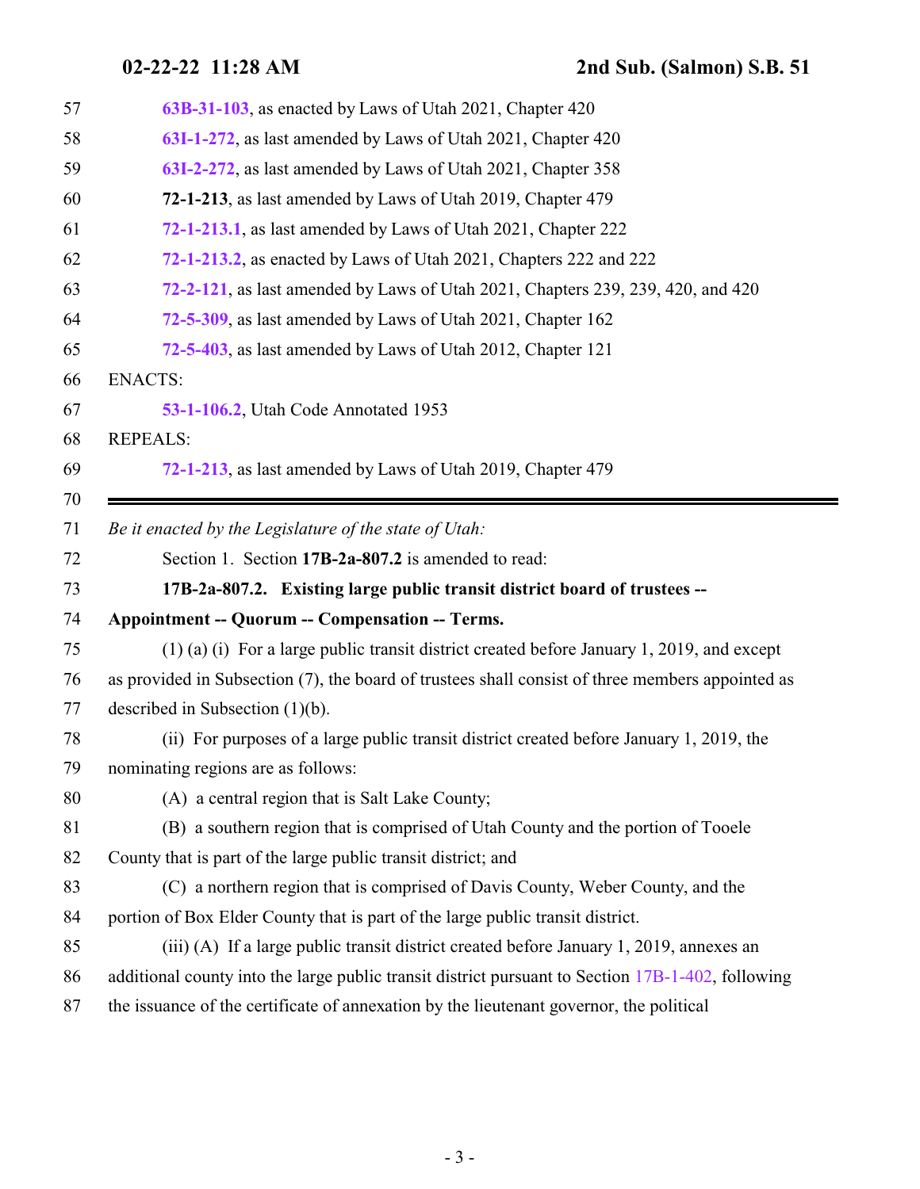**63B-31-103**, as enacted by Laws of Utah 2021, Chapter 420

**63I-1-272**, as last amended by Laws of Utah 2021, Chapter 420

**63I-2-272**, as last amended by Laws of Utah 2021, Chapter 358

**72-1-213**, as last amended by Laws of Utah 2019, Chapter 479

**72-1-213.1**, as last amended by Laws of Utah 2021, Chapter 222

**72-1-213.2**, as enacted by Laws of Utah 2021, Chapters 222 and 222

**72-2-121**, as last amended by Laws of Utah 2021, Chapters 239, 239, 420, and 420

**72-5-309**, as last amended by Laws of Utah 2021, Chapter 162

**72-5-403**, as last amended by Laws of Utah 2012, Chapter 121

ENACTS:

**53-1-106.2**, Utah Code Annotated 1953

REPEALS:

**72-1-213**, as last amended by Laws of Utah 2019, Chapter 479

---

*Be it enacted by the Legislature of the state of Utah:*

Section 1. Section **17B-2a-807.2** is amended to read:

**17B-2a-807.2. Existing large public transit district board of trustees -- Appointment -- Quorum -- Compensation -- Terms.**

(1) (a) (i) For a large public transit district created before January 1, 2019, and except as provided in Subsection (7), the board of trustees shall consist of three members appointed as described in Subsection (1)(b).

(ii) For purposes of a large public transit district created before January 1, 2019, the nominating regions are as follows:

(A) a central region that is Salt Lake County;

(B) a southern region that is comprised of Utah County and the portion of Tooele County that is part of the large public transit district; and

(C) a northern region that is comprised of Davis County, Weber County, and the portion of Box Elder County that is part of the large public transit district.

(iii) (A) If a large public transit district created before January 1, 2019, annexes an additional county into the large public transit district pursuant to Section 17B-1-402, following the issuance of the certificate of annexation by the lieutenant governor, the political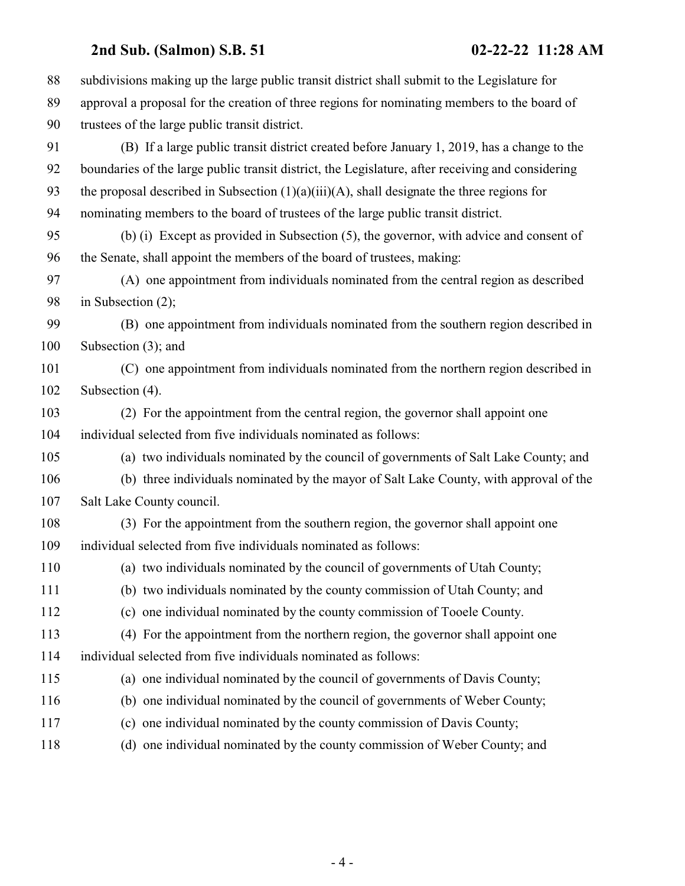subdivisions making up the large public transit district shall submit to the Legislature for approval a proposal for the creation of three regions for nominating members to the board of trustees of the large public transit district.

(B) If a large public transit district created before January 1, 2019, has a change to the boundaries of the large public transit district, the Legislature, after receiving and considering the proposal described in Subsection (1)(a)(iii)(A), shall designate the three regions for nominating members to the board of trustees of the large public transit district.

(b) (i) Except as provided in Subsection (5), the governor, with advice and consent of the Senate, shall appoint the members of the board of trustees, making:

(A) one appointment from individuals nominated from the central region as described in Subsection (2);

(B) one appointment from individuals nominated from the southern region described in Subsection (3); and

(C) one appointment from individuals nominated from the northern region described in Subsection (4).

(2) For the appointment from the central region, the governor shall appoint one individual selected from five individuals nominated as follows:

(a) two individuals nominated by the council of governments of Salt Lake County; and

(b) three individuals nominated by the mayor of Salt Lake County, with approval of the Salt Lake County council.

(3) For the appointment from the southern region, the governor shall appoint one individual selected from five individuals nominated as follows:

(a) two individuals nominated by the council of governments of Utah County;

(b) two individuals nominated by the county commission of Utah County; and

(c) one individual nominated by the county commission of Tooele County.

(4) For the appointment from the northern region, the governor shall appoint one individual selected from five individuals nominated as follows:

(a) one individual nominated by the council of governments of Davis County;

(b) one individual nominated by the council of governments of Weber County;

(c) one individual nominated by the county commission of Davis County;

(d) one individual nominated by the county commission of Weber County; and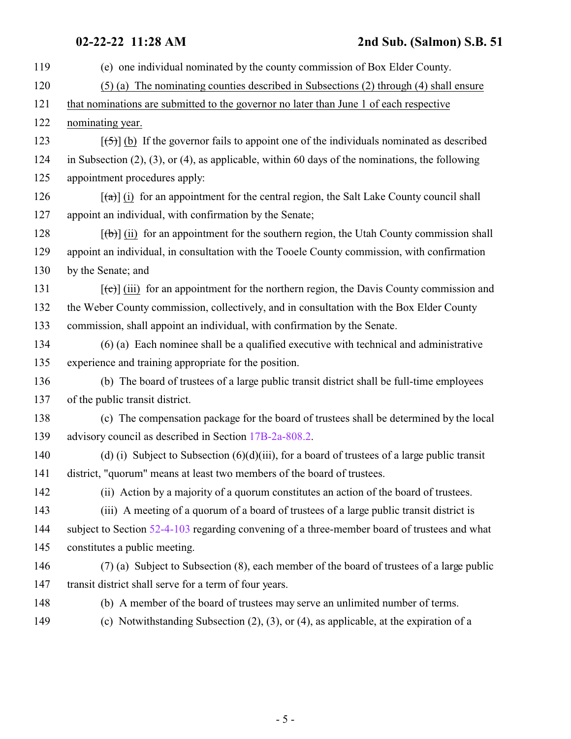119 (e) one individual nominated by the county commission of Box Elder County.

120 <u>(5) (a) The nominating counties described in Subsections (2) through (4) shall ensure</u>

121 <u>that nominations are submitted to the governor no later than June 1 of each respective</u>

122 <u>nominating year.</u>

123 [~~(5)~~] <u>(b)</u> If the governor fails to appoint one of the individuals nominated as described

124 in Subsection (2), (3), or (4), as applicable, within 60 days of the nominations, the following

125 appointment procedures apply:

126 [~~(a)~~] <u>(i)</u> for an appointment for the central region, the Salt Lake County council shall

127 appoint an individual, with confirmation by the Senate;

128 [~~(b)~~] <u>(ii)</u> for an appointment for the southern region, the Utah County commission shall

129 appoint an individual, in consultation with the Tooele County commission, with confirmation

130 by the Senate; and

131 [~~(c)~~] <u>(iii)</u> for an appointment for the northern region, the Davis County commission and

132 the Weber County commission, collectively, and in consultation with the Box Elder County

133 commission, shall appoint an individual, with confirmation by the Senate.

134 (6) (a) Each nominee shall be a qualified executive with technical and administrative

135 experience and training appropriate for the position.

136 (b) The board of trustees of a large public transit district shall be full-time employees

137 of the public transit district.

138 (c) The compensation package for the board of trustees shall be determined by the local

139 advisory council as described in Section 17B-2a-808.2.

140 (d) (i) Subject to Subsection (6)(d)(iii), for a board of trustees of a large public transit

141 district, "quorum" means at least two members of the board of trustees.

142 (ii) Action by a majority of a quorum constitutes an action of the board of trustees.

143 (iii) A meeting of a quorum of a board of trustees of a large public transit district is

144 subject to Section 52-4-103 regarding convening of a three-member board of trustees and what

145 constitutes a public meeting.

146 (7) (a) Subject to Subsection (8), each member of the board of trustees of a large public

147 transit district shall serve for a term of four years.

148 (b) A member of the board of trustees may serve an unlimited number of terms.

149 (c) Notwithstanding Subsection (2), (3), or (4), as applicable, at the expiration of a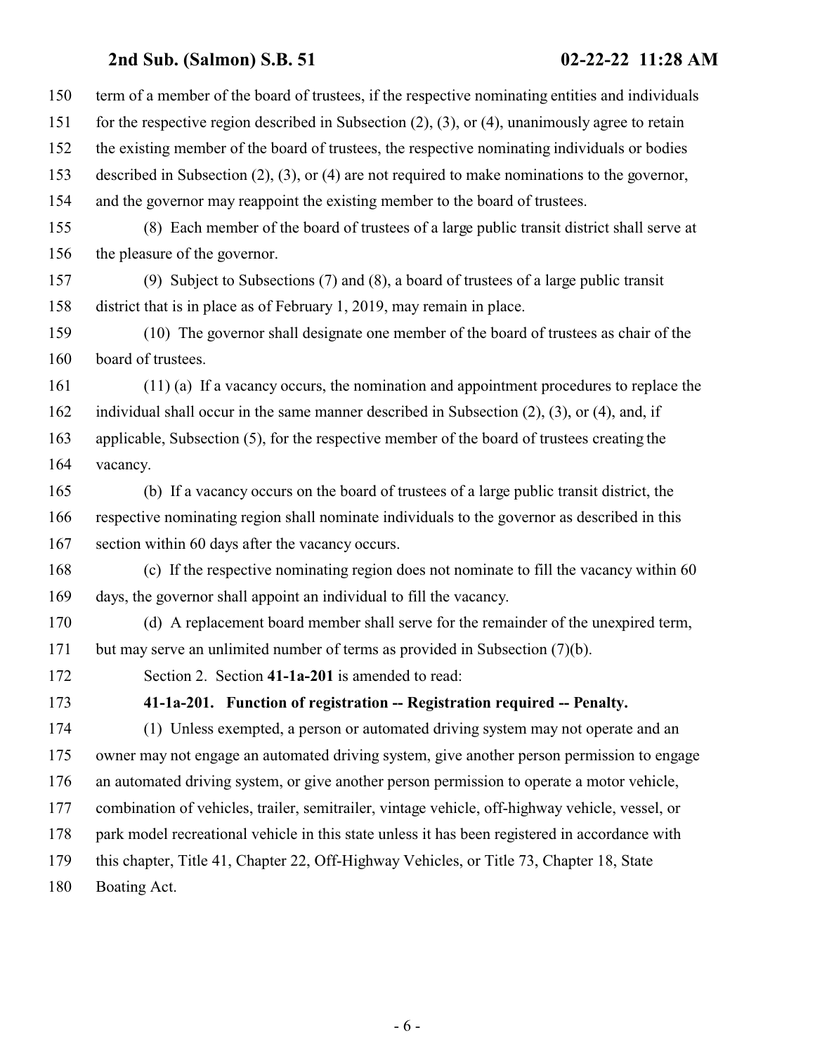term of a member of the board of trustees, if the respective nominating entities and individuals for the respective region described in Subsection (2), (3), or (4), unanimously agree to retain the existing member of the board of trustees, the respective nominating individuals or bodies described in Subsection (2), (3), or (4) are not required to make nominations to the governor, and the governor may reappoint the existing member to the board of trustees.

(8) Each member of the board of trustees of a large public transit district shall serve at the pleasure of the governor.

(9) Subject to Subsections (7) and (8), a board of trustees of a large public transit district that is in place as of February 1, 2019, may remain in place.

(10) The governor shall designate one member of the board of trustees as chair of the board of trustees.

(11) (a) If a vacancy occurs, the nomination and appointment procedures to replace the individual shall occur in the same manner described in Subsection (2), (3), or (4), and, if applicable, Subsection (5), for the respective member of the board of trustees creating the vacancy.

(b) If a vacancy occurs on the board of trustees of a large public transit district, the respective nominating region shall nominate individuals to the governor as described in this section within 60 days after the vacancy occurs.

(c) If the respective nominating region does not nominate to fill the vacancy within 60 days, the governor shall appoint an individual to fill the vacancy.

(d) A replacement board member shall serve for the remainder of the unexpired term, but may serve an unlimited number of terms as provided in Subsection (7)(b).

Section 2. Section **41-1a-201** is amended to read:

**41-1a-201. Function of registration -- Registration required -- Penalty.**

(1) Unless exempted, a person or automated driving system may not operate and an owner may not engage an automated driving system, give another person permission to engage an automated driving system, or give another person permission to operate a motor vehicle, combination of vehicles, trailer, semitrailer, vintage vehicle, off-highway vehicle, vessel, or park model recreational vehicle in this state unless it has been registered in accordance with this chapter, Title 41, Chapter 22, Off-Highway Vehicles, or Title 73, Chapter 18, State Boating Act.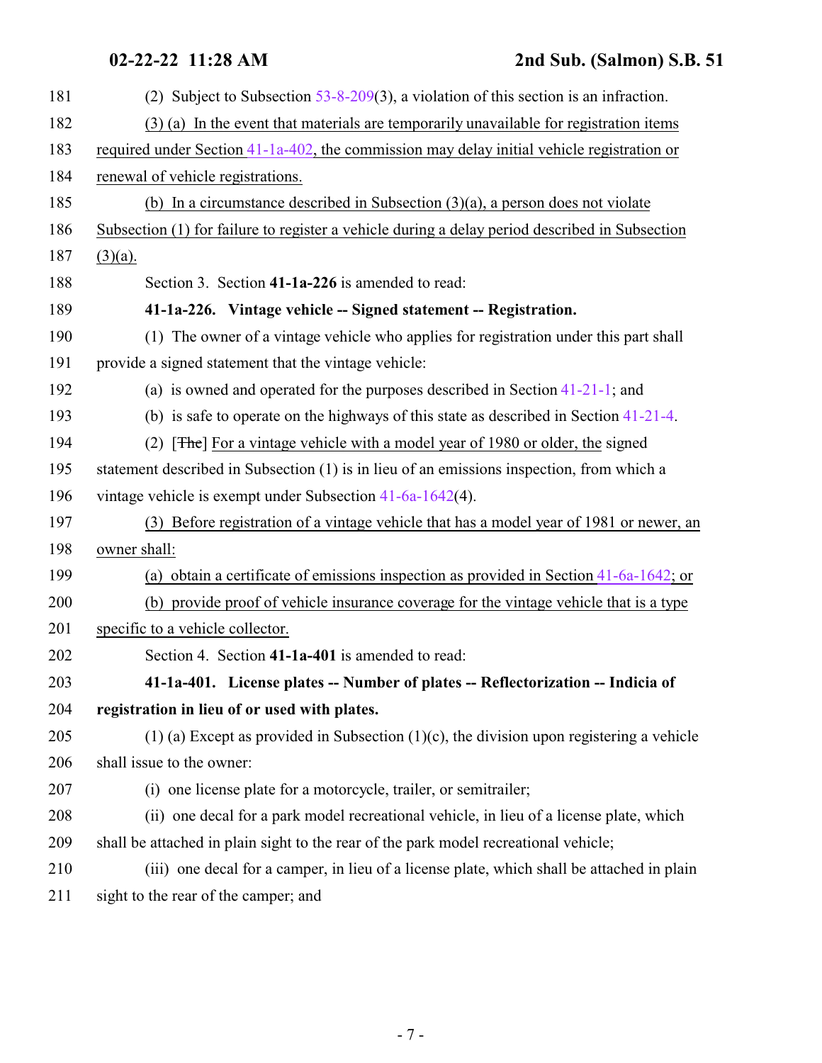(2) Subject to Subsection 53-8-209(3), a violation of this section is an infraction.

(3) (a) In the event that materials are temporarily unavailable for registration items required under Section 41-1a-402, the commission may delay initial vehicle registration or renewal of vehicle registrations.

(b) In a circumstance described in Subsection (3)(a), a person does not violate Subsection (1) for failure to register a vehicle during a delay period described in Subsection (3)(a).

Section 3. Section **41-1a-226** is amended to read:

**41-1a-226. Vintage vehicle -- Signed statement -- Registration.**

(1) The owner of a vintage vehicle who applies for registration under this part shall provide a signed statement that the vintage vehicle:

(a) is owned and operated for the purposes described in Section 41-21-1; and

(b) is safe to operate on the highways of this state as described in Section 41-21-4.

(2) [~~The~~] For a vintage vehicle with a model year of 1980 or older, the signed statement described in Subsection (1) is in lieu of an emissions inspection, from which a vintage vehicle is exempt under Subsection 41-6a-1642(4).

(3) Before registration of a vintage vehicle that has a model year of 1981 or newer, an owner shall:

(a) obtain a certificate of emissions inspection as provided in Section 41-6a-1642; or

(b) provide proof of vehicle insurance coverage for the vintage vehicle that is a type specific to a vehicle collector.

Section 4. Section **41-1a-401** is amended to read:

**41-1a-401. License plates -- Number of plates -- Reflectorization -- Indicia of registration in lieu of or used with plates.**

(1) (a) Except as provided in Subsection (1)(c), the division upon registering a vehicle shall issue to the owner:

(i) one license plate for a motorcycle, trailer, or semitrailer;

(ii) one decal for a park model recreational vehicle, in lieu of a license plate, which shall be attached in plain sight to the rear of the park model recreational vehicle;

(iii) one decal for a camper, in lieu of a license plate, which shall be attached in plain sight to the rear of the camper; and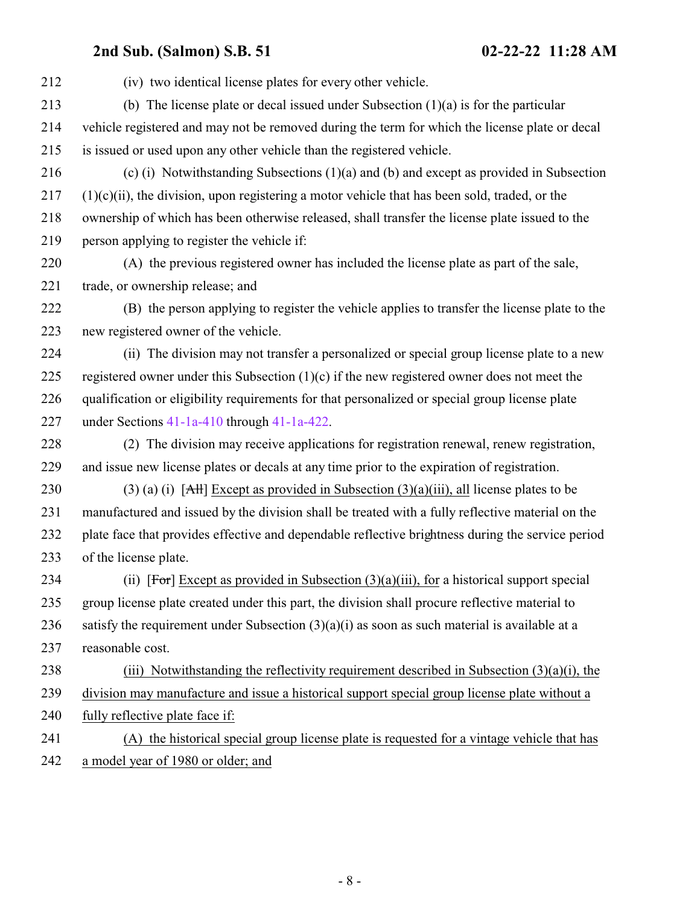(iv) two identical license plates for every other vehicle.

(b) The license plate or decal issued under Subsection (1)(a) is for the particular vehicle registered and may not be removed during the term for which the license plate or decal is issued or used upon any other vehicle than the registered vehicle.

(c) (i) Notwithstanding Subsections (1)(a) and (b) and except as provided in Subsection (1)(c)(ii), the division, upon registering a motor vehicle that has been sold, traded, or the ownership of which has been otherwise released, shall transfer the license plate issued to the person applying to register the vehicle if:

(A) the previous registered owner has included the license plate as part of the sale, trade, or ownership release; and

(B) the person applying to register the vehicle applies to transfer the license plate to the new registered owner of the vehicle.

(ii) The division may not transfer a personalized or special group license plate to a new registered owner under this Subsection (1)(c) if the new registered owner does not meet the qualification or eligibility requirements for that personalized or special group license plate under Sections 41-1a-410 through 41-1a-422.

(2) The division may receive applications for registration renewal, renew registration, and issue new license plates or decals at any time prior to the expiration of registration.

(3) (a) (i) [~~All~~] Except as provided in Subsection (3)(a)(iii), all license plates to be manufactured and issued by the division shall be treated with a fully reflective material on the plate face that provides effective and dependable reflective brightness during the service period of the license plate.

(ii) [~~For~~] Except as provided in Subsection (3)(a)(iii), for a historical support special group license plate created under this part, the division shall procure reflective material to satisfy the requirement under Subsection (3)(a)(i) as soon as such material is available at a reasonable cost.

(iii) Notwithstanding the reflectivity requirement described in Subsection (3)(a)(i), the division may manufacture and issue a historical support special group license plate without a fully reflective plate face if:

(A) the historical special group license plate is requested for a vintage vehicle that has a model year of 1980 or older; and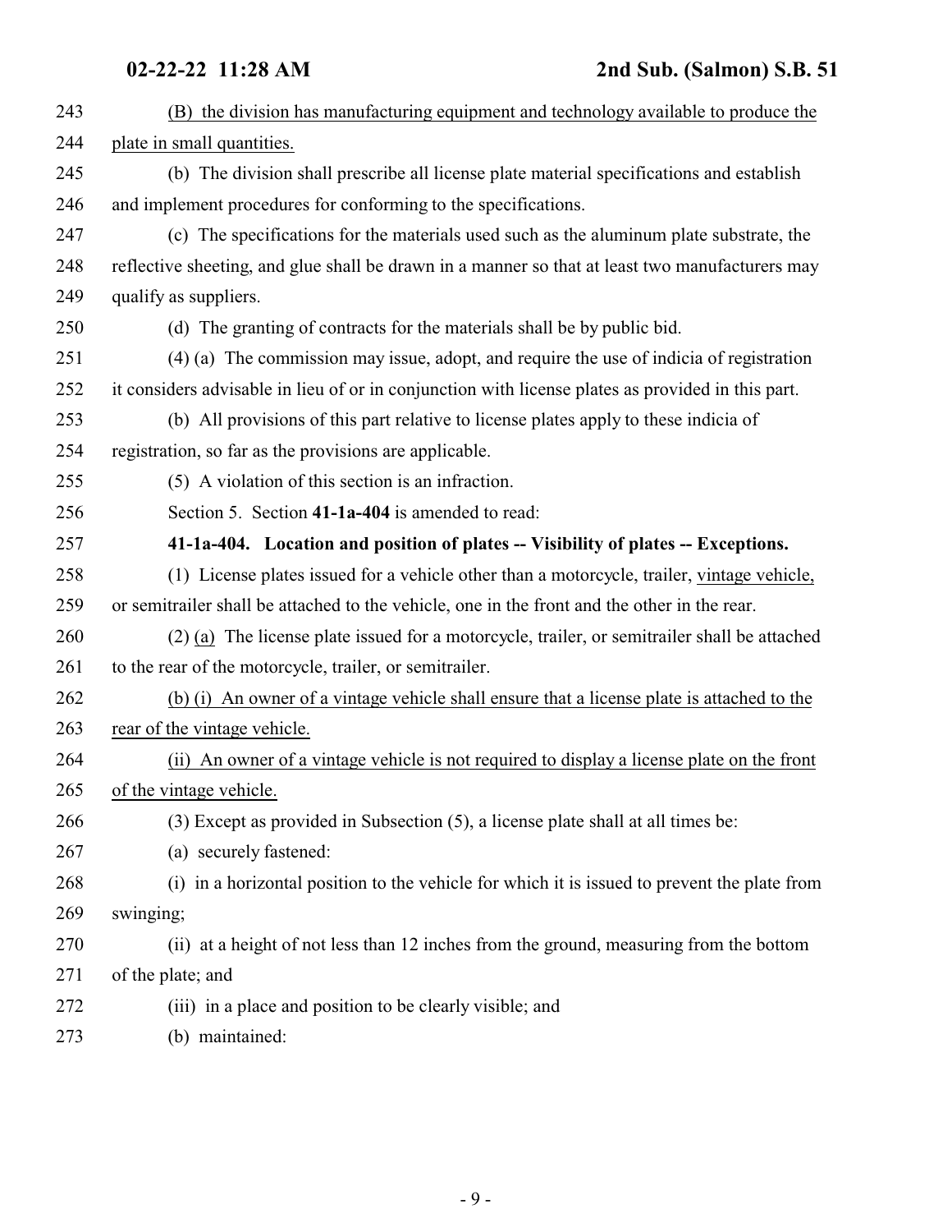(B) the division has manufacturing equipment and technology available to produce the plate in small quantities.

(b) The division shall prescribe all license plate material specifications and establish and implement procedures for conforming to the specifications.

(c) The specifications for the materials used such as the aluminum plate substrate, the reflective sheeting, and glue shall be drawn in a manner so that at least two manufacturers may qualify as suppliers.

(d) The granting of contracts for the materials shall be by public bid.

(4) (a) The commission may issue, adopt, and require the use of indicia of registration it considers advisable in lieu of or in conjunction with license plates as provided in this part.

(b) All provisions of this part relative to license plates apply to these indicia of registration, so far as the provisions are applicable.

(5) A violation of this section is an infraction.

Section 5. Section **41-1a-404** is amended to read:

**41-1a-404. Location and position of plates -- Visibility of plates -- Exceptions.**

(1) License plates issued for a vehicle other than a motorcycle, trailer, vintage vehicle, or semitrailer shall be attached to the vehicle, one in the front and the other in the rear.

(2) (a) The license plate issued for a motorcycle, trailer, or semitrailer shall be attached to the rear of the motorcycle, trailer, or semitrailer.

(b) (i) An owner of a vintage vehicle shall ensure that a license plate is attached to the rear of the vintage vehicle.

(ii) An owner of a vintage vehicle is not required to display a license plate on the front of the vintage vehicle.

(3) Except as provided in Subsection (5), a license plate shall at all times be:

(a) securely fastened:

(i) in a horizontal position to the vehicle for which it is issued to prevent the plate from swinging;

(ii) at a height of not less than 12 inches from the ground, measuring from the bottom of the plate; and

(iii) in a place and position to be clearly visible; and

(b) maintained: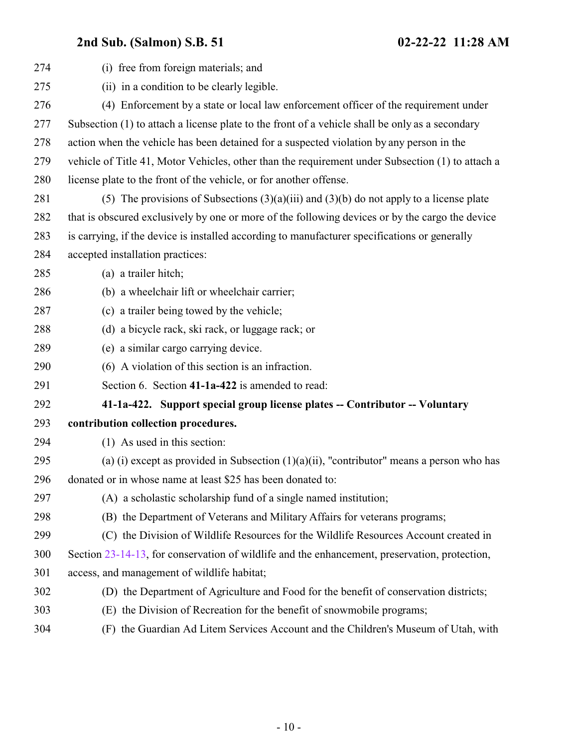(i) free from foreign materials; and

(ii) in a condition to be clearly legible.

(4) Enforcement by a state or local law enforcement officer of the requirement under Subsection (1) to attach a license plate to the front of a vehicle shall be only as a secondary action when the vehicle has been detained for a suspected violation by any person in the vehicle of Title 41, Motor Vehicles, other than the requirement under Subsection (1) to attach a license plate to the front of the vehicle, or for another offense.

(5) The provisions of Subsections (3)(a)(iii) and (3)(b) do not apply to a license plate that is obscured exclusively by one or more of the following devices or by the cargo the device is carrying, if the device is installed according to manufacturer specifications or generally accepted installation practices:

(a) a trailer hitch;

(b) a wheelchair lift or wheelchair carrier;

(c) a trailer being towed by the vehicle;

(d) a bicycle rack, ski rack, or luggage rack; or

(e) a similar cargo carrying device.

(6) A violation of this section is an infraction.

Section 6. Section **41-1a-422** is amended to read:

**41-1a-422. Support special group license plates -- Contributor -- Voluntary contribution collection procedures.**

(1) As used in this section:

(a) (i) except as provided in Subsection (1)(a)(ii), "contributor" means a person who has donated or in whose name at least $25 has been donated to:

(A) a scholastic scholarship fund of a single named institution;

(B) the Department of Veterans and Military Affairs for veterans programs;

(C) the Division of Wildlife Resources for the Wildlife Resources Account created in Section 23-14-13, for conservation of wildlife and the enhancement, preservation, protection, access, and management of wildlife habitat;

(D) the Department of Agriculture and Food for the benefit of conservation districts;

(E) the Division of Recreation for the benefit of snowmobile programs;

(F) the Guardian Ad Litem Services Account and the Children's Museum of Utah, with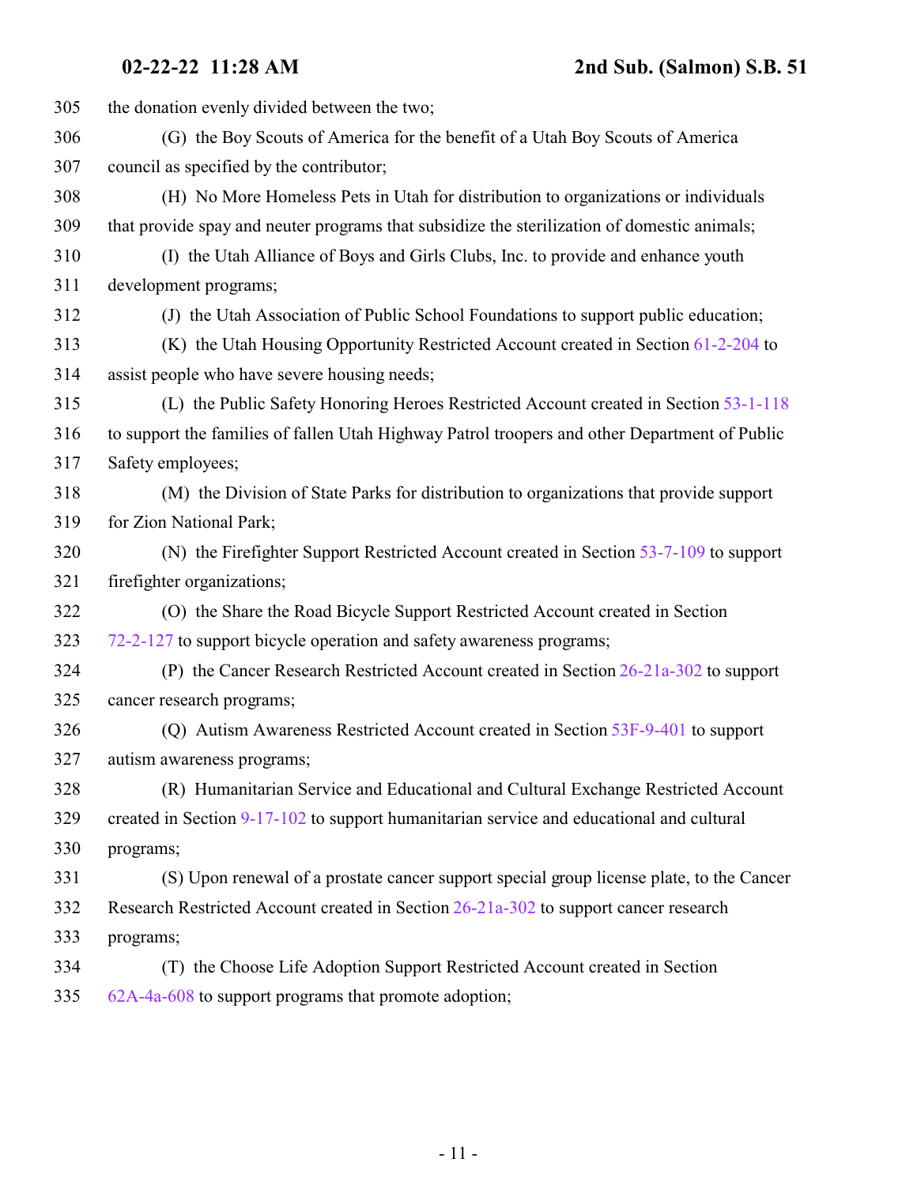305 the donation evenly divided between the two;

306 (G) the Boy Scouts of America for the benefit of a Utah Boy Scouts of America
307 council as specified by the contributor;

308 (H) No More Homeless Pets in Utah for distribution to organizations or individuals
309 that provide spay and neuter programs that subsidize the sterilization of domestic animals;

310 (I) the Utah Alliance of Boys and Girls Clubs, Inc. to provide and enhance youth
311 development programs;

312 (J) the Utah Association of Public School Foundations to support public education;

313 (K) the Utah Housing Opportunity Restricted Account created in Section 61-2-204 to
314 assist people who have severe housing needs;

315 (L) the Public Safety Honoring Heroes Restricted Account created in Section 53-1-118
316 to support the families of fallen Utah Highway Patrol troopers and other Department of Public
317 Safety employees;

318 (M) the Division of State Parks for distribution to organizations that provide support
319 for Zion National Park;

320 (N) the Firefighter Support Restricted Account created in Section 53-7-109 to support
321 firefighter organizations;

322 (O) the Share the Road Bicycle Support Restricted Account created in Section
323 72-2-127 to support bicycle operation and safety awareness programs;

324 (P) the Cancer Research Restricted Account created in Section 26-21a-302 to support
325 cancer research programs;

326 (Q) Autism Awareness Restricted Account created in Section 53F-9-401 to support
327 autism awareness programs;

328 (R) Humanitarian Service and Educational and Cultural Exchange Restricted Account
329 created in Section 9-17-102 to support humanitarian service and educational and cultural
330 programs;

331 (S) Upon renewal of a prostate cancer support special group license plate, to the Cancer
332 Research Restricted Account created in Section 26-21a-302 to support cancer research
333 programs;

334 (T) the Choose Life Adoption Support Restricted Account created in Section
335 62A-4a-608 to support programs that promote adoption;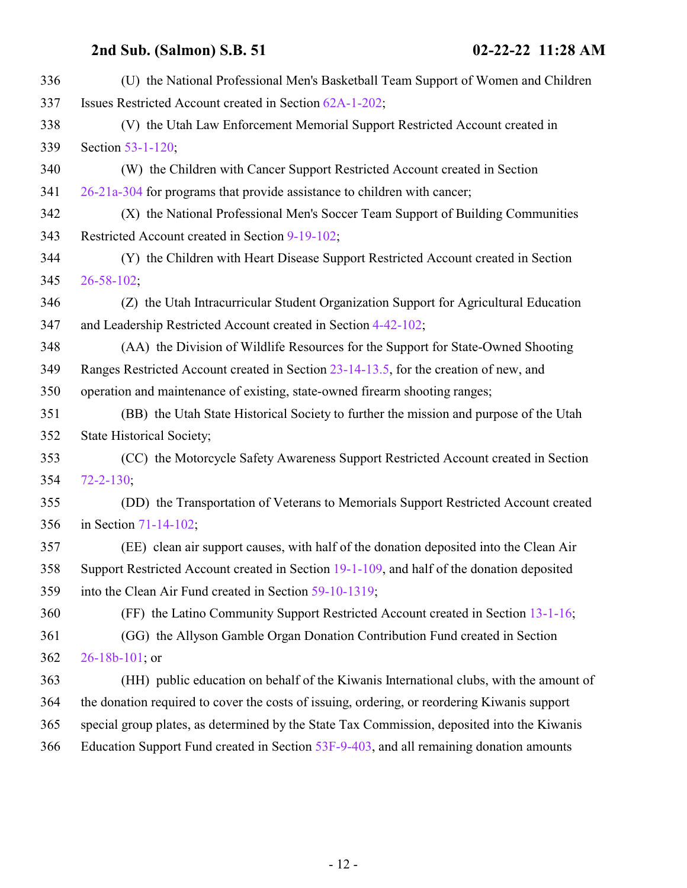(U) the National Professional Men's Basketball Team Support of Women and Children Issues Restricted Account created in Section 62A-1-202;

(V) the Utah Law Enforcement Memorial Support Restricted Account created in Section 53-1-120;

(W) the Children with Cancer Support Restricted Account created in Section 26-21a-304 for programs that provide assistance to children with cancer;

(X) the National Professional Men's Soccer Team Support of Building Communities Restricted Account created in Section 9-19-102;

(Y) the Children with Heart Disease Support Restricted Account created in Section 26-58-102;

(Z) the Utah Intracurricular Student Organization Support for Agricultural Education and Leadership Restricted Account created in Section 4-42-102;

(AA) the Division of Wildlife Resources for the Support for State-Owned Shooting Ranges Restricted Account created in Section 23-14-13.5, for the creation of new, and operation and maintenance of existing, state-owned firearm shooting ranges;

(BB) the Utah State Historical Society to further the mission and purpose of the Utah State Historical Society;

(CC) the Motorcycle Safety Awareness Support Restricted Account created in Section 72-2-130;

(DD) the Transportation of Veterans to Memorials Support Restricted Account created in Section 71-14-102;

(EE) clean air support causes, with half of the donation deposited into the Clean Air Support Restricted Account created in Section 19-1-109, and half of the donation deposited into the Clean Air Fund created in Section 59-10-1319;

(FF) the Latino Community Support Restricted Account created in Section 13-1-16;

(GG) the Allyson Gamble Organ Donation Contribution Fund created in Section 26-18b-101; or

(HH) public education on behalf of the Kiwanis International clubs, with the amount of the donation required to cover the costs of issuing, ordering, or reordering Kiwanis support special group plates, as determined by the State Tax Commission, deposited into the Kiwanis Education Support Fund created in Section 53F-9-403, and all remaining donation amounts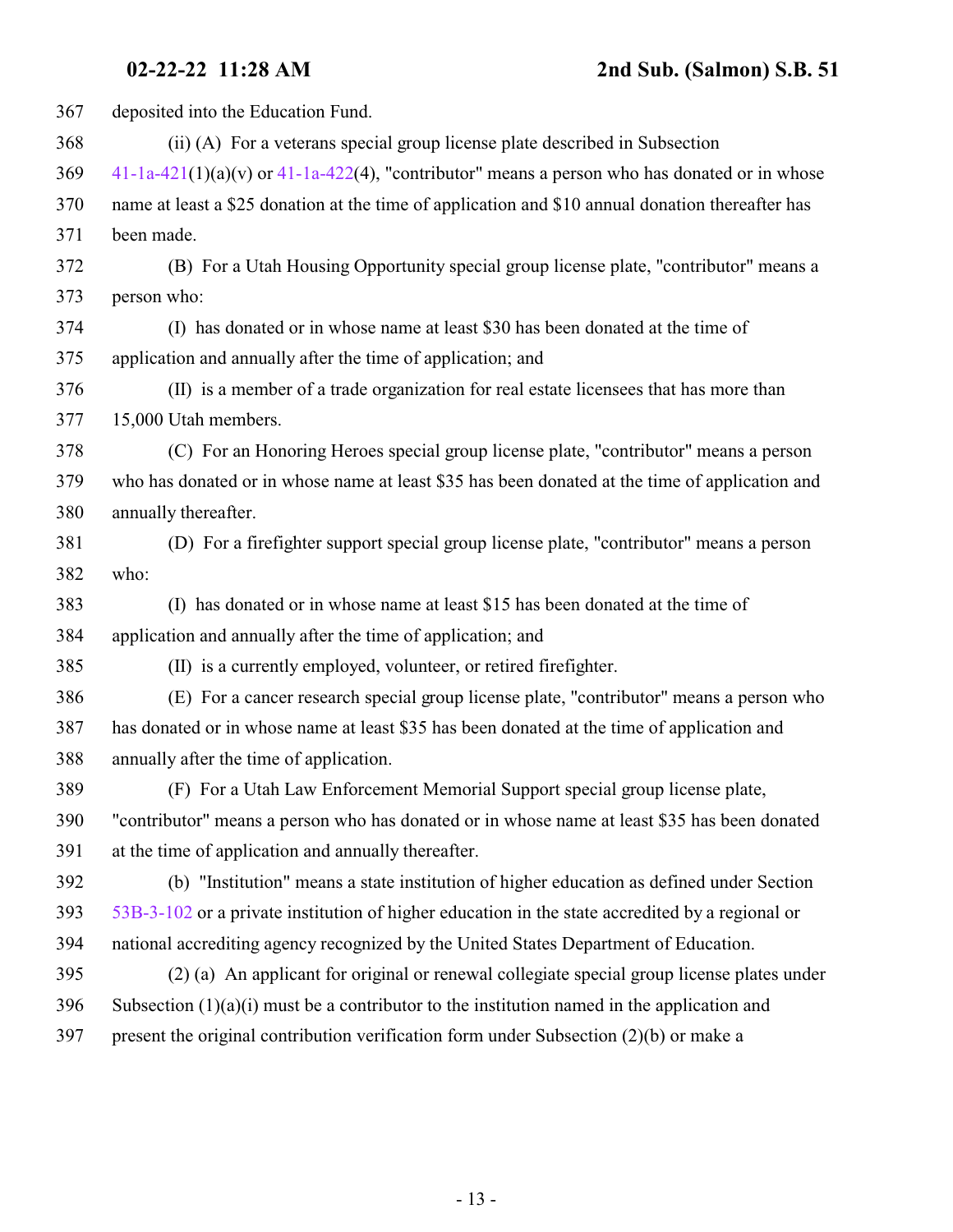deposited into the Education Fund.

(ii) (A) For a veterans special group license plate described in Subsection 41-1a-421(1)(a)(v) or 41-1a-422(4), "contributor" means a person who has donated or in whose name at least a $25 donation at the time of application and $10 annual donation thereafter has been made.

(B) For a Utah Housing Opportunity special group license plate, "contributor" means a person who:

(I) has donated or in whose name at least $30 has been donated at the time of application and annually after the time of application; and

(II) is a member of a trade organization for real estate licensees that has more than 15,000 Utah members.

(C) For an Honoring Heroes special group license plate, "contributor" means a person who has donated or in whose name at least $35 has been donated at the time of application and annually thereafter.

(D) For a firefighter support special group license plate, "contributor" means a person who:

(I) has donated or in whose name at least $15 has been donated at the time of application and annually after the time of application; and

(II) is a currently employed, volunteer, or retired firefighter.

(E) For a cancer research special group license plate, "contributor" means a person who has donated or in whose name at least $35 has been donated at the time of application and annually after the time of application.

(F) For a Utah Law Enforcement Memorial Support special group license plate, "contributor" means a person who has donated or in whose name at least $35 has been donated at the time of application and annually thereafter.

(b) "Institution" means a state institution of higher education as defined under Section 53B-3-102 or a private institution of higher education in the state accredited by a regional or national accrediting agency recognized by the United States Department of Education.

(2) (a) An applicant for original or renewal collegiate special group license plates under Subsection (1)(a)(i) must be a contributor to the institution named in the application and present the original contribution verification form under Subsection (2)(b) or make a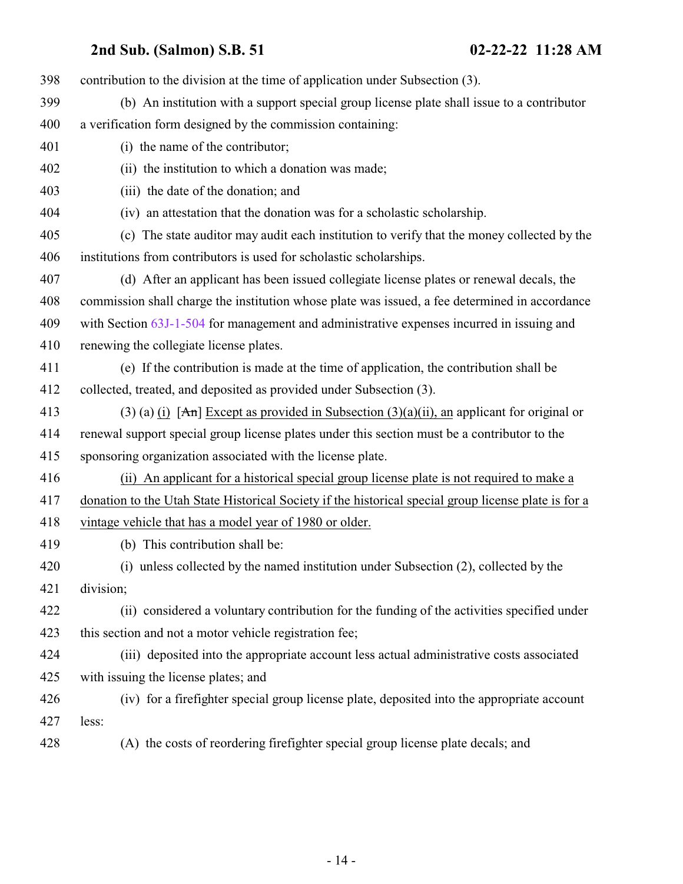398 contribution to the division at the time of application under Subsection (3).

399 (b) An institution with a support special group license plate shall issue to a contributor

400 a verification form designed by the commission containing:

401 (i) the name of the contributor;

402 (ii) the institution to which a donation was made;

403 (iii) the date of the donation; and

404 (iv) an attestation that the donation was for a scholastic scholarship.

405 (c) The state auditor may audit each institution to verify that the money collected by the

406 institutions from contributors is used for scholastic scholarships.

407 (d) After an applicant has been issued collegiate license plates or renewal decals, the

408 commission shall charge the institution whose plate was issued, a fee determined in accordance

409 with Section 63J-1-504 for management and administrative expenses incurred in issuing and

410 renewing the collegiate license plates.

411 (e) If the contribution is made at the time of application, the contribution shall be

412 collected, treated, and deposited as provided under Subsection (3).

413 (3) (a) (i) [~~An~~] Except as provided in Subsection (3)(a)(ii), an applicant for original or

414 renewal support special group license plates under this section must be a contributor to the

415 sponsoring organization associated with the license plate.

416 (ii) An applicant for a historical special group license plate is not required to make a

417 donation to the Utah State Historical Society if the historical special group license plate is for a

418 vintage vehicle that has a model year of 1980 or older.

419 (b) This contribution shall be:

420 (i) unless collected by the named institution under Subsection (2), collected by the

421 division;

422 (ii) considered a voluntary contribution for the funding of the activities specified under

423 this section and not a motor vehicle registration fee;

424 (iii) deposited into the appropriate account less actual administrative costs associated

425 with issuing the license plates; and

426 (iv) for a firefighter special group license plate, deposited into the appropriate account

427 less:

428 (A) the costs of reordering firefighter special group license plate decals; and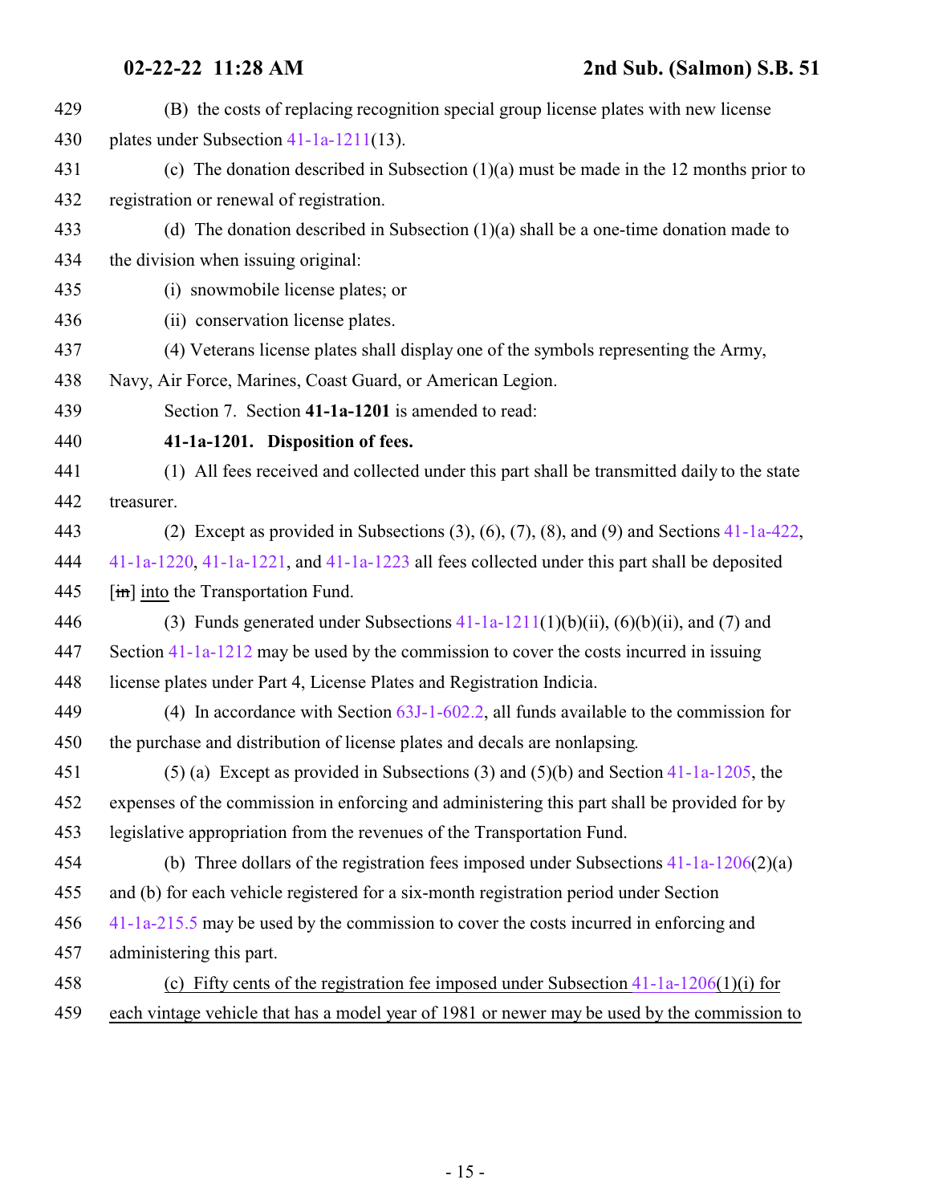429 (B) the costs of replacing recognition special group license plates with new license
430 plates under Subsection 41-1a-1211(13).

431 (c) The donation described in Subsection (1)(a) must be made in the 12 months prior to
432 registration or renewal of registration.

433 (d) The donation described in Subsection (1)(a) shall be a one-time donation made to
434 the division when issuing original:

435 (i) snowmobile license plates; or

436 (ii) conservation license plates.

437 (4) Veterans license plates shall display one of the symbols representing the Army,
438 Navy, Air Force, Marines, Coast Guard, or American Legion.

439 Section 7. Section **41-1a-1201** is amended to read:

440 **41-1a-1201. Disposition of fees.**

441 (1) All fees received and collected under this part shall be transmitted daily to the state
442 treasurer.

443 (2) Except as provided in Subsections (3), (6), (7), (8), and (9) and Sections 41-1a-422,
444 41-1a-1220, 41-1a-1221, and 41-1a-1223 all fees collected under this part shall be deposited
445 [~~in~~] <u>into</u> the Transportation Fund.

446 (3) Funds generated under Subsections 41-1a-1211(1)(b)(ii), (6)(b)(ii), and (7) and
447 Section 41-1a-1212 may be used by the commission to cover the costs incurred in issuing
448 license plates under Part 4, License Plates and Registration Indicia.

449 (4) In accordance with Section 63J-1-602.2, all funds available to the commission for
450 the purchase and distribution of license plates and decals are nonlapsing.

451 (5) (a) Except as provided in Subsections (3) and (5)(b) and Section 41-1a-1205, the
452 expenses of the commission in enforcing and administering this part shall be provided for by
453 legislative appropriation from the revenues of the Transportation Fund.

454 (b) Three dollars of the registration fees imposed under Subsections 41-1a-1206(2)(a)
455 and (b) for each vehicle registered for a six-month registration period under Section
456 41-1a-215.5 may be used by the commission to cover the costs incurred in enforcing and
457 administering this part.

458 <u>(c) Fifty cents of the registration fee imposed under Subsection 41-1a-1206(1)(i) for</u>
459 <u>each vintage vehicle that has a model year of 1981 or newer may be used by the commission to</u>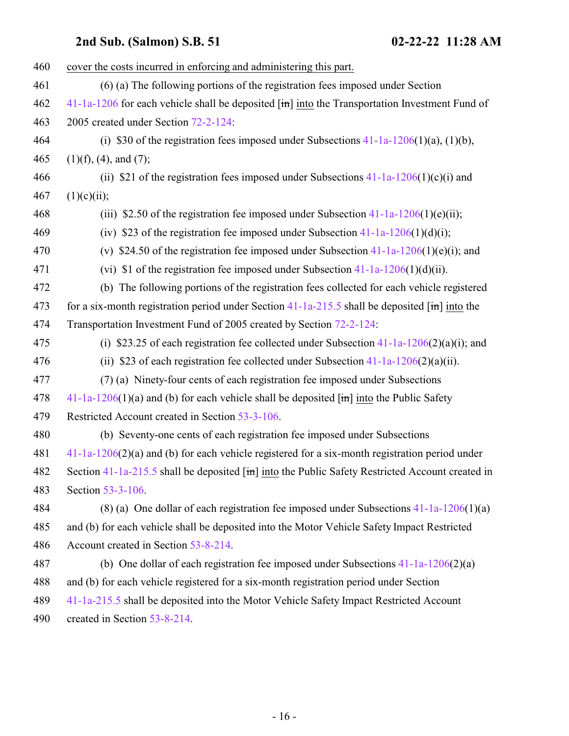cover the costs incurred in enforcing and administering this part.

(6) (a) The following portions of the registration fees imposed under Section 41-1a-1206 for each vehicle shall be deposited [in] into the Transportation Investment Fund of 2005 created under Section 72-2-124:

(i) $30 of the registration fees imposed under Subsections 41-1a-1206(1)(a), (1)(b), (1)(f), (4), and (7);

(ii) $21 of the registration fees imposed under Subsections 41-1a-1206(1)(c)(i) and (1)(c)(ii);

(iii) $2.50 of the registration fee imposed under Subsection 41-1a-1206(1)(e)(ii);

(iv) $23 of the registration fee imposed under Subsection 41-1a-1206(1)(d)(i);

(v) $24.50 of the registration fee imposed under Subsection 41-1a-1206(1)(e)(i); and

(vi) $1 of the registration fee imposed under Subsection 41-1a-1206(1)(d)(ii).

(b) The following portions of the registration fees collected for each vehicle registered for a six-month registration period under Section 41-1a-215.5 shall be deposited [in] into the Transportation Investment Fund of 2005 created by Section 72-2-124:

(i) $23.25 of each registration fee collected under Subsection 41-1a-1206(2)(a)(i); and

(ii) $23 of each registration fee collected under Subsection 41-1a-1206(2)(a)(ii).

(7) (a) Ninety-four cents of each registration fee imposed under Subsections 41-1a-1206(1)(a) and (b) for each vehicle shall be deposited [in] into the Public Safety Restricted Account created in Section 53-3-106.

(b) Seventy-one cents of each registration fee imposed under Subsections 41-1a-1206(2)(a) and (b) for each vehicle registered for a six-month registration period under Section 41-1a-215.5 shall be deposited [in] into the Public Safety Restricted Account created in Section 53-3-106.

(8) (a) One dollar of each registration fee imposed under Subsections 41-1a-1206(1)(a) and (b) for each vehicle shall be deposited into the Motor Vehicle Safety Impact Restricted Account created in Section 53-8-214.

(b) One dollar of each registration fee imposed under Subsections 41-1a-1206(2)(a) and (b) for each vehicle registered for a six-month registration period under Section 41-1a-215.5 shall be deposited into the Motor Vehicle Safety Impact Restricted Account created in Section 53-8-214.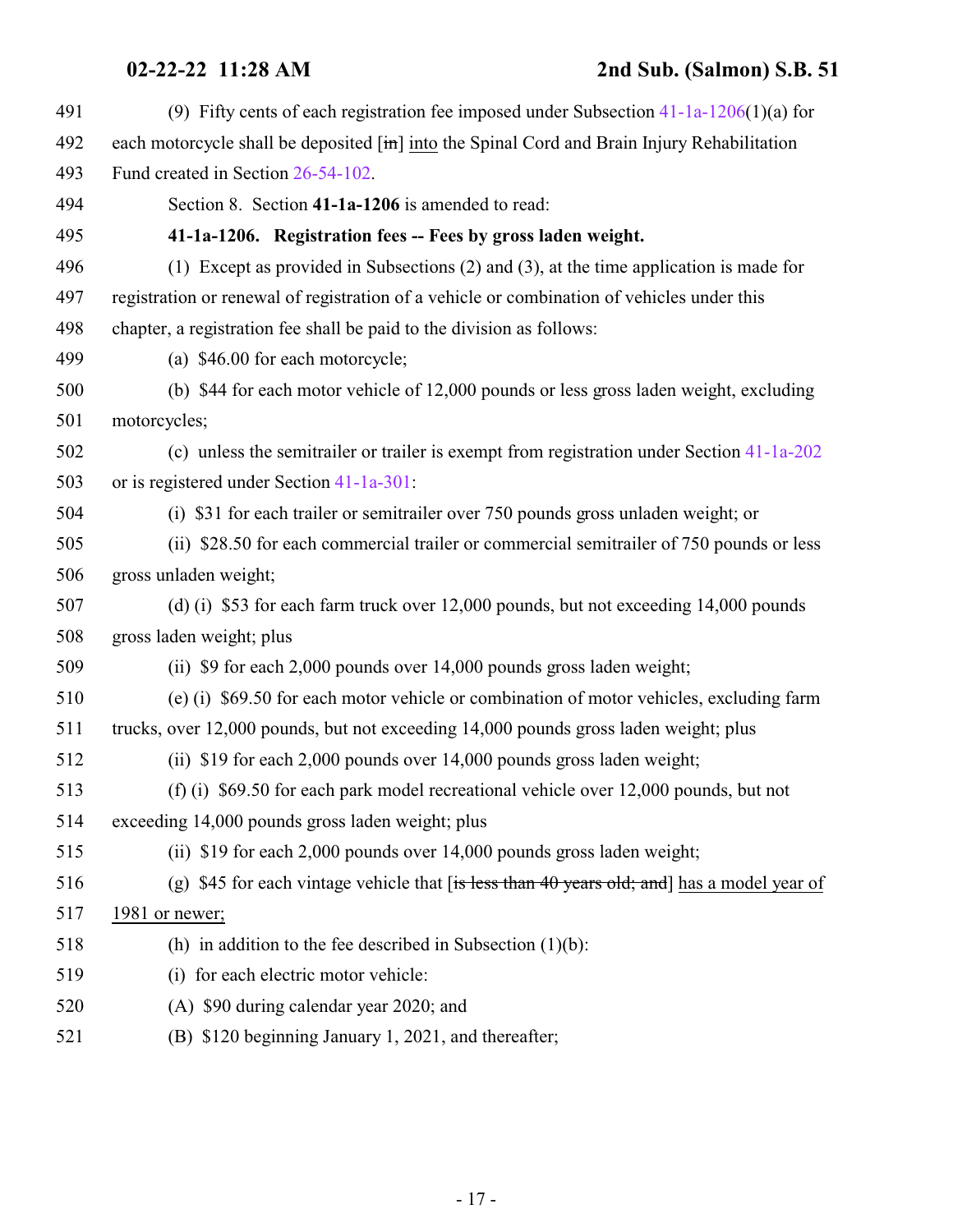(9) Fifty cents of each registration fee imposed under Subsection 41-1a-1206(1)(a) for each motorcycle shall be deposited [~~in~~] into the Spinal Cord and Brain Injury Rehabilitation Fund created in Section 26-54-102.

Section 8. Section **41-1a-1206** is amended to read:

**41-1a-1206. Registration fees -- Fees by gross laden weight.**

(1) Except as provided in Subsections (2) and (3), at the time application is made for registration or renewal of registration of a vehicle or combination of vehicles under this chapter, a registration fee shall be paid to the division as follows:

(a) $46.00 for each motorcycle;

(b) $44 for each motor vehicle of 12,000 pounds or less gross laden weight, excluding motorcycles;

(c) unless the semitrailer or trailer is exempt from registration under Section 41-1a-202 or is registered under Section 41-1a-301:

(i) $31 for each trailer or semitrailer over 750 pounds gross unladen weight; or

(ii) $28.50 for each commercial trailer or commercial semitrailer of 750 pounds or less gross unladen weight;

(d) (i) $53 for each farm truck over 12,000 pounds, but not exceeding 14,000 pounds gross laden weight; plus

(ii) $9 for each 2,000 pounds over 14,000 pounds gross laden weight;

(e) (i) $69.50 for each motor vehicle or combination of motor vehicles, excluding farm trucks, over 12,000 pounds, but not exceeding 14,000 pounds gross laden weight; plus

(ii) $19 for each 2,000 pounds over 14,000 pounds gross laden weight;

(f) (i) $69.50 for each park model recreational vehicle over 12,000 pounds, but not exceeding 14,000 pounds gross laden weight; plus

(ii) $19 for each 2,000 pounds over 14,000 pounds gross laden weight;

(g) $45 for each vintage vehicle that [~~is less than 40 years old; and~~] <u>has a model year of 1981 or newer;</u>

(h) in addition to the fee described in Subsection (1)(b):

(i) for each electric motor vehicle:

(A) $90 during calendar year 2020; and

(B) $120 beginning January 1, 2021, and thereafter;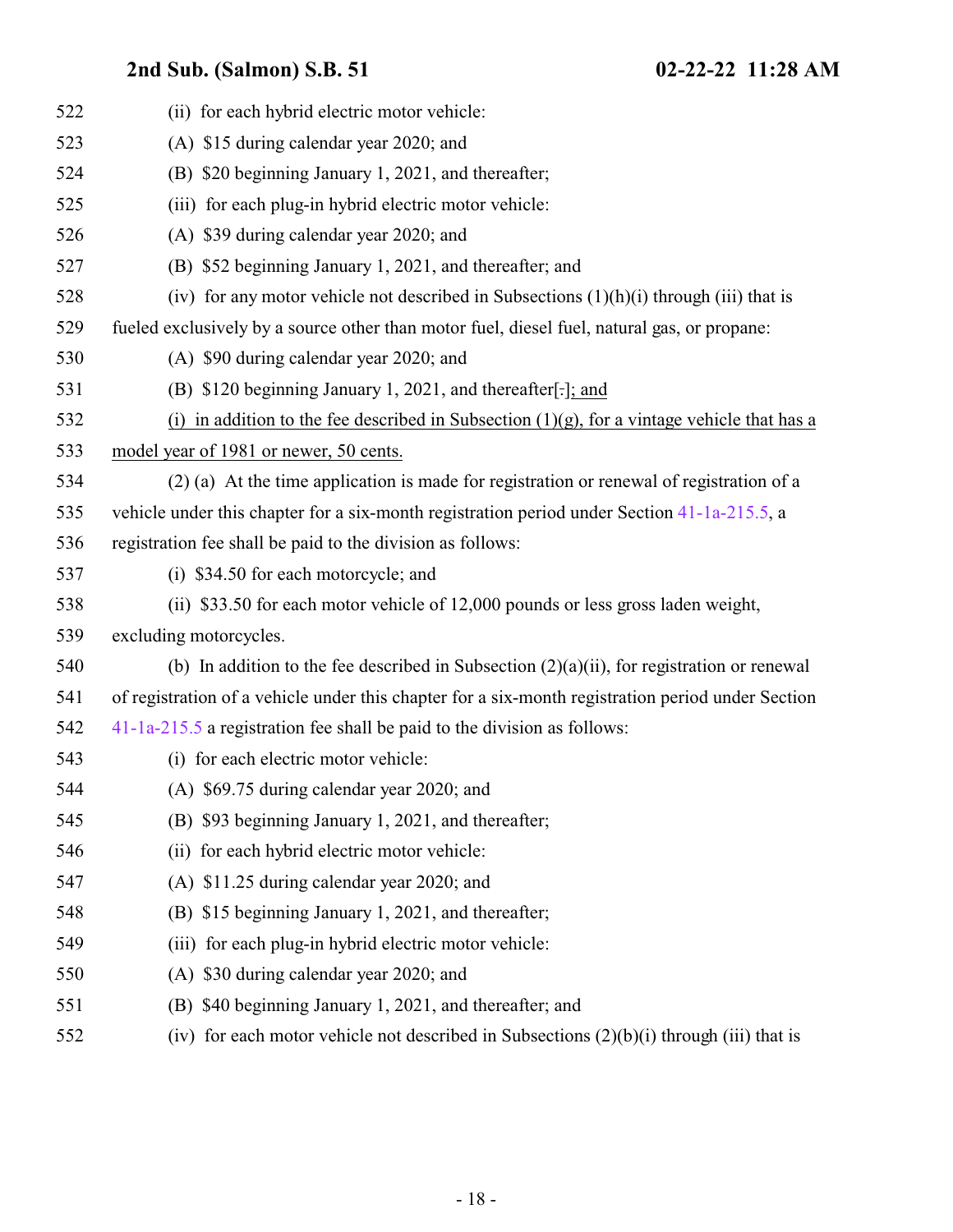522 (ii) for each hybrid electric motor vehicle:

523 (A) $15 during calendar year 2020; and

524 (B) $20 beginning January 1, 2021, and thereafter;

525 (iii) for each plug-in hybrid electric motor vehicle:

526 (A) $39 during calendar year 2020; and

527 (B) $52 beginning January 1, 2021, and thereafter; and

528 (iv) for any motor vehicle not described in Subsections (1)(h)(i) through (iii) that is

529 fueled exclusively by a source other than motor fuel, diesel fuel, natural gas, or propane:

530 (A) $90 during calendar year 2020; and

531 (B) $120 beginning January 1, 2021, and thereafter[.]; and

532 (i) in addition to the fee described in Subsection (1)(g), for a vintage vehicle that has a

533 model year of 1981 or newer, 50 cents.

534 (2) (a) At the time application is made for registration or renewal of registration of a

535 vehicle under this chapter for a six-month registration period under Section 41-1a-215.5, a

536 registration fee shall be paid to the division as follows:

537 (i) $34.50 for each motorcycle; and

538 (ii) $33.50 for each motor vehicle of 12,000 pounds or less gross laden weight,

539 excluding motorcycles.

540 (b) In addition to the fee described in Subsection (2)(a)(ii), for registration or renewal

541 of registration of a vehicle under this chapter for a six-month registration period under Section

542 41-1a-215.5 a registration fee shall be paid to the division as follows:

543 (i) for each electric motor vehicle:

544 (A) $69.75 during calendar year 2020; and

545 (B) $93 beginning January 1, 2021, and thereafter;

546 (ii) for each hybrid electric motor vehicle:

547 (A) $11.25 during calendar year 2020; and

548 (B) $15 beginning January 1, 2021, and thereafter;

549 (iii) for each plug-in hybrid electric motor vehicle:

550 (A) $30 during calendar year 2020; and

551 (B) $40 beginning January 1, 2021, and thereafter; and

552 (iv) for each motor vehicle not described in Subsections (2)(b)(i) through (iii) that is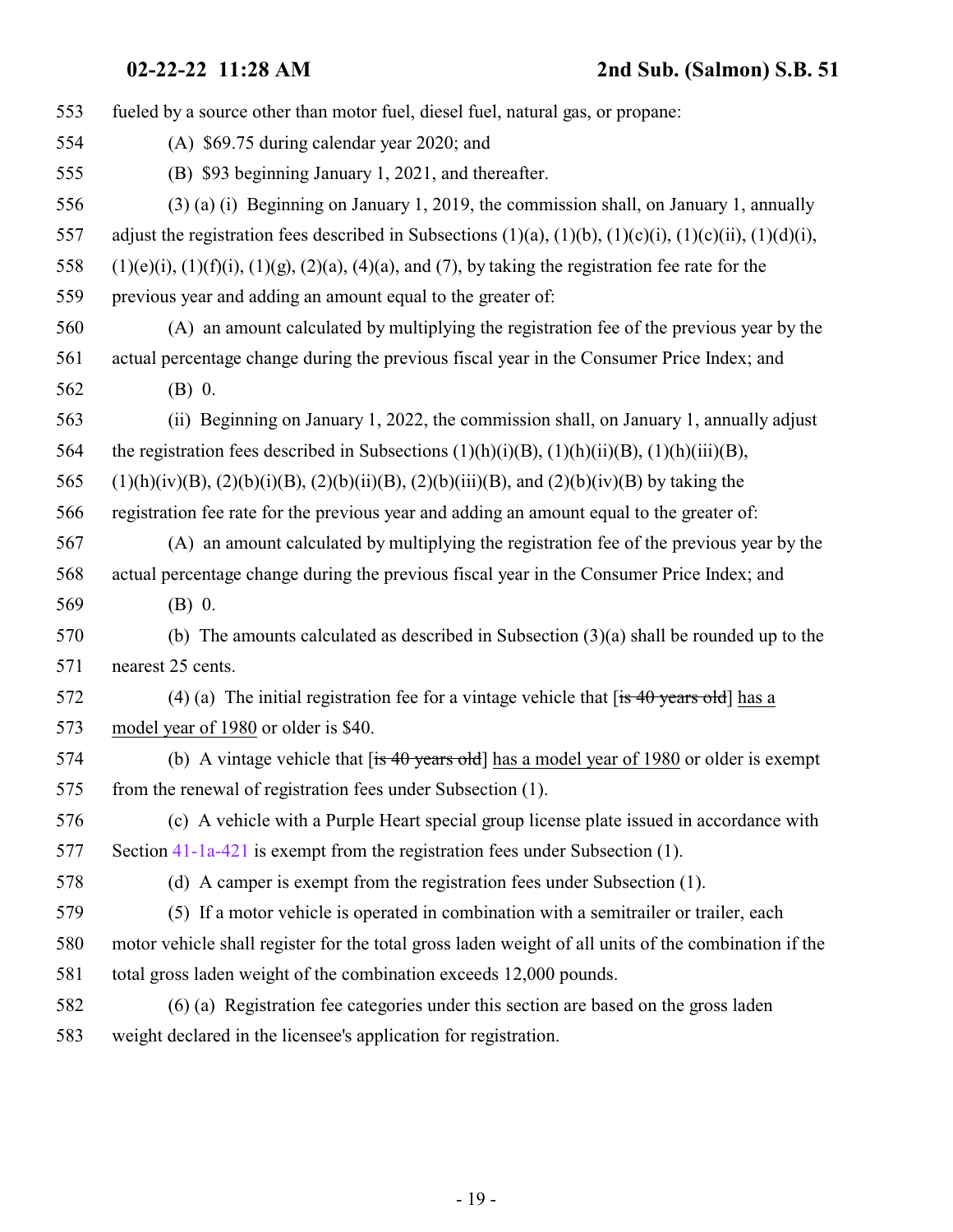553 fueled by a source other than motor fuel, diesel fuel, natural gas, or propane:

554 (A) $69.75 during calendar year 2020; and

555 (B) $93 beginning January 1, 2021, and thereafter.

556 (3) (a) (i) Beginning on January 1, 2019, the commission shall, on January 1, annually

557 adjust the registration fees described in Subsections (1)(a), (1)(b), (1)(c)(i), (1)(c)(ii), (1)(d)(i),

558 (1)(e)(i), (1)(f)(i), (1)(g), (2)(a), (4)(a), and (7), by taking the registration fee rate for the

559 previous year and adding an amount equal to the greater of:

560 (A) an amount calculated by multiplying the registration fee of the previous year by the

561 actual percentage change during the previous fiscal year in the Consumer Price Index; and

562 (B) 0.

563 (ii) Beginning on January 1, 2022, the commission shall, on January 1, annually adjust

564 the registration fees described in Subsections (1)(h)(i)(B), (1)(h)(ii)(B), (1)(h)(iii)(B),

565 (1)(h)(iv)(B), (2)(b)(i)(B), (2)(b)(ii)(B), (2)(b)(iii)(B), and (2)(b)(iv)(B) by taking the

566 registration fee rate for the previous year and adding an amount equal to the greater of:

567 (A) an amount calculated by multiplying the registration fee of the previous year by the

568 actual percentage change during the previous fiscal year in the Consumer Price Index; and

569 (B) 0.

570 (b) The amounts calculated as described in Subsection (3)(a) shall be rounded up to the

571 nearest 25 cents.

572 (4) (a) The initial registration fee for a vintage vehicle that [~~is 40 years old~~] has a

573 model year of 1980 or older is $40.

574 (b) A vintage vehicle that [~~is 40 years old~~] has a model year of 1980 or older is exempt

575 from the renewal of registration fees under Subsection (1).

576 (c) A vehicle with a Purple Heart special group license plate issued in accordance with

577 Section 41-1a-421 is exempt from the registration fees under Subsection (1).

578 (d) A camper is exempt from the registration fees under Subsection (1).

579 (5) If a motor vehicle is operated in combination with a semitrailer or trailer, each

580 motor vehicle shall register for the total gross laden weight of all units of the combination if the

581 total gross laden weight of the combination exceeds 12,000 pounds.

582 (6) (a) Registration fee categories under this section are based on the gross laden

583 weight declared in the licensee's application for registration.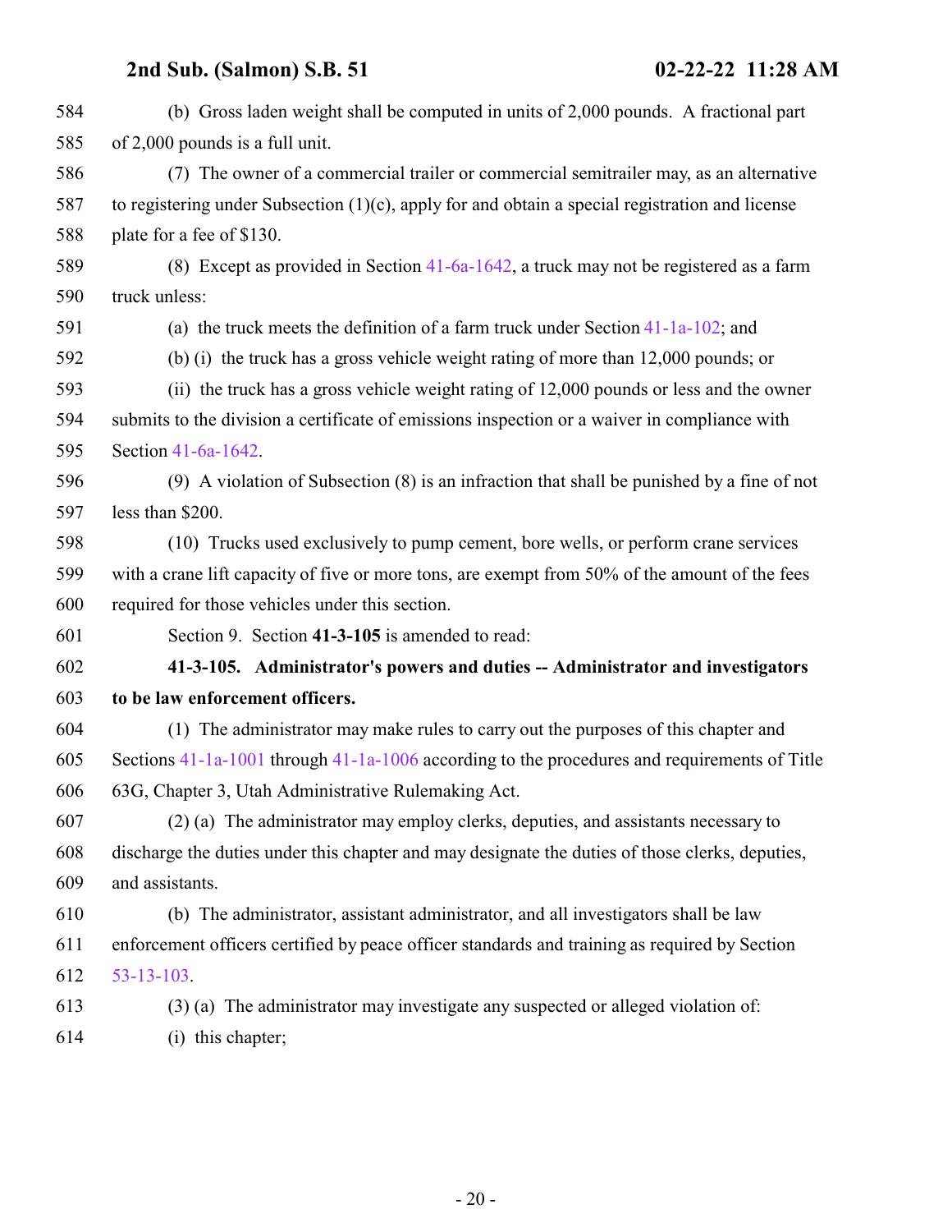(b) Gross laden weight shall be computed in units of 2,000 pounds. A fractional part of 2,000 pounds is a full unit.

(7) The owner of a commercial trailer or commercial semitrailer may, as an alternative to registering under Subsection (1)(c), apply for and obtain a special registration and license plate for a fee of $130.

(8) Except as provided in Section 41-6a-1642, a truck may not be registered as a farm truck unless:

(a) the truck meets the definition of a farm truck under Section 41-1a-102; and

(b) (i) the truck has a gross vehicle weight rating of more than 12,000 pounds; or

(ii) the truck has a gross vehicle weight rating of 12,000 pounds or less and the owner submits to the division a certificate of emissions inspection or a waiver in compliance with Section 41-6a-1642.

(9) A violation of Subsection (8) is an infraction that shall be punished by a fine of not less than $200.

(10) Trucks used exclusively to pump cement, bore wells, or perform crane services with a crane lift capacity of five or more tons, are exempt from 50% of the amount of the fees required for those vehicles under this section.

Section 9. Section **41-3-105** is amended to read:

**41-3-105. Administrator's powers and duties -- Administrator and investigators to be law enforcement officers.**

(1) The administrator may make rules to carry out the purposes of this chapter and Sections 41-1a-1001 through 41-1a-1006 according to the procedures and requirements of Title 63G, Chapter 3, Utah Administrative Rulemaking Act.

(2) (a) The administrator may employ clerks, deputies, and assistants necessary to discharge the duties under this chapter and may designate the duties of those clerks, deputies, and assistants.

(b) The administrator, assistant administrator, and all investigators shall be law enforcement officers certified by peace officer standards and training as required by Section 53-13-103.

(3) (a) The administrator may investigate any suspected or alleged violation of:

(i) this chapter;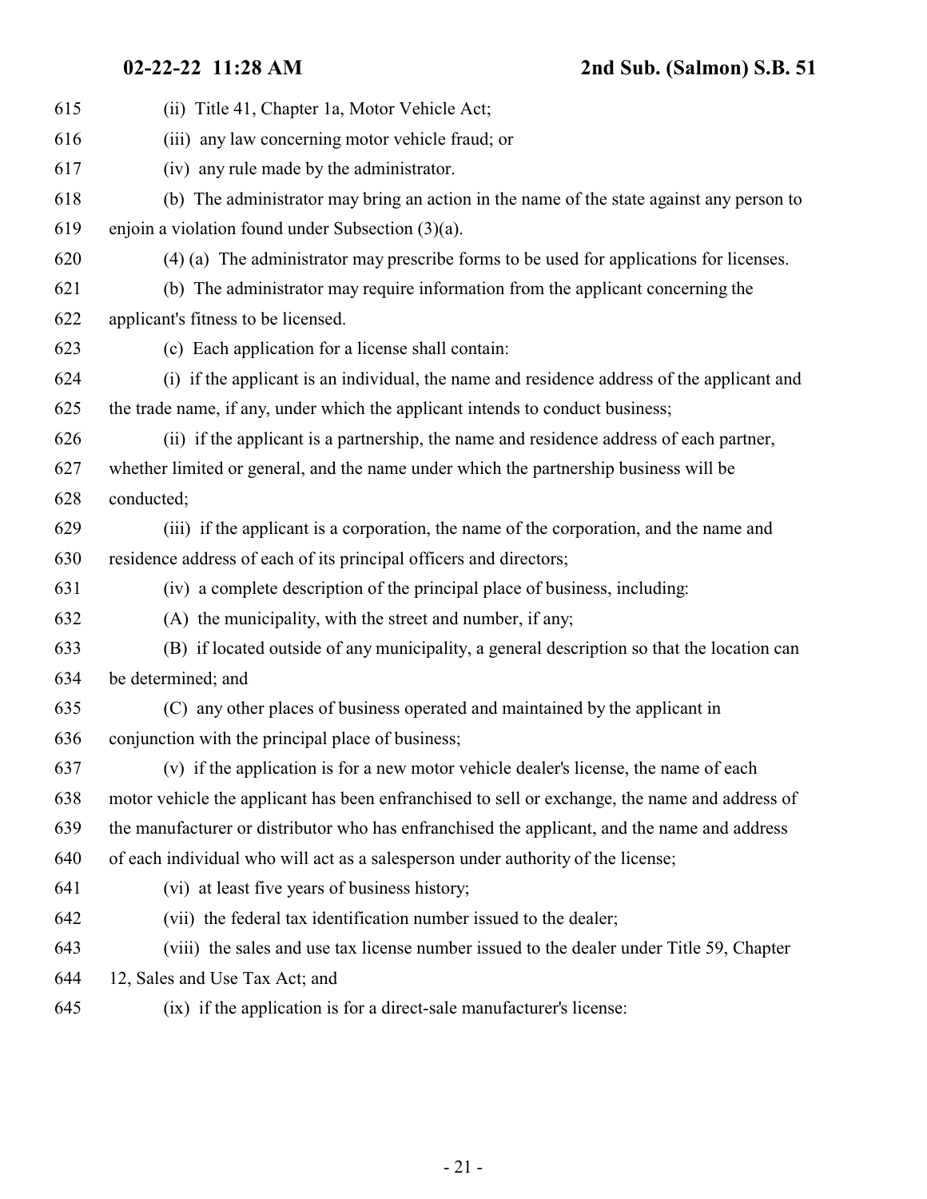(ii) Title 41, Chapter 1a, Motor Vehicle Act;

(iii) any law concerning motor vehicle fraud; or

(iv) any rule made by the administrator.

(b) The administrator may bring an action in the name of the state against any person to enjoin a violation found under Subsection (3)(a).

(4) (a) The administrator may prescribe forms to be used for applications for licenses.

(b) The administrator may require information from the applicant concerning the applicant's fitness to be licensed.

(c) Each application for a license shall contain:

(i) if the applicant is an individual, the name and residence address of the applicant and the trade name, if any, under which the applicant intends to conduct business;

(ii) if the applicant is a partnership, the name and residence address of each partner, whether limited or general, and the name under which the partnership business will be conducted;

(iii) if the applicant is a corporation, the name of the corporation, and the name and residence address of each of its principal officers and directors;

(iv) a complete description of the principal place of business, including:

(A) the municipality, with the street and number, if any;

(B) if located outside of any municipality, a general description so that the location can be determined; and

(C) any other places of business operated and maintained by the applicant in conjunction with the principal place of business;

(v) if the application is for a new motor vehicle dealer's license, the name of each motor vehicle the applicant has been enfranchised to sell or exchange, the name and address of the manufacturer or distributor who has enfranchised the applicant, and the name and address of each individual who will act as a salesperson under authority of the license;

(vi) at least five years of business history;

(vii) the federal tax identification number issued to the dealer;

(viii) the sales and use tax license number issued to the dealer under Title 59, Chapter 12, Sales and Use Tax Act; and

(ix) if the application is for a direct-sale manufacturer's license: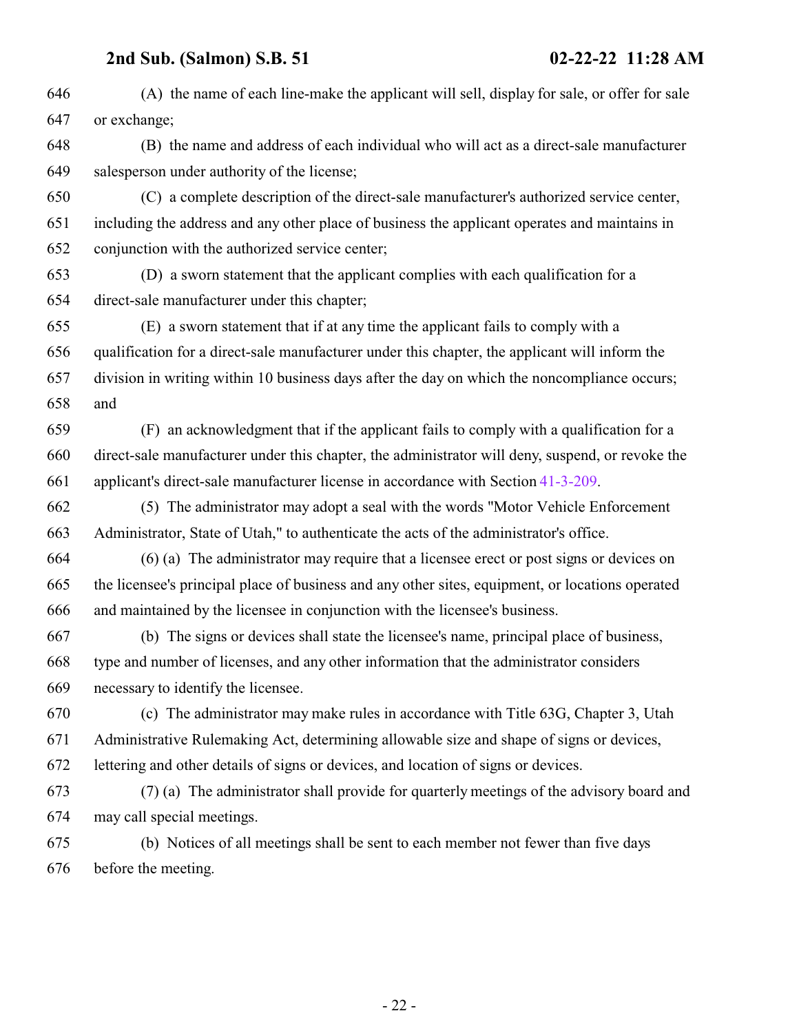(A) the name of each line-make the applicant will sell, display for sale, or offer for sale or exchange;

(B) the name and address of each individual who will act as a direct-sale manufacturer salesperson under authority of the license;

(C) a complete description of the direct-sale manufacturer's authorized service center, including the address and any other place of business the applicant operates and maintains in conjunction with the authorized service center;

(D) a sworn statement that the applicant complies with each qualification for a direct-sale manufacturer under this chapter;

(E) a sworn statement that if at any time the applicant fails to comply with a qualification for a direct-sale manufacturer under this chapter, the applicant will inform the division in writing within 10 business days after the day on which the noncompliance occurs; and

(F) an acknowledgment that if the applicant fails to comply with a qualification for a direct-sale manufacturer under this chapter, the administrator will deny, suspend, or revoke the applicant's direct-sale manufacturer license in accordance with Section 41-3-209.

(5) The administrator may adopt a seal with the words "Motor Vehicle Enforcement Administrator, State of Utah," to authenticate the acts of the administrator's office.

(6) (a) The administrator may require that a licensee erect or post signs or devices on the licensee's principal place of business and any other sites, equipment, or locations operated and maintained by the licensee in conjunction with the licensee's business.

(b) The signs or devices shall state the licensee's name, principal place of business, type and number of licenses, and any other information that the administrator considers necessary to identify the licensee.

(c) The administrator may make rules in accordance with Title 63G, Chapter 3, Utah Administrative Rulemaking Act, determining allowable size and shape of signs or devices, lettering and other details of signs or devices, and location of signs or devices.

(7) (a) The administrator shall provide for quarterly meetings of the advisory board and may call special meetings.

(b) Notices of all meetings shall be sent to each member not fewer than five days before the meeting.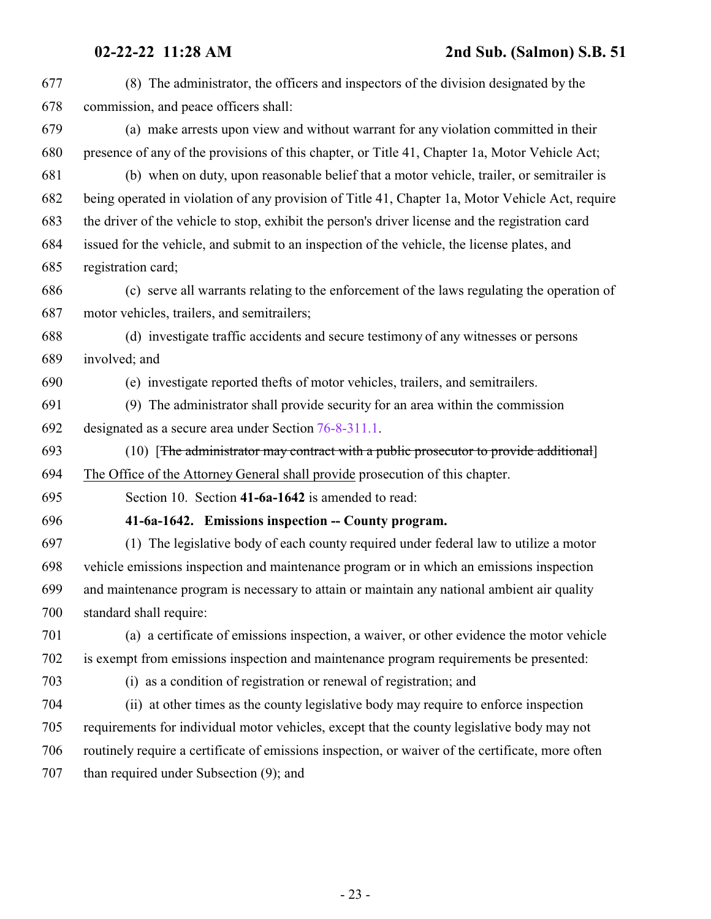(8) The administrator, the officers and inspectors of the division designated by the commission, and peace officers shall:

(a) make arrests upon view and without warrant for any violation committed in their presence of any of the provisions of this chapter, or Title 41, Chapter 1a, Motor Vehicle Act;

(b) when on duty, upon reasonable belief that a motor vehicle, trailer, or semitrailer is being operated in violation of any provision of Title 41, Chapter 1a, Motor Vehicle Act, require the driver of the vehicle to stop, exhibit the person's driver license and the registration card issued for the vehicle, and submit to an inspection of the vehicle, the license plates, and registration card;

(c) serve all warrants relating to the enforcement of the laws regulating the operation of motor vehicles, trailers, and semitrailers;

(d) investigate traffic accidents and secure testimony of any witnesses or persons involved; and

(e) investigate reported thefts of motor vehicles, trailers, and semitrailers.

(9) The administrator shall provide security for an area within the commission designated as a secure area under Section 76-8-311.1.

(10) [~~The administrator may contract with a public prosecutor to provide additional~~] The Office of the Attorney General shall provide prosecution of this chapter.

Section 10. Section **41-6a-1642** is amended to read:

**41-6a-1642. Emissions inspection -- County program.**

(1) The legislative body of each county required under federal law to utilize a motor vehicle emissions inspection and maintenance program or in which an emissions inspection and maintenance program is necessary to attain or maintain any national ambient air quality standard shall require:

(a) a certificate of emissions inspection, a waiver, or other evidence the motor vehicle is exempt from emissions inspection and maintenance program requirements be presented:

(i) as a condition of registration or renewal of registration; and

(ii) at other times as the county legislative body may require to enforce inspection requirements for individual motor vehicles, except that the county legislative body may not routinely require a certificate of emissions inspection, or waiver of the certificate, more often than required under Subsection (9); and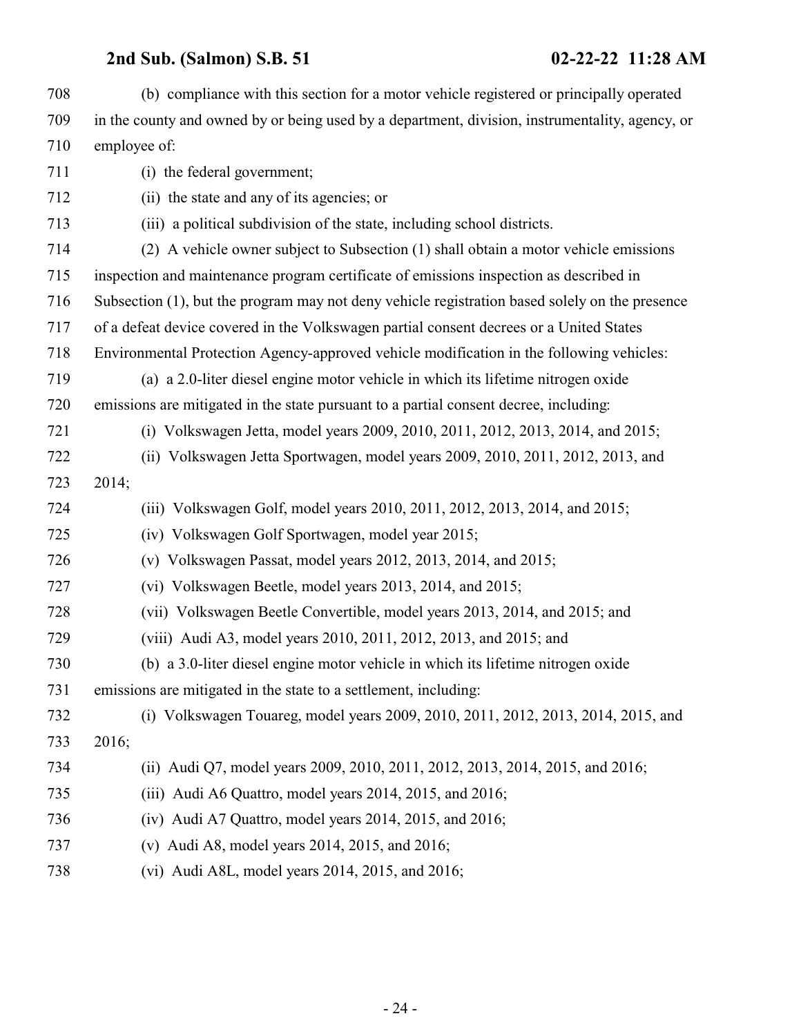(b) compliance with this section for a motor vehicle registered or principally operated in the county and owned by or being used by a department, division, instrumentality, agency, or employee of:

(i) the federal government;

(ii) the state and any of its agencies; or

(iii) a political subdivision of the state, including school districts.

(2) A vehicle owner subject to Subsection (1) shall obtain a motor vehicle emissions inspection and maintenance program certificate of emissions inspection as described in Subsection (1), but the program may not deny vehicle registration based solely on the presence of a defeat device covered in the Volkswagen partial consent decrees or a United States Environmental Protection Agency-approved vehicle modification in the following vehicles:

(a) a 2.0-liter diesel engine motor vehicle in which its lifetime nitrogen oxide emissions are mitigated in the state pursuant to a partial consent decree, including:

(i) Volkswagen Jetta, model years 2009, 2010, 2011, 2012, 2013, 2014, and 2015;

(ii) Volkswagen Jetta Sportwagen, model years 2009, 2010, 2011, 2012, 2013, and 2014;

(iii) Volkswagen Golf, model years 2010, 2011, 2012, 2013, 2014, and 2015;

(iv) Volkswagen Golf Sportwagen, model year 2015;

(v) Volkswagen Passat, model years 2012, 2013, 2014, and 2015;

(vi) Volkswagen Beetle, model years 2013, 2014, and 2015;

(vii) Volkswagen Beetle Convertible, model years 2013, 2014, and 2015; and

(viii) Audi A3, model years 2010, 2011, 2012, 2013, and 2015; and

(b) a 3.0-liter diesel engine motor vehicle in which its lifetime nitrogen oxide emissions are mitigated in the state to a settlement, including:

(i) Volkswagen Touareg, model years 2009, 2010, 2011, 2012, 2013, 2014, 2015, and 2016;

(ii) Audi Q7, model years 2009, 2010, 2011, 2012, 2013, 2014, 2015, and 2016;

(iii) Audi A6 Quattro, model years 2014, 2015, and 2016;

(iv) Audi A7 Quattro, model years 2014, 2015, and 2016;

(v) Audi A8, model years 2014, 2015, and 2016;

(vi) Audi A8L, model years 2014, 2015, and 2016;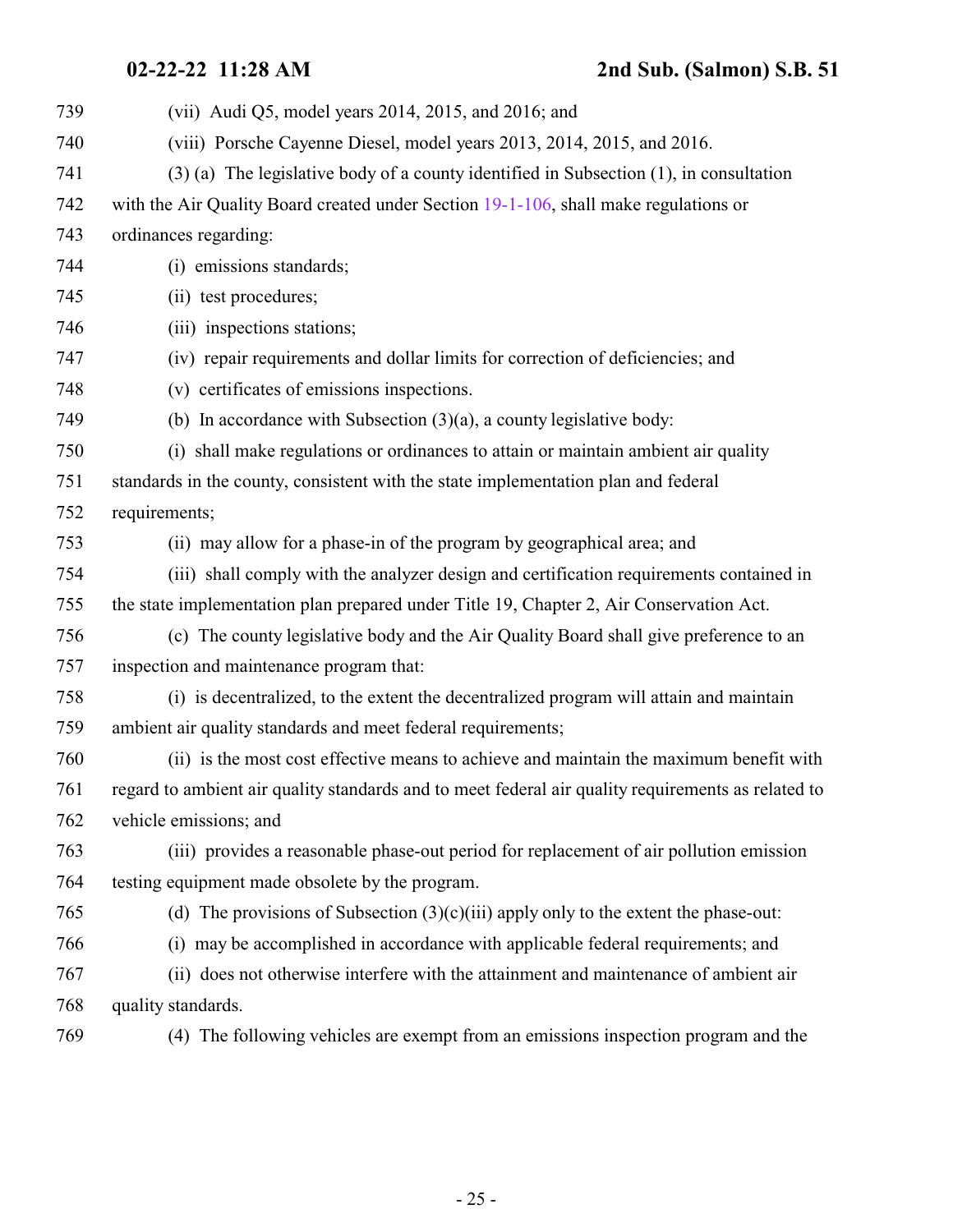(vii) Audi Q5, model years 2014, 2015, and 2016; and

(viii) Porsche Cayenne Diesel, model years 2013, 2014, 2015, and 2016.

(3) (a) The legislative body of a county identified in Subsection (1), in consultation with the Air Quality Board created under Section 19-1-106, shall make regulations or ordinances regarding:

(i) emissions standards;

(ii) test procedures;

(iii) inspections stations;

(iv) repair requirements and dollar limits for correction of deficiencies; and

(v) certificates of emissions inspections.

(b) In accordance with Subsection (3)(a), a county legislative body:

(i) shall make regulations or ordinances to attain or maintain ambient air quality standards in the county, consistent with the state implementation plan and federal requirements;

(ii) may allow for a phase-in of the program by geographical area; and

(iii) shall comply with the analyzer design and certification requirements contained in the state implementation plan prepared under Title 19, Chapter 2, Air Conservation Act.

(c) The county legislative body and the Air Quality Board shall give preference to an inspection and maintenance program that:

(i) is decentralized, to the extent the decentralized program will attain and maintain ambient air quality standards and meet federal requirements;

(ii) is the most cost effective means to achieve and maintain the maximum benefit with regard to ambient air quality standards and to meet federal air quality requirements as related to vehicle emissions; and

(iii) provides a reasonable phase-out period for replacement of air pollution emission testing equipment made obsolete by the program.

(d) The provisions of Subsection (3)(c)(iii) apply only to the extent the phase-out:

(i) may be accomplished in accordance with applicable federal requirements; and

(ii) does not otherwise interfere with the attainment and maintenance of ambient air quality standards.

(4) The following vehicles are exempt from an emissions inspection program and the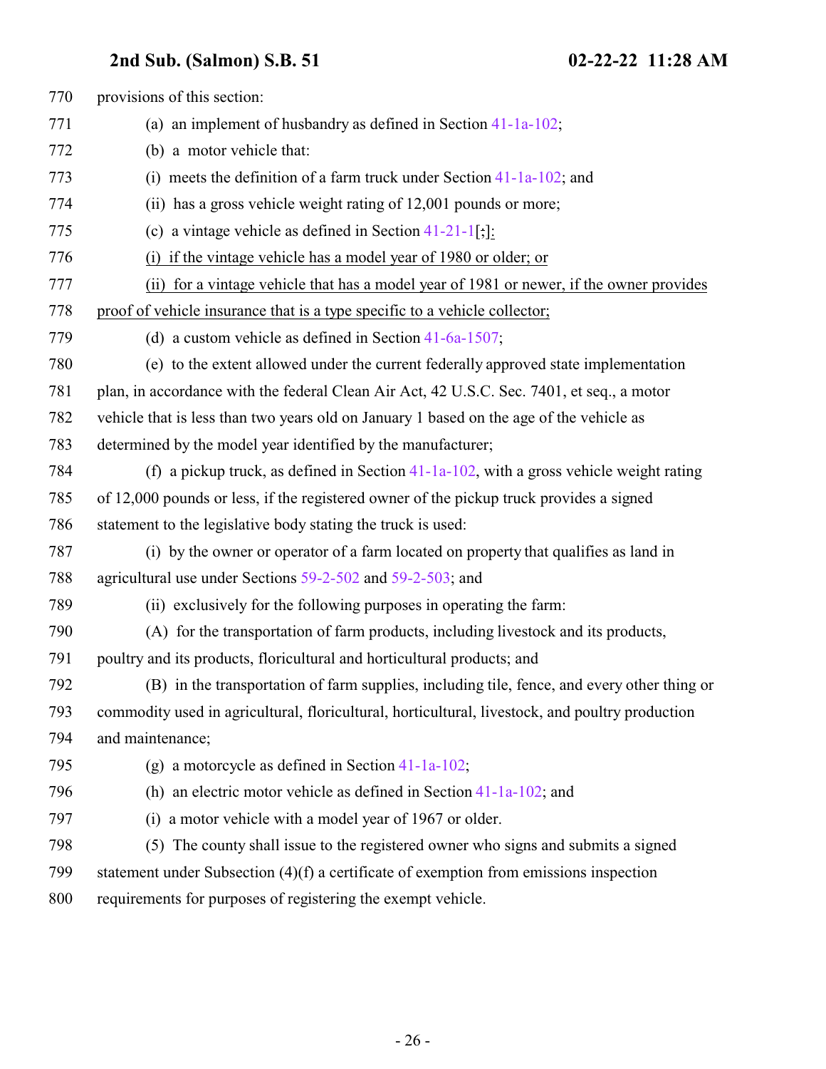770 provisions of this section:

771 (a) an implement of husbandry as defined in Section 41-1a-102;

772 (b) a motor vehicle that:

773 (i) meets the definition of a farm truck under Section 41-1a-102; and

774 (ii) has a gross vehicle weight rating of 12,001 pounds or more;

775 (c) a vintage vehicle as defined in Section 41-21-1[;]:

776 (i) if the vintage vehicle has a model year of 1980 or older; or

777 (ii) for a vintage vehicle that has a model year of 1981 or newer, if the owner provides

778 proof of vehicle insurance that is a type specific to a vehicle collector;

779 (d) a custom vehicle as defined in Section 41-6a-1507;

780 (e) to the extent allowed under the current federally approved state implementation

781 plan, in accordance with the federal Clean Air Act, 42 U.S.C. Sec. 7401, et seq., a motor

782 vehicle that is less than two years old on January 1 based on the age of the vehicle as

783 determined by the model year identified by the manufacturer;

784 (f) a pickup truck, as defined in Section 41-1a-102, with a gross vehicle weight rating

785 of 12,000 pounds or less, if the registered owner of the pickup truck provides a signed

786 statement to the legislative body stating the truck is used:

787 (i) by the owner or operator of a farm located on property that qualifies as land in

788 agricultural use under Sections 59-2-502 and 59-2-503; and

789 (ii) exclusively for the following purposes in operating the farm:

790 (A) for the transportation of farm products, including livestock and its products,

791 poultry and its products, floricultural and horticultural products; and

792 (B) in the transportation of farm supplies, including tile, fence, and every other thing or

793 commodity used in agricultural, floricultural, horticultural, livestock, and poultry production

794 and maintenance;

795 (g) a motorcycle as defined in Section 41-1a-102;

796 (h) an electric motor vehicle as defined in Section 41-1a-102; and

797 (i) a motor vehicle with a model year of 1967 or older.

798 (5) The county shall issue to the registered owner who signs and submits a signed

799 statement under Subsection (4)(f) a certificate of exemption from emissions inspection

800 requirements for purposes of registering the exempt vehicle.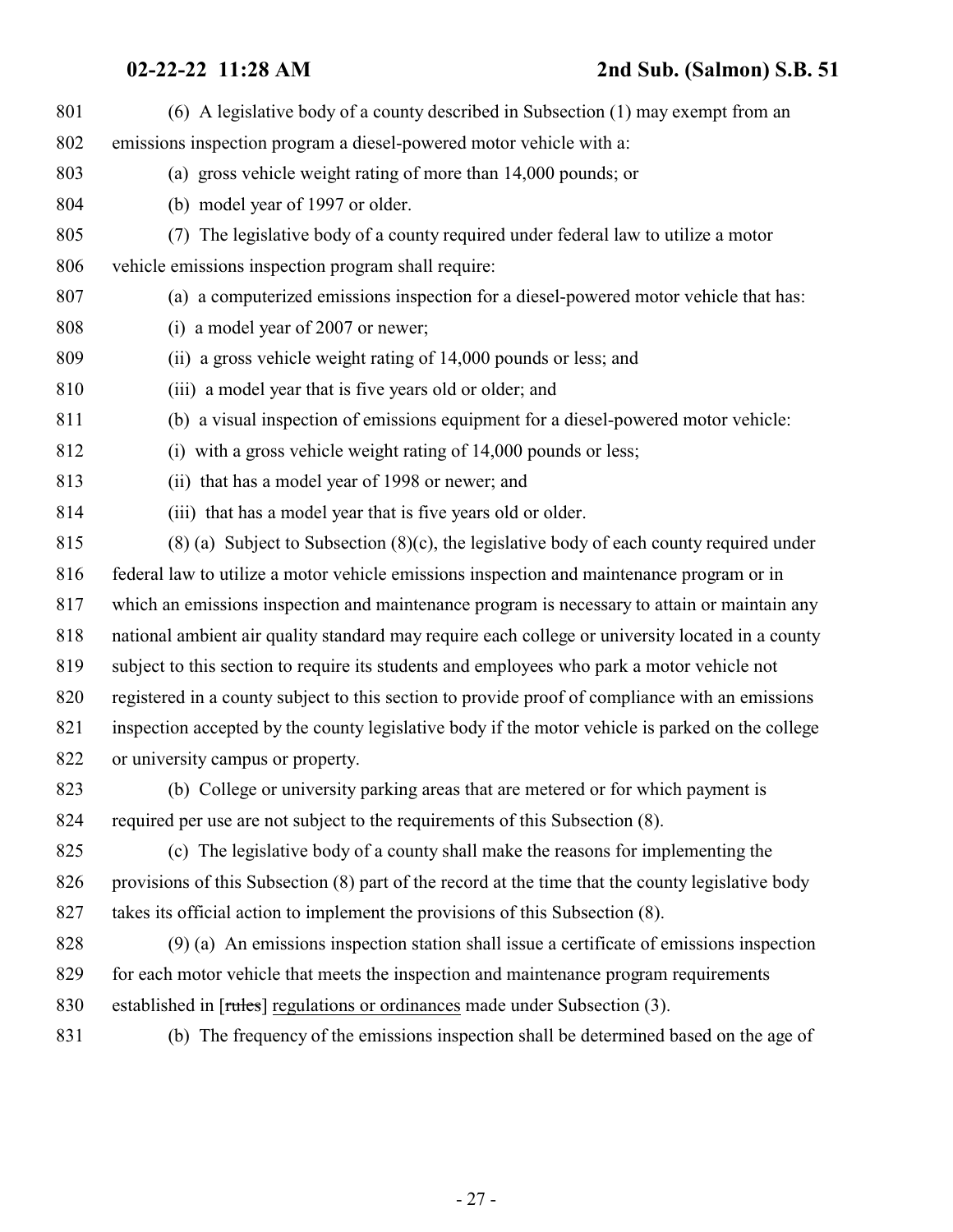(6) A legislative body of a county described in Subsection (1) may exempt from an emissions inspection program a diesel-powered motor vehicle with a:

(a) gross vehicle weight rating of more than 14,000 pounds; or

(b) model year of 1997 or older.

(7) The legislative body of a county required under federal law to utilize a motor vehicle emissions inspection program shall require:

(a) a computerized emissions inspection for a diesel-powered motor vehicle that has:

(i) a model year of 2007 or newer;

(ii) a gross vehicle weight rating of 14,000 pounds or less; and

(iii) a model year that is five years old or older; and

(b) a visual inspection of emissions equipment for a diesel-powered motor vehicle:

(i) with a gross vehicle weight rating of 14,000 pounds or less;

(ii) that has a model year of 1998 or newer; and

(iii) that has a model year that is five years old or older.

(8) (a) Subject to Subsection (8)(c), the legislative body of each county required under federal law to utilize a motor vehicle emissions inspection and maintenance program or in which an emissions inspection and maintenance program is necessary to attain or maintain any national ambient air quality standard may require each college or university located in a county subject to this section to require its students and employees who park a motor vehicle not registered in a county subject to this section to provide proof of compliance with an emissions inspection accepted by the county legislative body if the motor vehicle is parked on the college or university campus or property.

(b) College or university parking areas that are metered or for which payment is required per use are not subject to the requirements of this Subsection (8).

(c) The legislative body of a county shall make the reasons for implementing the provisions of this Subsection (8) part of the record at the time that the county legislative body takes its official action to implement the provisions of this Subsection (8).

(9) (a) An emissions inspection station shall issue a certificate of emissions inspection for each motor vehicle that meets the inspection and maintenance program requirements established in [~~rules~~] regulations or ordinances made under Subsection (3).

(b) The frequency of the emissions inspection shall be determined based on the age of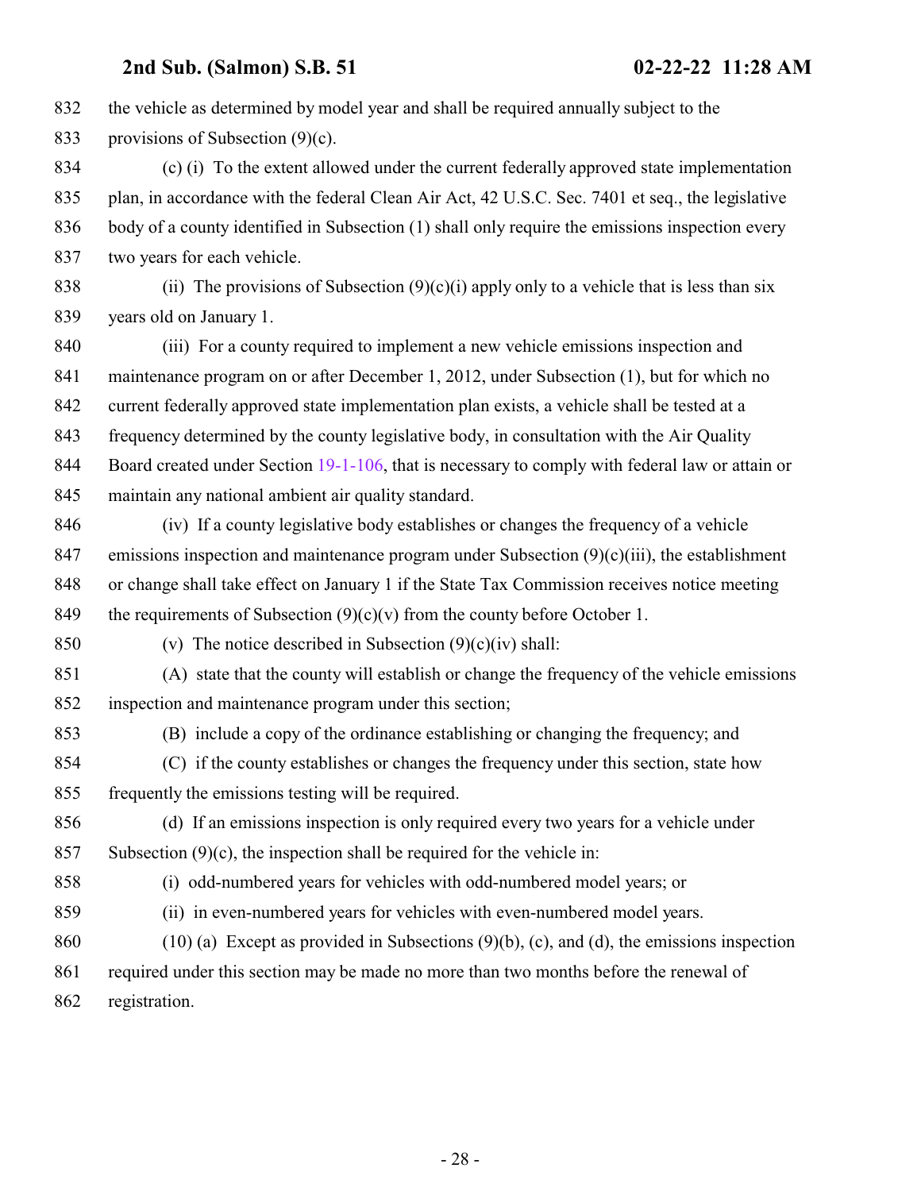the vehicle as determined by model year and shall be required annually subject to the provisions of Subsection (9)(c).

(c) (i) To the extent allowed under the current federally approved state implementation plan, in accordance with the federal Clean Air Act, 42 U.S.C. Sec. 7401 et seq., the legislative body of a county identified in Subsection (1) shall only require the emissions inspection every two years for each vehicle.

(ii) The provisions of Subsection (9)(c)(i) apply only to a vehicle that is less than six years old on January 1.

(iii) For a county required to implement a new vehicle emissions inspection and maintenance program on or after December 1, 2012, under Subsection (1), but for which no current federally approved state implementation plan exists, a vehicle shall be tested at a frequency determined by the county legislative body, in consultation with the Air Quality Board created under Section 19-1-106, that is necessary to comply with federal law or attain or maintain any national ambient air quality standard.

(iv) If a county legislative body establishes or changes the frequency of a vehicle emissions inspection and maintenance program under Subsection (9)(c)(iii), the establishment or change shall take effect on January 1 if the State Tax Commission receives notice meeting the requirements of Subsection (9)(c)(v) from the county before October 1.

(v) The notice described in Subsection (9)(c)(iv) shall:

(A) state that the county will establish or change the frequency of the vehicle emissions inspection and maintenance program under this section;

(B) include a copy of the ordinance establishing or changing the frequency; and

(C) if the county establishes or changes the frequency under this section, state how frequently the emissions testing will be required.

(d) If an emissions inspection is only required every two years for a vehicle under Subsection (9)(c), the inspection shall be required for the vehicle in:

(i) odd-numbered years for vehicles with odd-numbered model years; or

(ii) in even-numbered years for vehicles with even-numbered model years.

(10) (a) Except as provided in Subsections (9)(b), (c), and (d), the emissions inspection required under this section may be made no more than two months before the renewal of registration.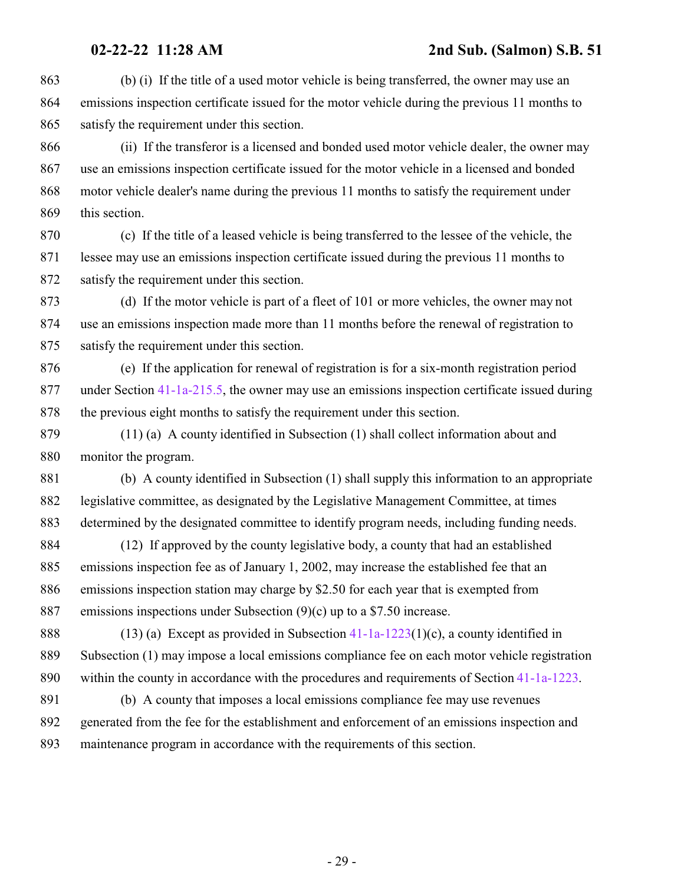(b) (i) If the title of a used motor vehicle is being transferred, the owner may use an emissions inspection certificate issued for the motor vehicle during the previous 11 months to satisfy the requirement under this section.

(ii) If the transferor is a licensed and bonded used motor vehicle dealer, the owner may use an emissions inspection certificate issued for the motor vehicle in a licensed and bonded motor vehicle dealer's name during the previous 11 months to satisfy the requirement under this section.

(c) If the title of a leased vehicle is being transferred to the lessee of the vehicle, the lessee may use an emissions inspection certificate issued during the previous 11 months to satisfy the requirement under this section.

(d) If the motor vehicle is part of a fleet of 101 or more vehicles, the owner may not use an emissions inspection made more than 11 months before the renewal of registration to satisfy the requirement under this section.

(e) If the application for renewal of registration is for a six-month registration period under Section 41-1a-215.5, the owner may use an emissions inspection certificate issued during the previous eight months to satisfy the requirement under this section.

(11) (a) A county identified in Subsection (1) shall collect information about and monitor the program.

(b) A county identified in Subsection (1) shall supply this information to an appropriate legislative committee, as designated by the Legislative Management Committee, at times determined by the designated committee to identify program needs, including funding needs.

(12) If approved by the county legislative body, a county that had an established emissions inspection fee as of January 1, 2002, may increase the established fee that an emissions inspection station may charge by $2.50 for each year that is exempted from emissions inspections under Subsection (9)(c) up to a $7.50 increase.

(13) (a) Except as provided in Subsection 41-1a-1223(1)(c), a county identified in Subsection (1) may impose a local emissions compliance fee on each motor vehicle registration within the county in accordance with the procedures and requirements of Section 41-1a-1223.

(b) A county that imposes a local emissions compliance fee may use revenues generated from the fee for the establishment and enforcement of an emissions inspection and maintenance program in accordance with the requirements of this section.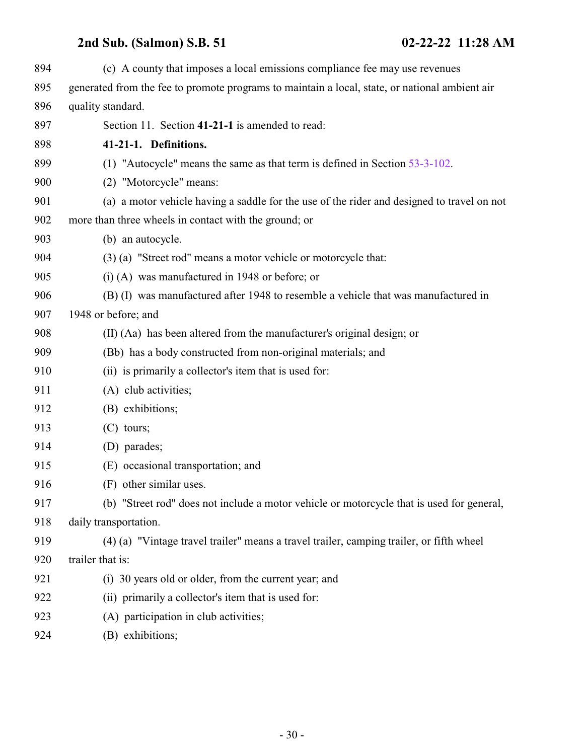(c) A county that imposes a local emissions compliance fee may use revenues generated from the fee to promote programs to maintain a local, state, or national ambient air quality standard.

Section 11. Section **41-21-1** is amended to read:

**41-21-1. Definitions.**

(1) "Autocycle" means the same as that term is defined in Section 53-3-102.

(2) "Motorcycle" means:

(a) a motor vehicle having a saddle for the use of the rider and designed to travel on not more than three wheels in contact with the ground; or

(b) an autocycle.

(3) (a) "Street rod" means a motor vehicle or motorcycle that:

(i) (A) was manufactured in 1948 or before; or

(B) (I) was manufactured after 1948 to resemble a vehicle that was manufactured in 1948 or before; and

(II) (Aa) has been altered from the manufacturer's original design; or

(Bb) has a body constructed from non-original materials; and

(ii) is primarily a collector's item that is used for:

(A) club activities;

(B) exhibitions;

(C) tours;

(D) parades;

(E) occasional transportation; and

(F) other similar uses.

(b) "Street rod" does not include a motor vehicle or motorcycle that is used for general, daily transportation.

(4) (a) "Vintage travel trailer" means a travel trailer, camping trailer, or fifth wheel trailer that is:

(i) 30 years old or older, from the current year; and

(ii) primarily a collector's item that is used for:

(A) participation in club activities;

(B) exhibitions;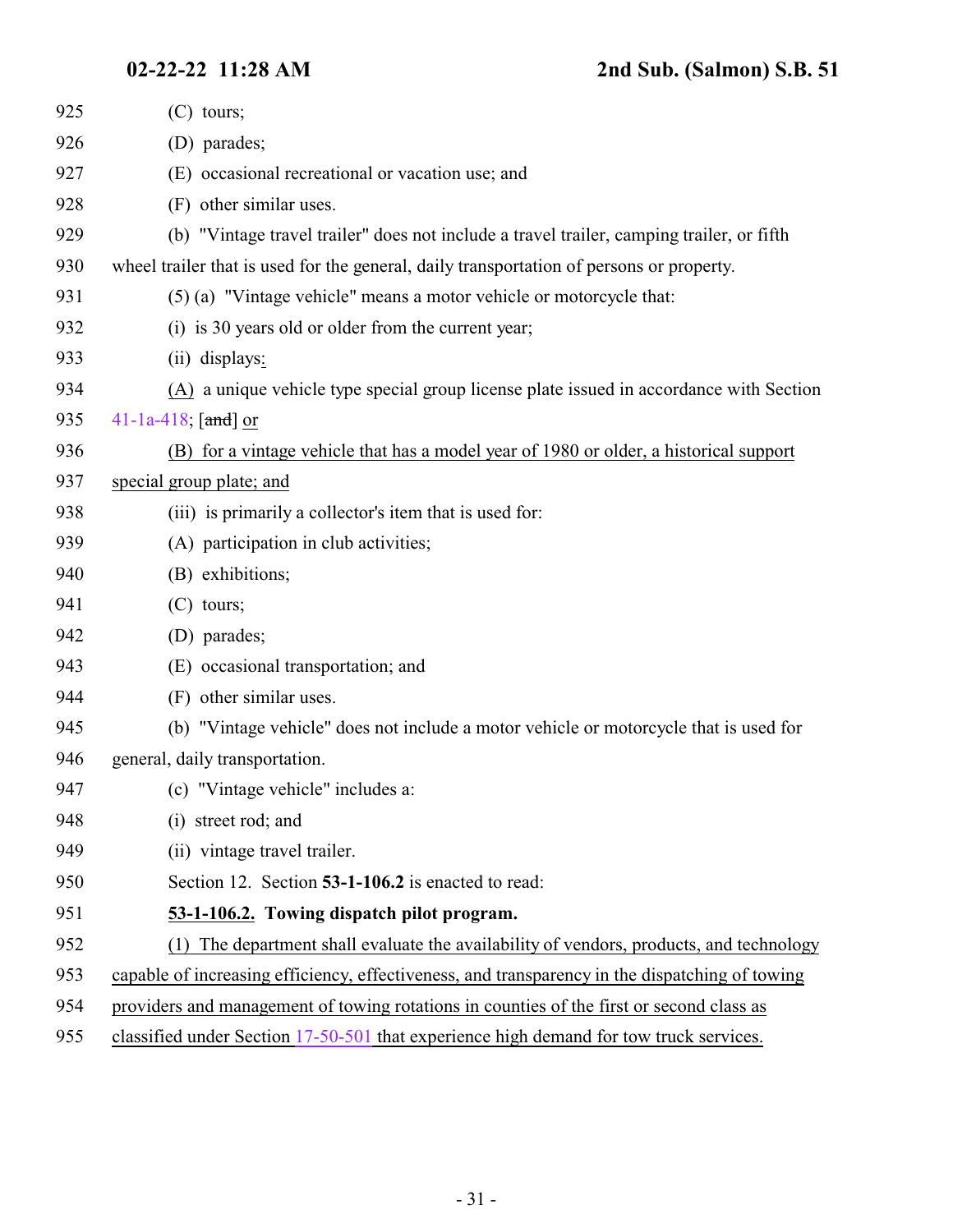(C) tours;

(D) parades;

(E) occasional recreational or vacation use; and

(F) other similar uses.

(b) "Vintage travel trailer" does not include a travel trailer, camping trailer, or fifth wheel trailer that is used for the general, daily transportation of persons or property.

(5) (a) "Vintage vehicle" means a motor vehicle or motorcycle that:

(i) is 30 years old or older from the current year;

(ii) displays:

(A) a unique vehicle type special group license plate issued in accordance with Section 41-1a-418; [~~and~~] or

(B) for a vintage vehicle that has a model year of 1980 or older, a historical support special group plate; and

(iii) is primarily a collector's item that is used for:

(A) participation in club activities;

(B) exhibitions;

(C) tours;

(D) parades;

(E) occasional transportation; and

(F) other similar uses.

(b) "Vintage vehicle" does not include a motor vehicle or motorcycle that is used for general, daily transportation.

(c) "Vintage vehicle" includes a:

(i) street rod; and

(ii) vintage travel trailer.

Section 12. Section **53-1-106.2** is enacted to read:

**53-1-106.2. Towing dispatch pilot program.**

(1) The department shall evaluate the availability of vendors, products, and technology capable of increasing efficiency, effectiveness, and transparency in the dispatching of towing providers and management of towing rotations in counties of the first or second class as classified under Section 17-50-501 that experience high demand for tow truck services.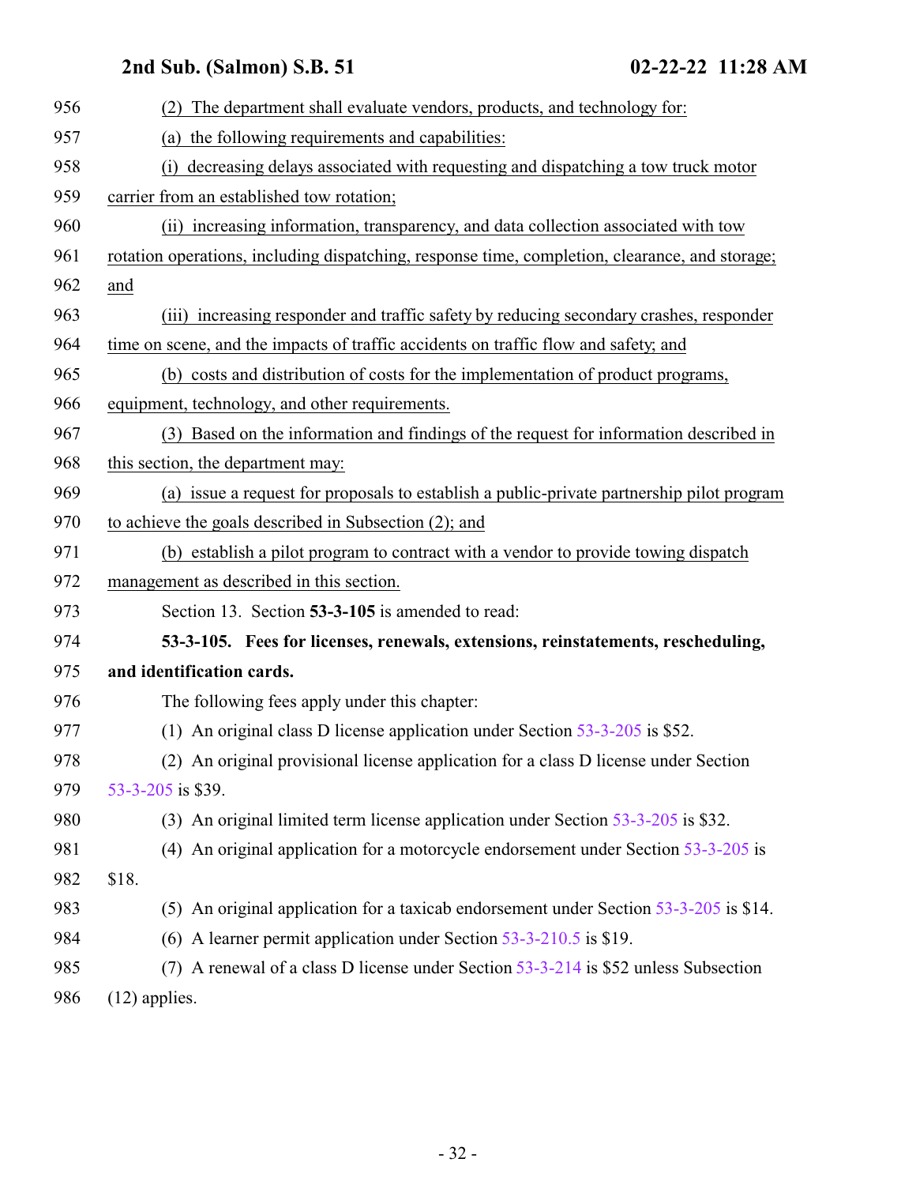(2) The department shall evaluate vendors, products, and technology for:

(a) the following requirements and capabilities:

(i) decreasing delays associated with requesting and dispatching a tow truck motor carrier from an established tow rotation;

(ii) increasing information, transparency, and data collection associated with tow rotation operations, including dispatching, response time, completion, clearance, and storage; and

(iii) increasing responder and traffic safety by reducing secondary crashes, responder time on scene, and the impacts of traffic accidents on traffic flow and safety; and

(b) costs and distribution of costs for the implementation of product programs, equipment, technology, and other requirements.

(3) Based on the information and findings of the request for information described in this section, the department may:

(a) issue a request for proposals to establish a public-private partnership pilot program to achieve the goals described in Subsection (2); and

(b) establish a pilot program to contract with a vendor to provide towing dispatch management as described in this section.

Section 13. Section **53-3-105** is amended to read:

**53-3-105. Fees for licenses, renewals, extensions, reinstatements, rescheduling, and identification cards.**

The following fees apply under this chapter:

(1) An original class D license application under Section 53-3-205 is $52.

(2) An original provisional license application for a class D license under Section 53-3-205 is $39.

(3) An original limited term license application under Section 53-3-205 is $32.

(4) An original application for a motorcycle endorsement under Section 53-3-205 is $18.

(5) An original application for a taxicab endorsement under Section 53-3-205 is $14.

(6) A learner permit application under Section 53-3-210.5 is $19.

(7) A renewal of a class D license under Section 53-3-214 is $52 unless Subsection (12) applies.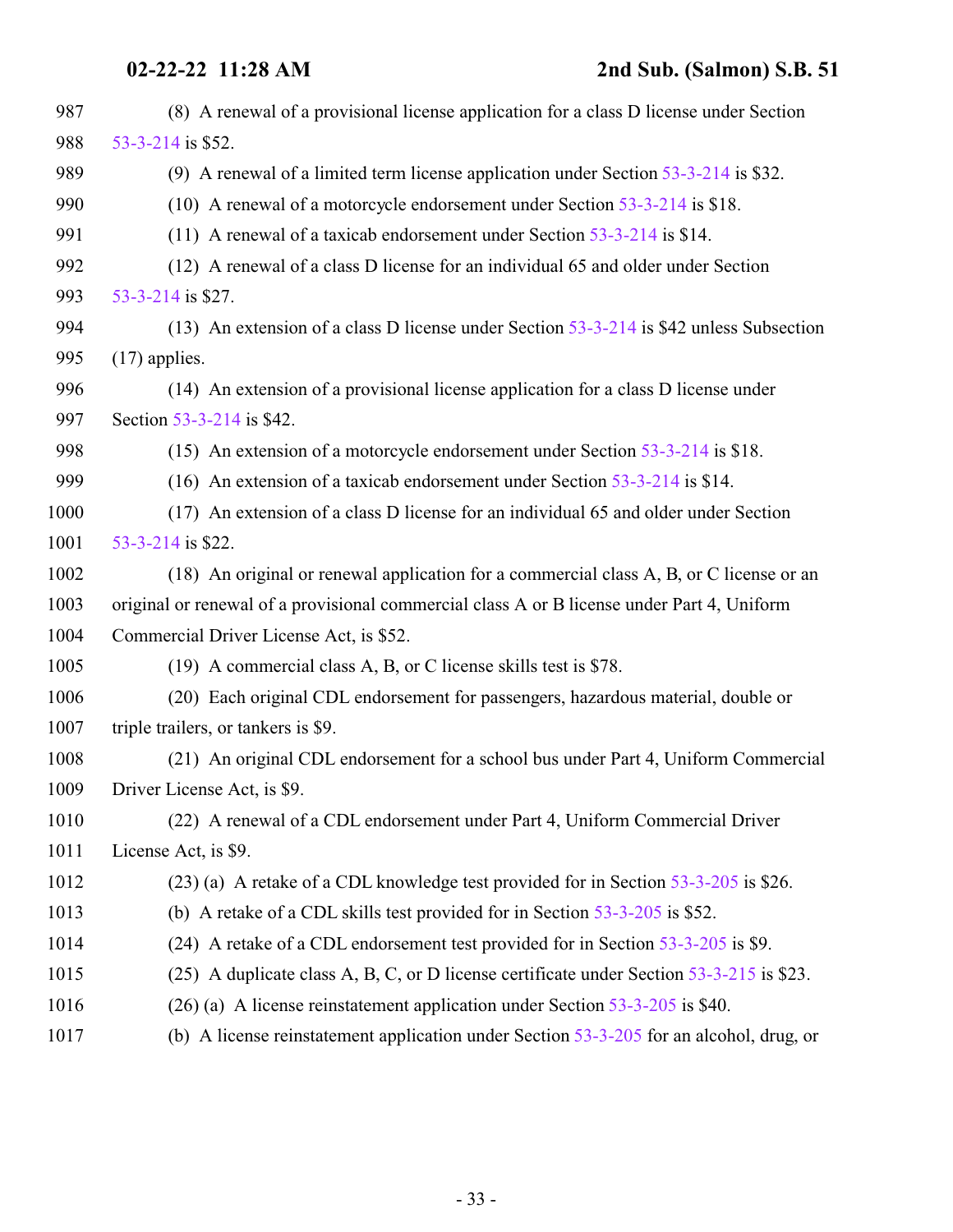(8) A renewal of a provisional license application for a class D license under Section 53-3-214 is $52.

(9) A renewal of a limited term license application under Section 53-3-214 is $32.

(10) A renewal of a motorcycle endorsement under Section 53-3-214 is $18.

(11) A renewal of a taxicab endorsement under Section 53-3-214 is $14.

(12) A renewal of a class D license for an individual 65 and older under Section 53-3-214 is $27.

(13) An extension of a class D license under Section 53-3-214 is $42 unless Subsection (17) applies.

(14) An extension of a provisional license application for a class D license under Section 53-3-214 is $42.

(15) An extension of a motorcycle endorsement under Section 53-3-214 is $18.

(16) An extension of a taxicab endorsement under Section 53-3-214 is $14.

(17) An extension of a class D license for an individual 65 and older under Section 53-3-214 is $22.

(18) An original or renewal application for a commercial class A, B, or C license or an original or renewal of a provisional commercial class A or B license under Part 4, Uniform Commercial Driver License Act, is $52.

(19) A commercial class A, B, or C license skills test is $78.

(20) Each original CDL endorsement for passengers, hazardous material, double or triple trailers, or tankers is $9.

(21) An original CDL endorsement for a school bus under Part 4, Uniform Commercial Driver License Act, is $9.

(22) A renewal of a CDL endorsement under Part 4, Uniform Commercial Driver License Act, is $9.

(23) (a) A retake of a CDL knowledge test provided for in Section 53-3-205 is $26.

(b) A retake of a CDL skills test provided for in Section 53-3-205 is $52.

(24) A retake of a CDL endorsement test provided for in Section 53-3-205 is $9.

(25) A duplicate class A, B, C, or D license certificate under Section 53-3-215 is $23.

(26) (a) A license reinstatement application under Section 53-3-205 is $40.

(b) A license reinstatement application under Section 53-3-205 for an alcohol, drug, or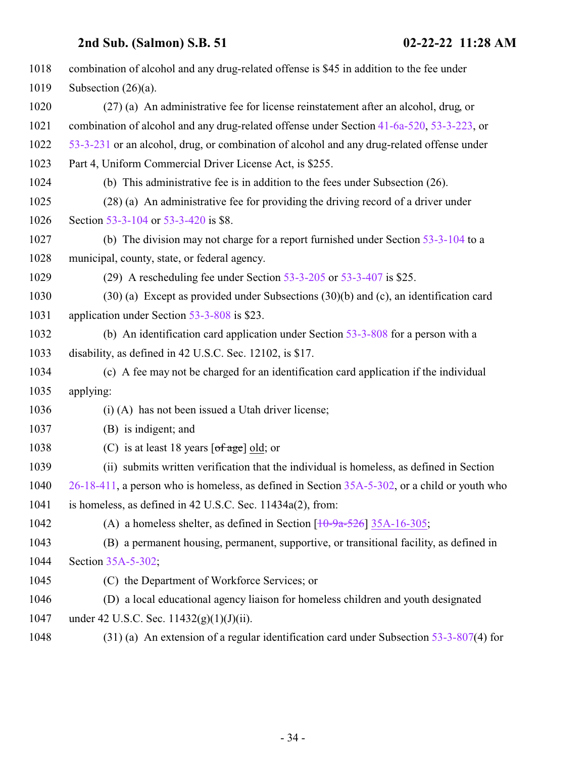1018 combination of alcohol and any drug-related offense is $45 in addition to the fee under
1019 Subsection (26)(a).

1020 (27) (a) An administrative fee for license reinstatement after an alcohol, drug, or
1021 combination of alcohol and any drug-related offense under Section 41-6a-520, 53-3-223, or
1022 53-3-231 or an alcohol, drug, or combination of alcohol and any drug-related offense under
1023 Part 4, Uniform Commercial Driver License Act, is $255.

1024 (b) This administrative fee is in addition to the fees under Subsection (26).

1025 (28) (a) An administrative fee for providing the driving record of a driver under
1026 Section 53-3-104 or 53-3-420 is $8.

1027 (b) The division may not charge for a report furnished under Section 53-3-104 to a
1028 municipal, county, state, or federal agency.

1029 (29) A rescheduling fee under Section 53-3-205 or 53-3-407 is $25.

1030 (30) (a) Except as provided under Subsections (30)(b) and (c), an identification card
1031 application under Section 53-3-808 is $23.

1032 (b) An identification card application under Section 53-3-808 for a person with a
1033 disability, as defined in 42 U.S.C. Sec. 12102, is $17.

1034 (c) A fee may not be charged for an identification card application if the individual
1035 applying:

1036 (i) (A) has not been issued a Utah driver license;

1037 (B) is indigent; and

1038 (C) is at least 18 years [~~of age~~] old; or

1039 (ii) submits written verification that the individual is homeless, as defined in Section
1040 26-18-411, a person who is homeless, as defined in Section 35A-5-302, or a child or youth who
1041 is homeless, as defined in 42 U.S.C. Sec. 11434a(2), from:

1042 (A) a homeless shelter, as defined in Section [~~10-9a-526~~] 35A-16-305;

1043 (B) a permanent housing, permanent, supportive, or transitional facility, as defined in
1044 Section 35A-5-302;

1045 (C) the Department of Workforce Services; or

1046 (D) a local educational agency liaison for homeless children and youth designated
1047 under 42 U.S.C. Sec. 11432(g)(1)(J)(ii).

1048 (31) (a) An extension of a regular identification card under Subsection 53-3-807(4) for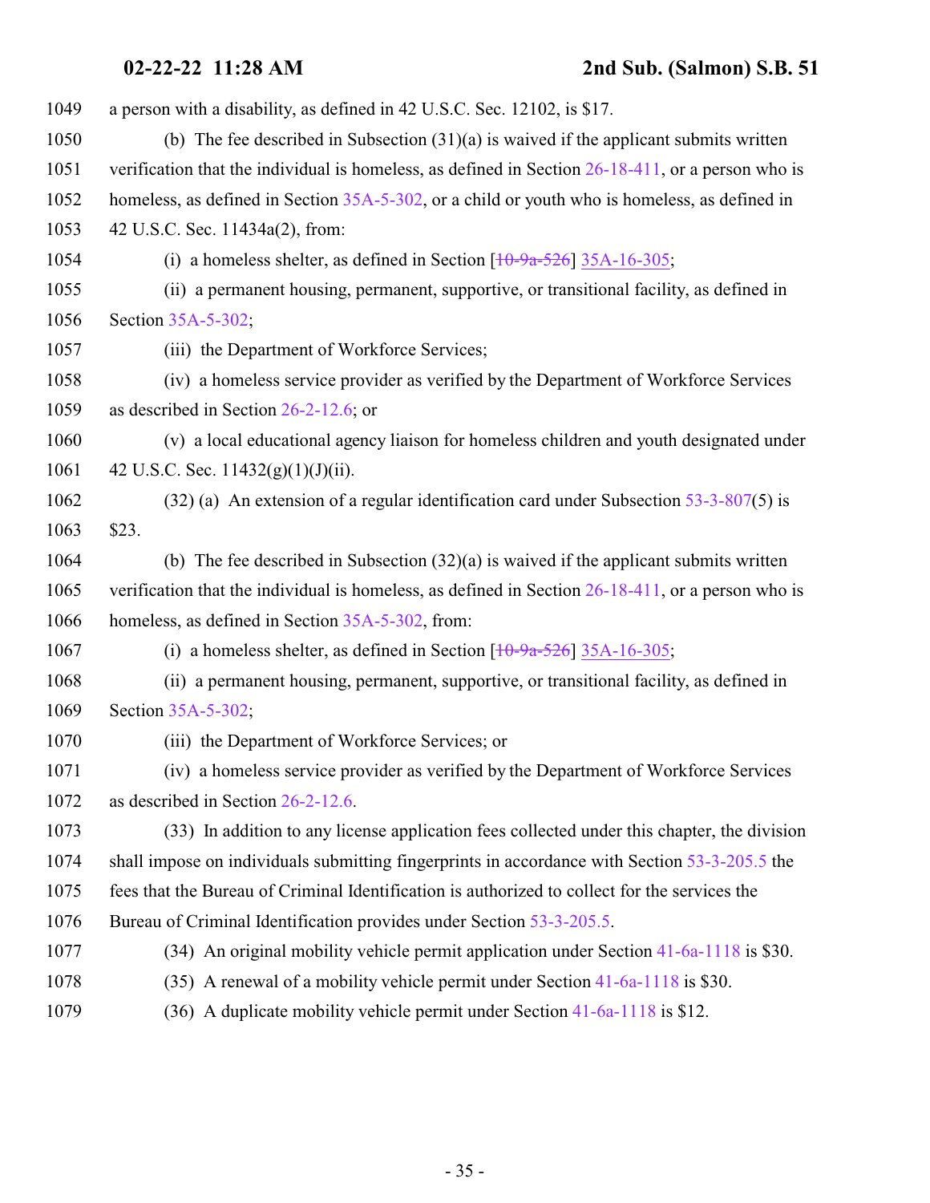a person with a disability, as defined in 42 U.S.C. Sec. 12102, is $17.

(b) The fee described in Subsection (31)(a) is waived if the applicant submits written verification that the individual is homeless, as defined in Section 26-18-411, or a person who is homeless, as defined in Section 35A-5-302, or a child or youth who is homeless, as defined in 42 U.S.C. Sec. 11434a(2), from:

(i) a homeless shelter, as defined in Section [~~10-9a-526~~] 35A-16-305;

(ii) a permanent housing, permanent, supportive, or transitional facility, as defined in Section 35A-5-302;

(iii) the Department of Workforce Services;

(iv) a homeless service provider as verified by the Department of Workforce Services as described in Section 26-2-12.6; or

(v) a local educational agency liaison for homeless children and youth designated under 42 U.S.C. Sec. 11432(g)(1)(J)(ii).

(32) (a) An extension of a regular identification card under Subsection 53-3-807(5) is $23.

(b) The fee described in Subsection (32)(a) is waived if the applicant submits written verification that the individual is homeless, as defined in Section 26-18-411, or a person who is homeless, as defined in Section 35A-5-302, from:

(i) a homeless shelter, as defined in Section [~~10-9a-526~~] 35A-16-305;

(ii) a permanent housing, permanent, supportive, or transitional facility, as defined in Section 35A-5-302;

(iii) the Department of Workforce Services; or

(iv) a homeless service provider as verified by the Department of Workforce Services as described in Section 26-2-12.6.

(33) In addition to any license application fees collected under this chapter, the division shall impose on individuals submitting fingerprints in accordance with Section 53-3-205.5 the fees that the Bureau of Criminal Identification is authorized to collect for the services the Bureau of Criminal Identification provides under Section 53-3-205.5.

(34) An original mobility vehicle permit application under Section 41-6a-1118 is $30.

(35) A renewal of a mobility vehicle permit under Section 41-6a-1118 is $30.

(36) A duplicate mobility vehicle permit under Section 41-6a-1118 is $12.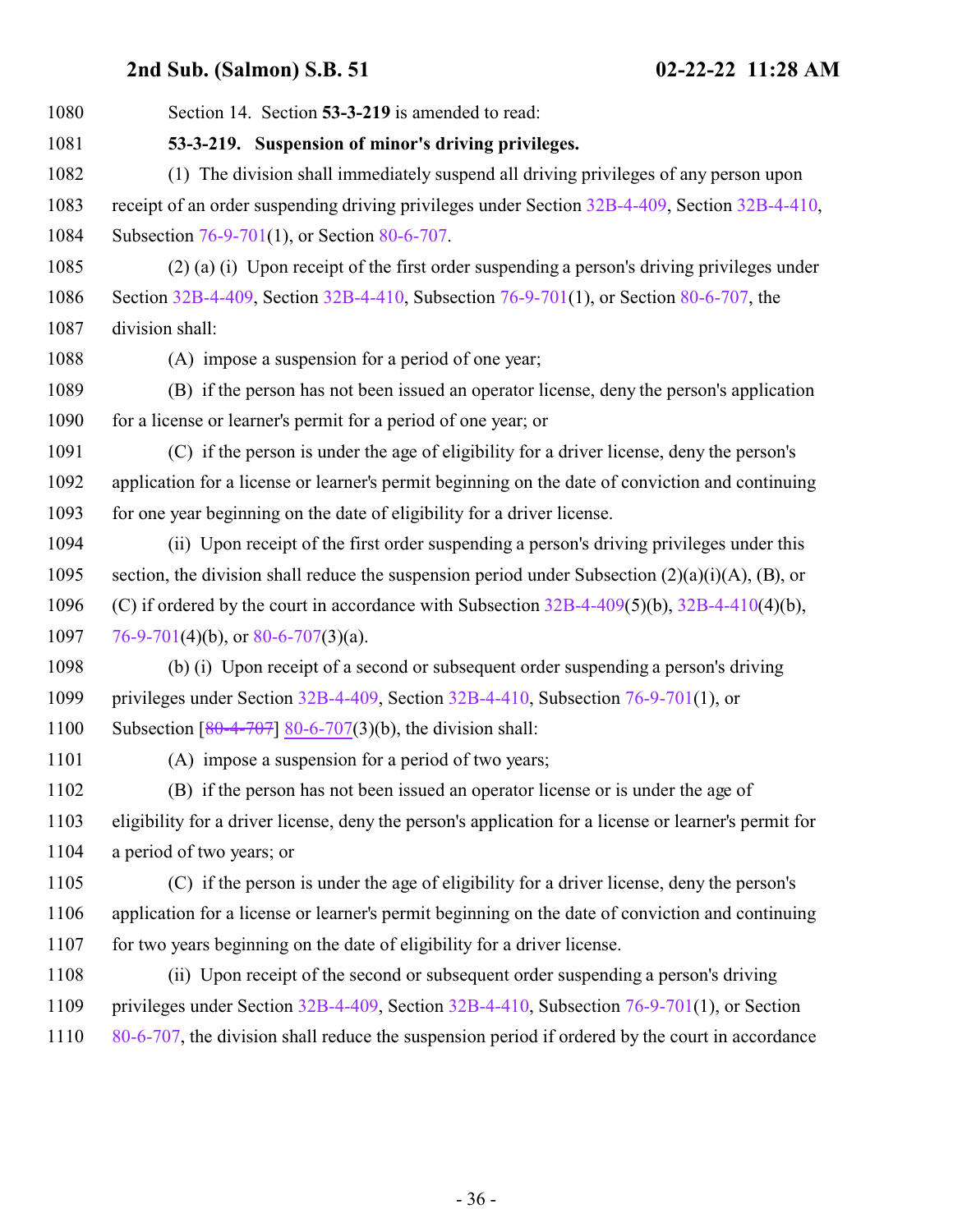Section 14. Section **53-3-219** is amended to read:

**53-3-219. Suspension of minor's driving privileges.**

(1) The division shall immediately suspend all driving privileges of any person upon receipt of an order suspending driving privileges under Section 32B-4-409, Section 32B-4-410, Subsection 76-9-701(1), or Section 80-6-707.

(2) (a) (i) Upon receipt of the first order suspending a person's driving privileges under Section 32B-4-409, Section 32B-4-410, Subsection 76-9-701(1), or Section 80-6-707, the division shall:

(A) impose a suspension for a period of one year;

(B) if the person has not been issued an operator license, deny the person's application for a license or learner's permit for a period of one year; or

(C) if the person is under the age of eligibility for a driver license, deny the person's application for a license or learner's permit beginning on the date of conviction and continuing for one year beginning on the date of eligibility for a driver license.

(ii) Upon receipt of the first order suspending a person's driving privileges under this section, the division shall reduce the suspension period under Subsection (2)(a)(i)(A), (B), or (C) if ordered by the court in accordance with Subsection 32B-4-409(5)(b), 32B-4-410(4)(b), 76-9-701(4)(b), or 80-6-707(3)(a).

(b) (i) Upon receipt of a second or subsequent order suspending a person's driving privileges under Section 32B-4-409, Section 32B-4-410, Subsection 76-9-701(1), or Subsection [~~80-4-707~~] 80-6-707(3)(b), the division shall:

(A) impose a suspension for a period of two years;

(B) if the person has not been issued an operator license or is under the age of eligibility for a driver license, deny the person's application for a license or learner's permit for a period of two years; or

(C) if the person is under the age of eligibility for a driver license, deny the person's application for a license or learner's permit beginning on the date of conviction and continuing for two years beginning on the date of eligibility for a driver license.

(ii) Upon receipt of the second or subsequent order suspending a person's driving privileges under Section 32B-4-409, Section 32B-4-410, Subsection 76-9-701(1), or Section 80-6-707, the division shall reduce the suspension period if ordered by the court in accordance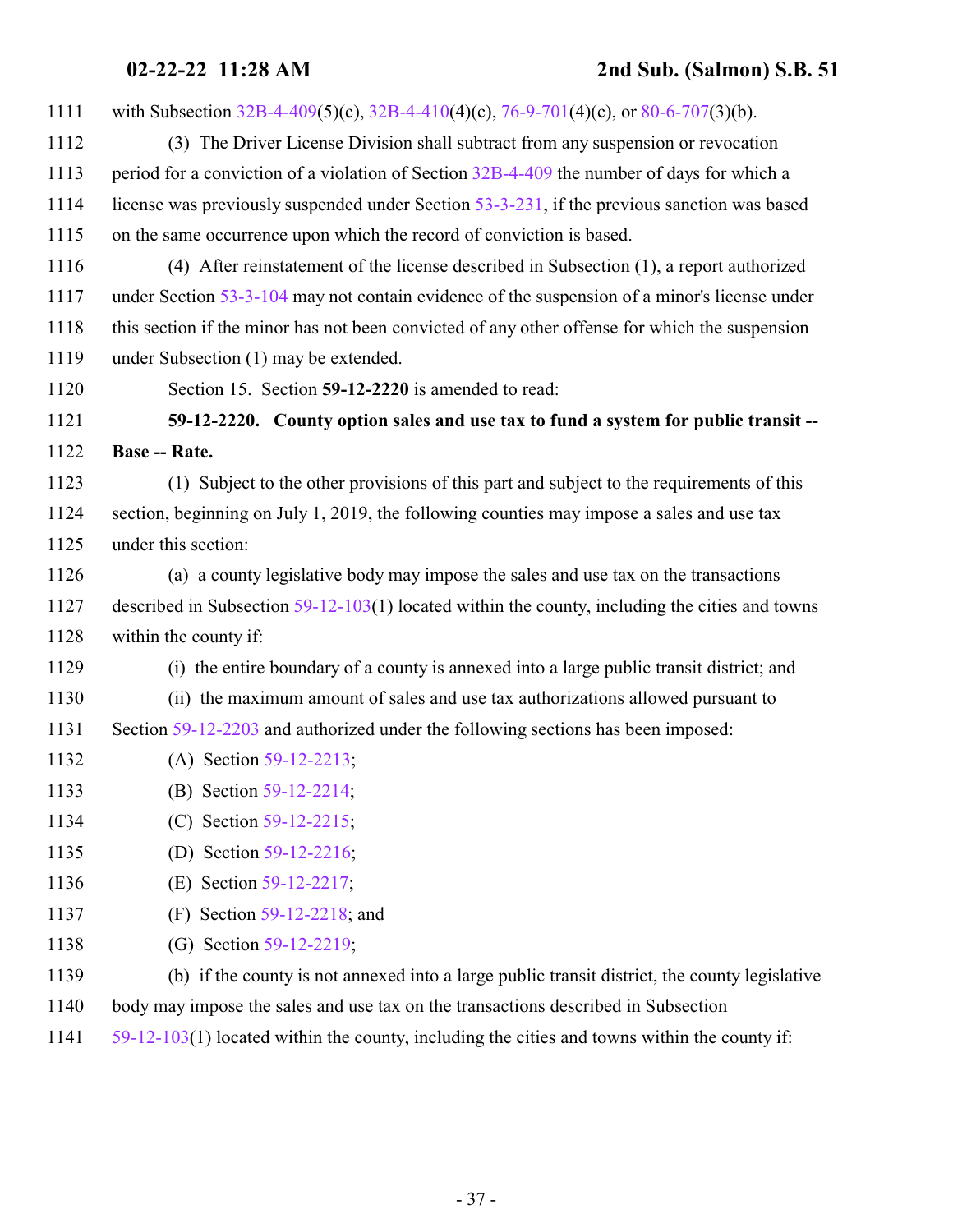with Subsection 32B-4-409(5)(c), 32B-4-410(4)(c), 76-9-701(4)(c), or 80-6-707(3)(b).

(3) The Driver License Division shall subtract from any suspension or revocation period for a conviction of a violation of Section 32B-4-409 the number of days for which a license was previously suspended under Section 53-3-231, if the previous sanction was based on the same occurrence upon which the record of conviction is based.

(4) After reinstatement of the license described in Subsection (1), a report authorized under Section 53-3-104 may not contain evidence of the suspension of a minor's license under this section if the minor has not been convicted of any other offense for which the suspension under Subsection (1) may be extended.

Section 15. Section **59-12-2220** is amended to read:

**59-12-2220. County option sales and use tax to fund a system for public transit -- Base -- Rate.**

(1) Subject to the other provisions of this part and subject to the requirements of this section, beginning on July 1, 2019, the following counties may impose a sales and use tax under this section:

(a) a county legislative body may impose the sales and use tax on the transactions described in Subsection 59-12-103(1) located within the county, including the cities and towns within the county if:

(i) the entire boundary of a county is annexed into a large public transit district; and

(ii) the maximum amount of sales and use tax authorizations allowed pursuant to Section 59-12-2203 and authorized under the following sections has been imposed:

(A) Section 59-12-2213;

(B) Section 59-12-2214;

(C) Section 59-12-2215;

(D) Section 59-12-2216;

(E) Section 59-12-2217;

(F) Section 59-12-2218; and

(G) Section 59-12-2219;

(b) if the county is not annexed into a large public transit district, the county legislative body may impose the sales and use tax on the transactions described in Subsection 59-12-103(1) located within the county, including the cities and towns within the county if: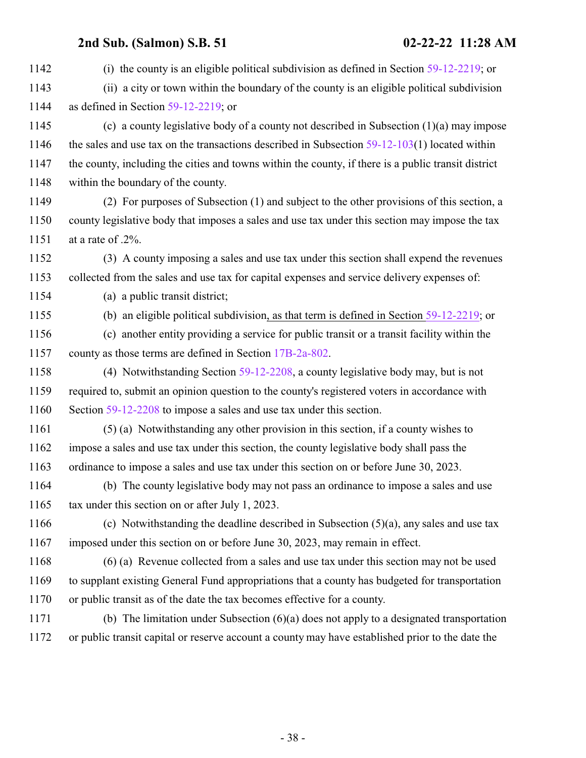(i) the county is an eligible political subdivision as defined in Section 59-12-2219; or

(ii) a city or town within the boundary of the county is an eligible political subdivision as defined in Section 59-12-2219; or

(c) a county legislative body of a county not described in Subsection (1)(a) may impose the sales and use tax on the transactions described in Subsection 59-12-103(1) located within the county, including the cities and towns within the county, if there is a public transit district within the boundary of the county.

(2) For purposes of Subsection (1) and subject to the other provisions of this section, a county legislative body that imposes a sales and use tax under this section may impose the tax at a rate of .2%.

(3) A county imposing a sales and use tax under this section shall expend the revenues collected from the sales and use tax for capital expenses and service delivery expenses of:

(a) a public transit district;

(b) an eligible political subdivision, as that term is defined in Section 59-12-2219; or

(c) another entity providing a service for public transit or a transit facility within the county as those terms are defined in Section 17B-2a-802.

(4) Notwithstanding Section 59-12-2208, a county legislative body may, but is not required to, submit an opinion question to the county's registered voters in accordance with Section 59-12-2208 to impose a sales and use tax under this section.

(5) (a) Notwithstanding any other provision in this section, if a county wishes to impose a sales and use tax under this section, the county legislative body shall pass the ordinance to impose a sales and use tax under this section on or before June 30, 2023.

(b) The county legislative body may not pass an ordinance to impose a sales and use tax under this section on or after July 1, 2023.

(c) Notwithstanding the deadline described in Subsection (5)(a), any sales and use tax imposed under this section on or before June 30, 2023, may remain in effect.

(6) (a) Revenue collected from a sales and use tax under this section may not be used to supplant existing General Fund appropriations that a county has budgeted for transportation or public transit as of the date the tax becomes effective for a county.

(b) The limitation under Subsection (6)(a) does not apply to a designated transportation or public transit capital or reserve account a county may have established prior to the date the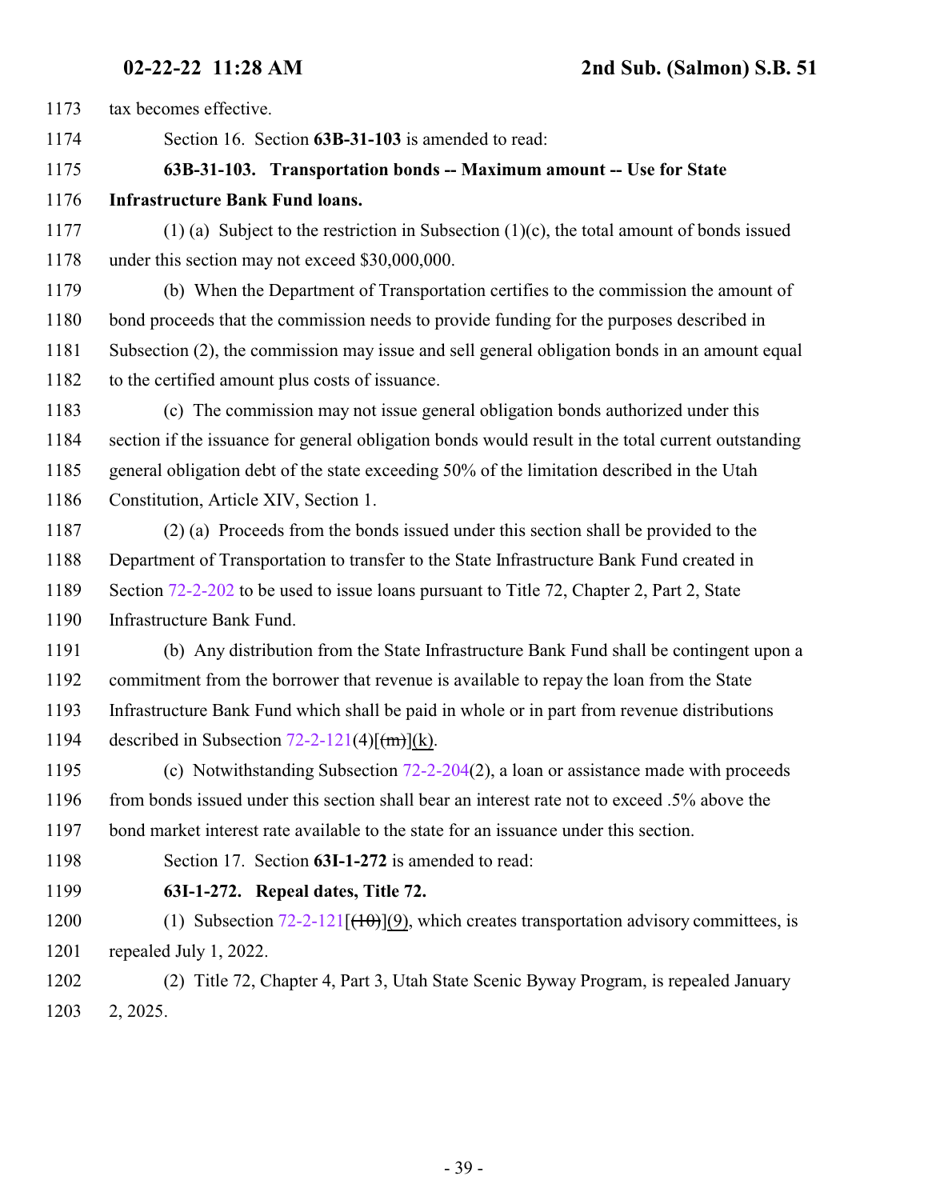tax becomes effective.

Section 16. Section **63B-31-103** is amended to read:

**63B-31-103. Transportation bonds -- Maximum amount -- Use for State Infrastructure Bank Fund loans.**

(1) (a) Subject to the restriction in Subsection (1)(c), the total amount of bonds issued under this section may not exceed $30,000,000.

(b) When the Department of Transportation certifies to the commission the amount of bond proceeds that the commission needs to provide funding for the purposes described in Subsection (2), the commission may issue and sell general obligation bonds in an amount equal to the certified amount plus costs of issuance.

(c) The commission may not issue general obligation bonds authorized under this section if the issuance for general obligation bonds would result in the total current outstanding general obligation debt of the state exceeding 50% of the limitation described in the Utah Constitution, Article XIV, Section 1.

(2) (a) Proceeds from the bonds issued under this section shall be provided to the Department of Transportation to transfer to the State Infrastructure Bank Fund created in Section 72-2-202 to be used to issue loans pursuant to Title 72, Chapter 2, Part 2, State Infrastructure Bank Fund.

(b) Any distribution from the State Infrastructure Bank Fund shall be contingent upon a commitment from the borrower that revenue is available to repay the loan from the State Infrastructure Bank Fund which shall be paid in whole or in part from revenue distributions described in Subsection 72-2-121(4)[~~(m)~~](k).

(c) Notwithstanding Subsection 72-2-204(2), a loan or assistance made with proceeds from bonds issued under this section shall bear an interest rate not to exceed .5% above the bond market interest rate available to the state for an issuance under this section.

Section 17. Section **63I-1-272** is amended to read:

**63I-1-272. Repeal dates, Title 72.**

(1) Subsection 72-2-121[~~(10)~~](9), which creates transportation advisory committees, is repealed July 1, 2022.

(2) Title 72, Chapter 4, Part 3, Utah State Scenic Byway Program, is repealed January 2, 2025.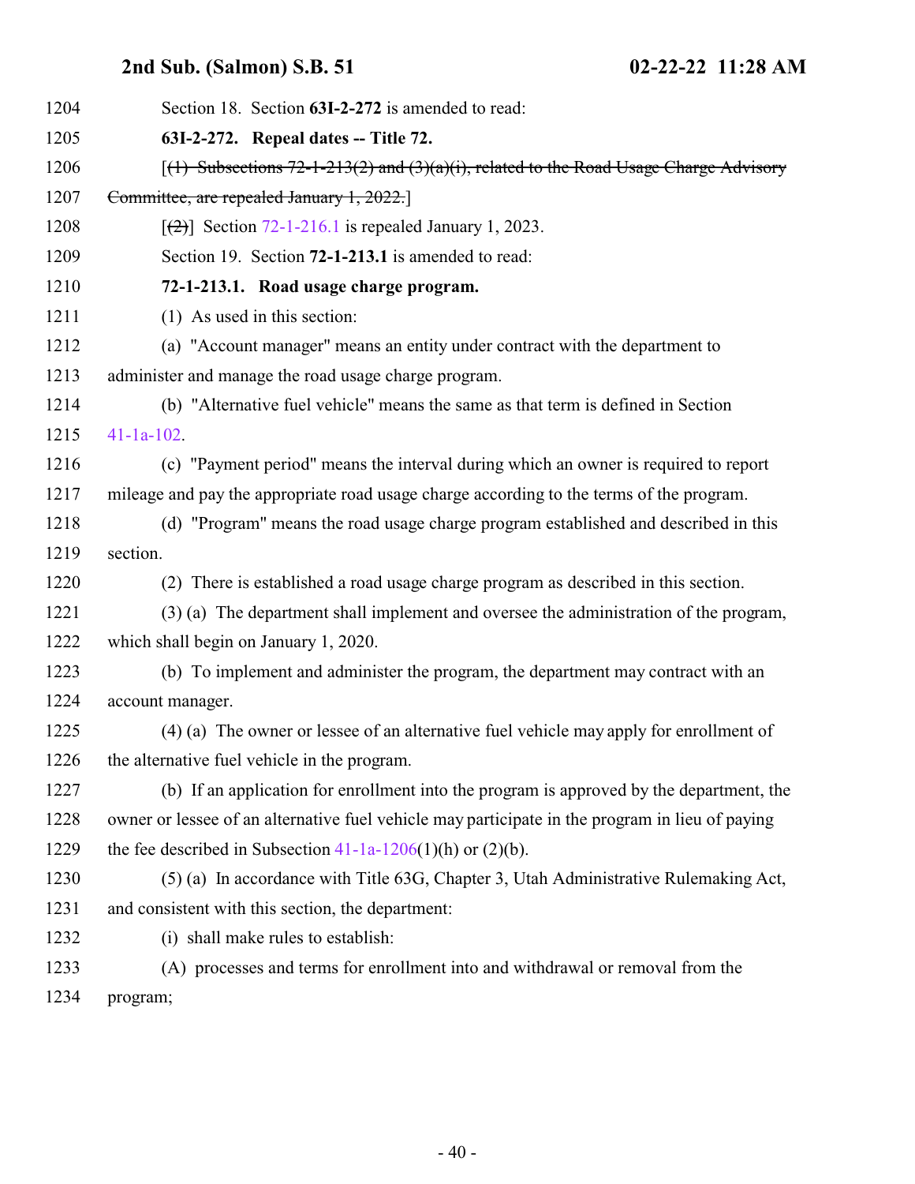1204 Section 18. Section **63I-2-272** is amended to read:

1205 **63I-2-272. Repeal dates -- Title 72.**

1206 [~~(1) Subsections 72-1-213(2) and (3)(a)(i), related to the Road Usage Charge Advisory~~

1207 ~~Committee, are repealed January 1, 2022.~~]

1208 [~~(2)~~] Section 72-1-216.1 is repealed January 1, 2023.

1209 Section 19. Section **72-1-213.1** is amended to read:

1210 **72-1-213.1. Road usage charge program.**

1211 (1) As used in this section:

1212 (a) "Account manager" means an entity under contract with the department to

1213 administer and manage the road usage charge program.

1214 (b) "Alternative fuel vehicle" means the same as that term is defined in Section

1215 41-1a-102.

1216 (c) "Payment period" means the interval during which an owner is required to report

1217 mileage and pay the appropriate road usage charge according to the terms of the program.

1218 (d) "Program" means the road usage charge program established and described in this

1219 section.

1220 (2) There is established a road usage charge program as described in this section.

1221 (3) (a) The department shall implement and oversee the administration of the program,

1222 which shall begin on January 1, 2020.

1223 (b) To implement and administer the program, the department may contract with an

1224 account manager.

1225 (4) (a) The owner or lessee of an alternative fuel vehicle may apply for enrollment of

1226 the alternative fuel vehicle in the program.

1227 (b) If an application for enrollment into the program is approved by the department, the

1228 owner or lessee of an alternative fuel vehicle may participate in the program in lieu of paying

1229 the fee described in Subsection 41-1a-1206(1)(h) or (2)(b).

1230 (5) (a) In accordance with Title 63G, Chapter 3, Utah Administrative Rulemaking Act,

1231 and consistent with this section, the department:

1232 (i) shall make rules to establish:

1233 (A) processes and terms for enrollment into and withdrawal or removal from the

1234 program;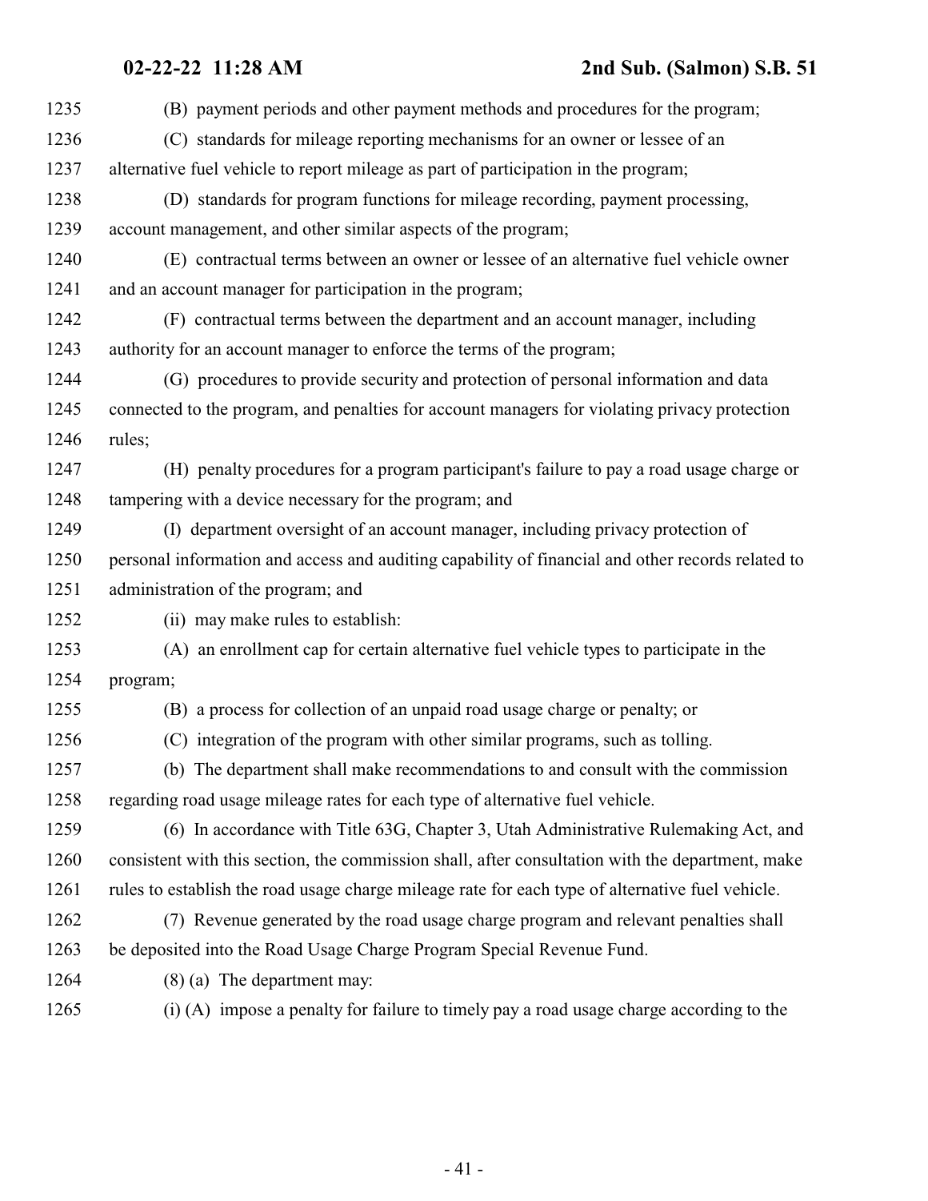(B) payment periods and other payment methods and procedures for the program;

(C) standards for mileage reporting mechanisms for an owner or lessee of an alternative fuel vehicle to report mileage as part of participation in the program;

(D) standards for program functions for mileage recording, payment processing, account management, and other similar aspects of the program;

(E) contractual terms between an owner or lessee of an alternative fuel vehicle owner and an account manager for participation in the program;

(F) contractual terms between the department and an account manager, including authority for an account manager to enforce the terms of the program;

(G) procedures to provide security and protection of personal information and data connected to the program, and penalties for account managers for violating privacy protection rules;

(H) penalty procedures for a program participant's failure to pay a road usage charge or tampering with a device necessary for the program; and

(I) department oversight of an account manager, including privacy protection of personal information and access and auditing capability of financial and other records related to administration of the program; and

(ii) may make rules to establish:

(A) an enrollment cap for certain alternative fuel vehicle types to participate in the program;

(B) a process for collection of an unpaid road usage charge or penalty; or

(C) integration of the program with other similar programs, such as tolling.

(b) The department shall make recommendations to and consult with the commission regarding road usage mileage rates for each type of alternative fuel vehicle.

(6) In accordance with Title 63G, Chapter 3, Utah Administrative Rulemaking Act, and consistent with this section, the commission shall, after consultation with the department, make rules to establish the road usage charge mileage rate for each type of alternative fuel vehicle.

(7) Revenue generated by the road usage charge program and relevant penalties shall be deposited into the Road Usage Charge Program Special Revenue Fund.

(8) (a) The department may:

(i) (A) impose a penalty for failure to timely pay a road usage charge according to the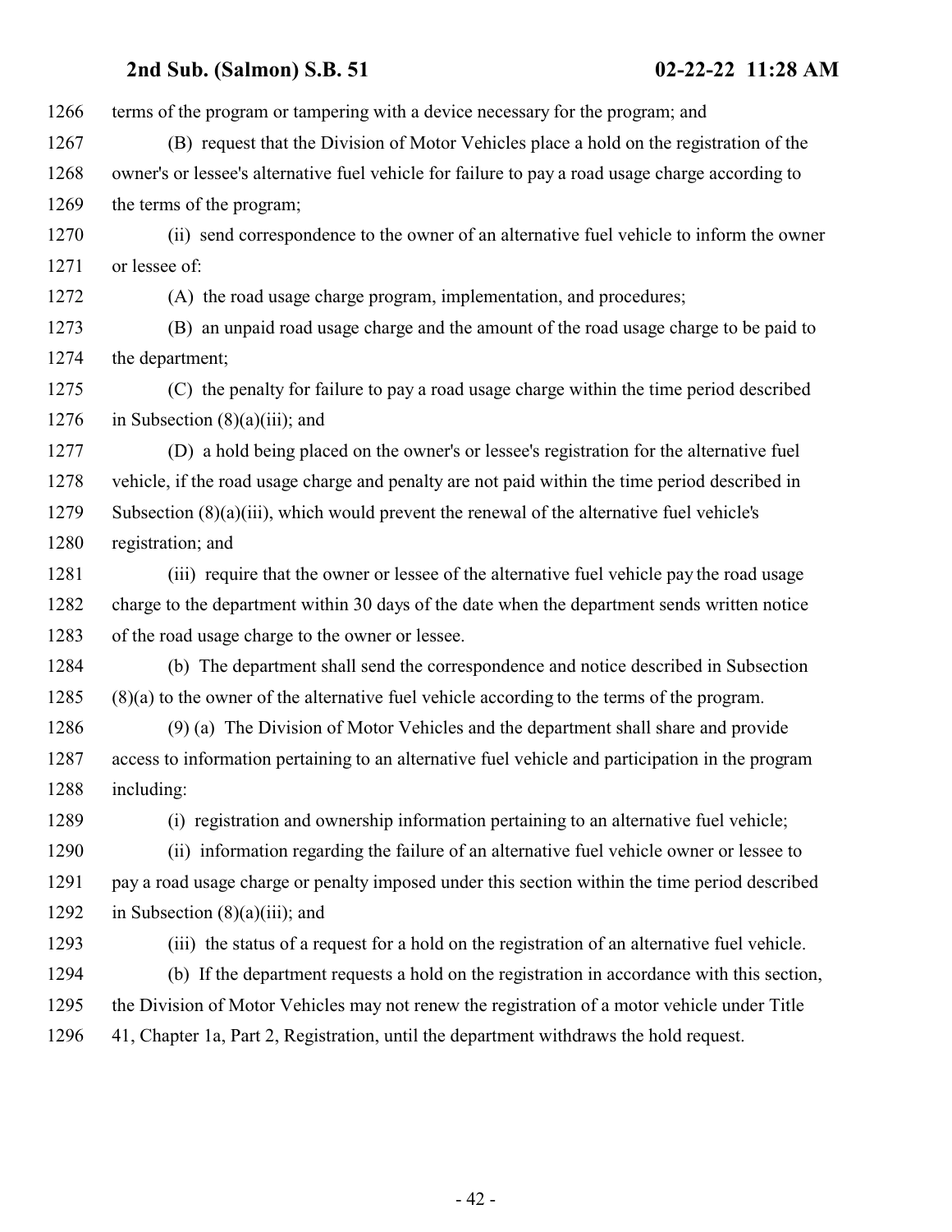terms of the program or tampering with a device necessary for the program; and

(B) request that the Division of Motor Vehicles place a hold on the registration of the owner's or lessee's alternative fuel vehicle for failure to pay a road usage charge according to the terms of the program;

(ii) send correspondence to the owner of an alternative fuel vehicle to inform the owner or lessee of:

(A) the road usage charge program, implementation, and procedures;

(B) an unpaid road usage charge and the amount of the road usage charge to be paid to the department;

(C) the penalty for failure to pay a road usage charge within the time period described in Subsection (8)(a)(iii); and

(D) a hold being placed on the owner's or lessee's registration for the alternative fuel vehicle, if the road usage charge and penalty are not paid within the time period described in Subsection (8)(a)(iii), which would prevent the renewal of the alternative fuel vehicle's registration; and

(iii) require that the owner or lessee of the alternative fuel vehicle pay the road usage charge to the department within 30 days of the date when the department sends written notice of the road usage charge to the owner or lessee.

(b) The department shall send the correspondence and notice described in Subsection (8)(a) to the owner of the alternative fuel vehicle according to the terms of the program.

(9) (a) The Division of Motor Vehicles and the department shall share and provide access to information pertaining to an alternative fuel vehicle and participation in the program including:

(i) registration and ownership information pertaining to an alternative fuel vehicle;

(ii) information regarding the failure of an alternative fuel vehicle owner or lessee to pay a road usage charge or penalty imposed under this section within the time period described in Subsection (8)(a)(iii); and

(iii) the status of a request for a hold on the registration of an alternative fuel vehicle.

(b) If the department requests a hold on the registration in accordance with this section, the Division of Motor Vehicles may not renew the registration of a motor vehicle under Title 41, Chapter 1a, Part 2, Registration, until the department withdraws the hold request.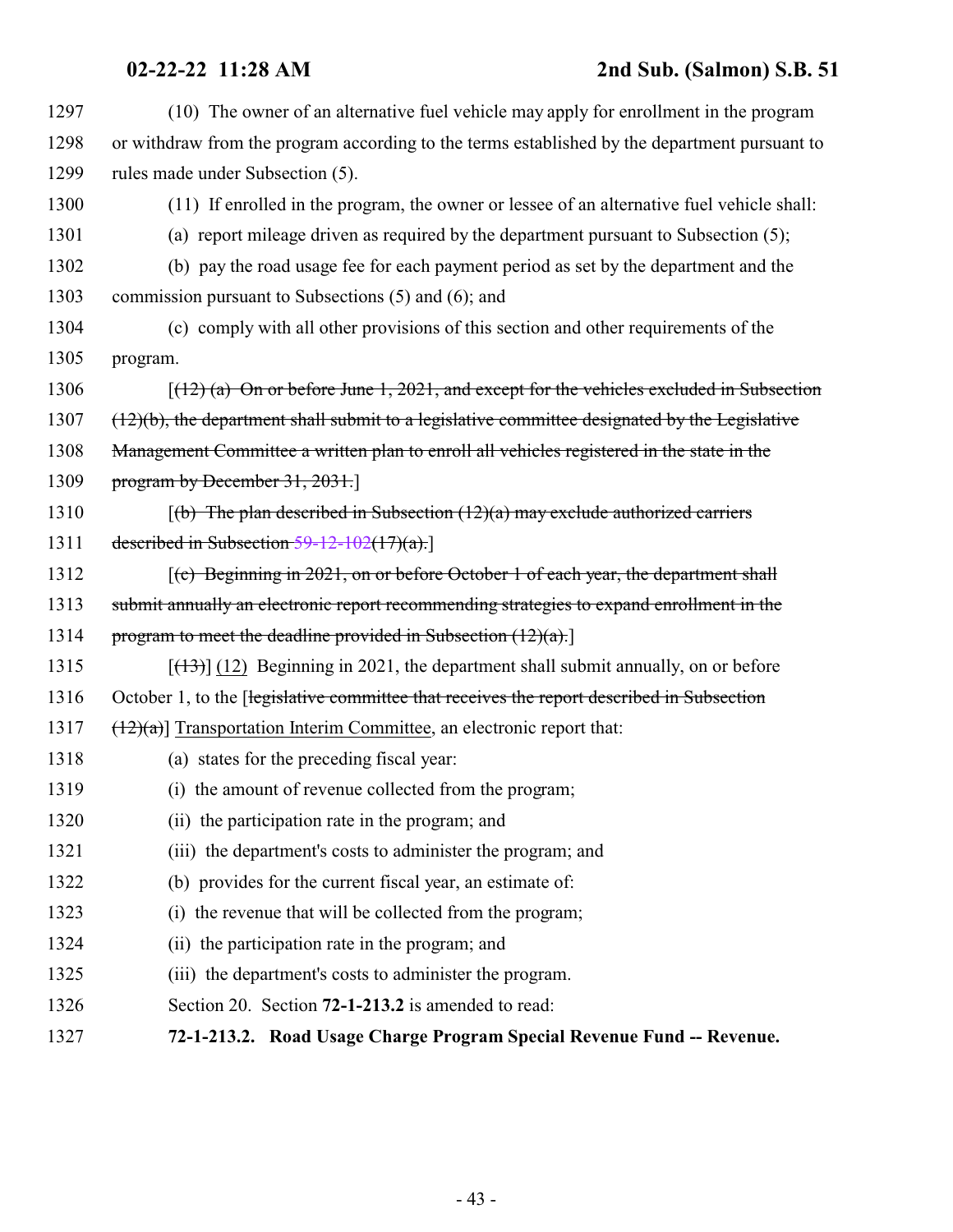(10) The owner of an alternative fuel vehicle may apply for enrollment in the program or withdraw from the program according to the terms established by the department pursuant to rules made under Subsection (5).

(11) If enrolled in the program, the owner or lessee of an alternative fuel vehicle shall:

(a) report mileage driven as required by the department pursuant to Subsection (5);

(b) pay the road usage fee for each payment period as set by the department and the commission pursuant to Subsections (5) and (6); and

(c) comply with all other provisions of this section and other requirements of the program.

[~~(12) (a) On or before June 1, 2021, and except for the vehicles excluded in Subsection (12)(b), the department shall submit to a legislative committee designated by the Legislative Management Committee a written plan to enroll all vehicles registered in the state in the program by December 31, 2031.~~]

[~~(b) The plan described in Subsection (12)(a) may exclude authorized carriers described in Subsection 59-12-102(17)(a).~~]

[~~(c) Beginning in 2021, on or before October 1 of each year, the department shall submit annually an electronic report recommending strategies to expand enrollment in the program to meet the deadline provided in Subsection (12)(a).~~]

[~~(13)~~] (12) Beginning in 2021, the department shall submit annually, on or before October 1, to the [~~legislative committee that receives the report described in Subsection (12)(a)~~] Transportation Interim Committee, an electronic report that:

(a) states for the preceding fiscal year:

(i) the amount of revenue collected from the program;

(ii) the participation rate in the program; and

(iii) the department's costs to administer the program; and

(b) provides for the current fiscal year, an estimate of:

(i) the revenue that will be collected from the program;

(ii) the participation rate in the program; and

(iii) the department's costs to administer the program.

Section 20. Section **72-1-213.2** is amended to read:

**72-1-213.2. Road Usage Charge Program Special Revenue Fund -- Revenue.**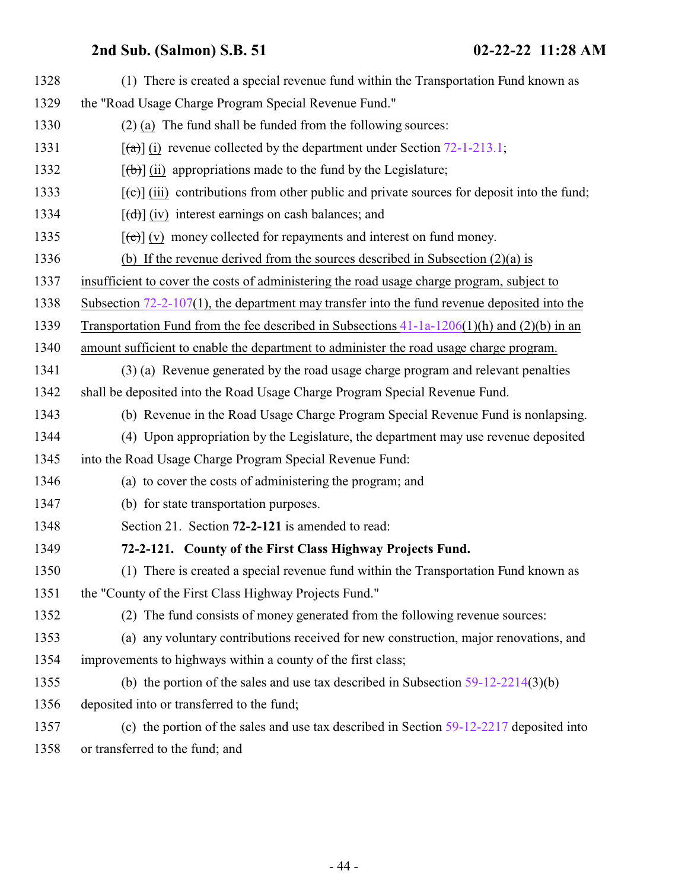1328 (1) There is created a special revenue fund within the Transportation Fund known as

1329 the "Road Usage Charge Program Special Revenue Fund."

1330 (2) (a) The fund shall be funded from the following sources:

1331 [(a)] (i) revenue collected by the department under Section 72-1-213.1;

1332 [(b)] (ii) appropriations made to the fund by the Legislature;

1333 [(c)] (iii) contributions from other public and private sources for deposit into the fund;

1334 [(d)] (iv) interest earnings on cash balances; and

1335 [(e)] (v) money collected for repayments and interest on fund money.

1336 (b) If the revenue derived from the sources described in Subsection (2)(a) is

1337 insufficient to cover the costs of administering the road usage charge program, subject to

1338 Subsection 72-2-107(1), the department may transfer into the fund revenue deposited into the

1339 Transportation Fund from the fee described in Subsections 41-1a-1206(1)(h) and (2)(b) in an

1340 amount sufficient to enable the department to administer the road usage charge program.

1341 (3) (a) Revenue generated by the road usage charge program and relevant penalties

1342 shall be deposited into the Road Usage Charge Program Special Revenue Fund.

1343 (b) Revenue in the Road Usage Charge Program Special Revenue Fund is nonlapsing.

1344 (4) Upon appropriation by the Legislature, the department may use revenue deposited

1345 into the Road Usage Charge Program Special Revenue Fund:

1346 (a) to cover the costs of administering the program; and

1347 (b) for state transportation purposes.

1348 Section 21. Section **72-2-121** is amended to read:

1349 **72-2-121. County of the First Class Highway Projects Fund.**

1350 (1) There is created a special revenue fund within the Transportation Fund known as

1351 the "County of the First Class Highway Projects Fund."

1352 (2) The fund consists of money generated from the following revenue sources:

1353 (a) any voluntary contributions received for new construction, major renovations, and

1354 improvements to highways within a county of the first class;

1355 (b) the portion of the sales and use tax described in Subsection 59-12-2214(3)(b)

1356 deposited into or transferred to the fund;

1357 (c) the portion of the sales and use tax described in Section 59-12-2217 deposited into

1358 or transferred to the fund; and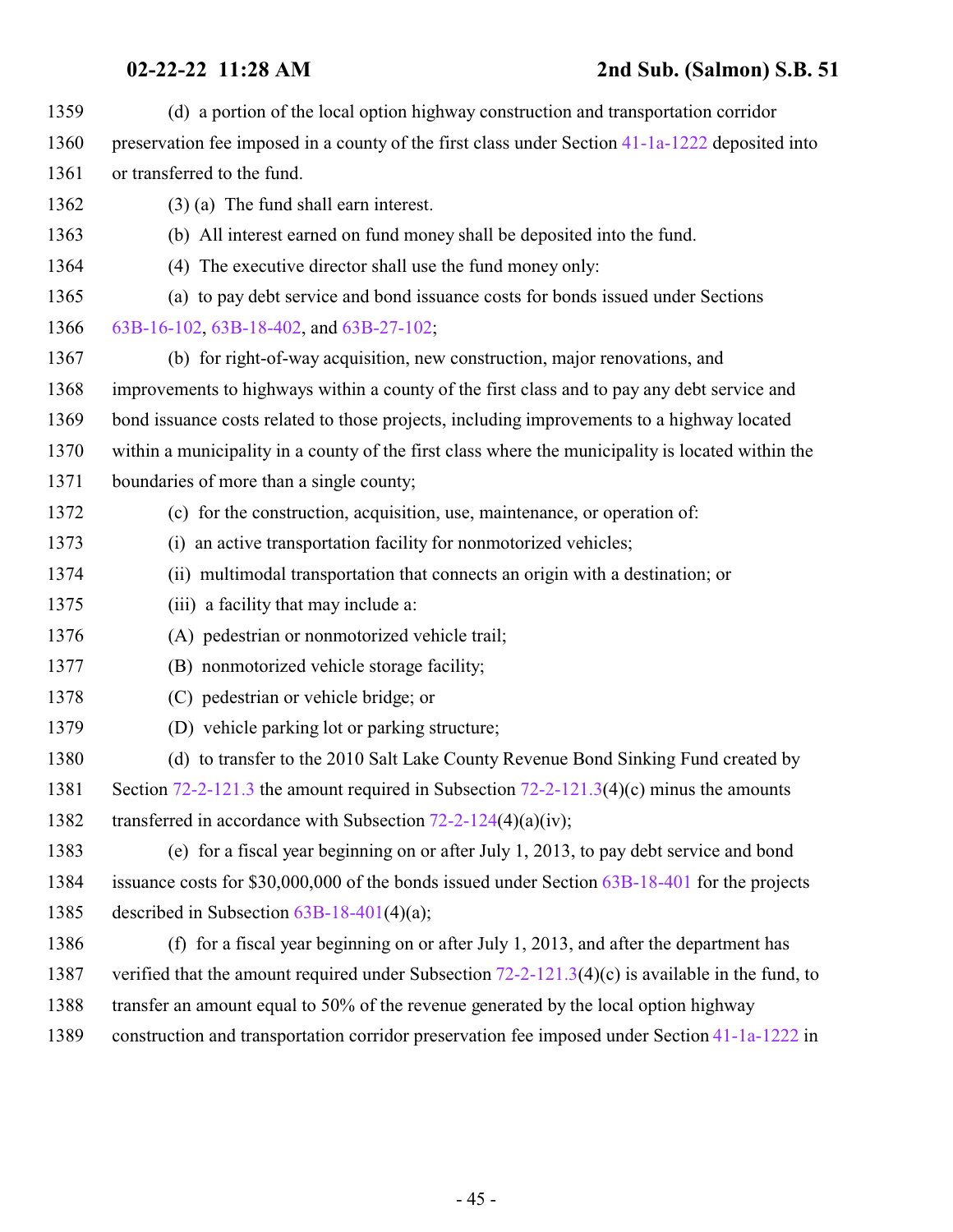(d) a portion of the local option highway construction and transportation corridor preservation fee imposed in a county of the first class under Section 41-1a-1222 deposited into or transferred to the fund.

(3) (a) The fund shall earn interest.

(b) All interest earned on fund money shall be deposited into the fund.

(4) The executive director shall use the fund money only:

(a) to pay debt service and bond issuance costs for bonds issued under Sections 63B-16-102, 63B-18-402, and 63B-27-102;

(b) for right-of-way acquisition, new construction, major renovations, and improvements to highways within a county of the first class and to pay any debt service and bond issuance costs related to those projects, including improvements to a highway located within a municipality in a county of the first class where the municipality is located within the boundaries of more than a single county;

(c) for the construction, acquisition, use, maintenance, or operation of:

(i) an active transportation facility for nonmotorized vehicles;

(ii) multimodal transportation that connects an origin with a destination; or

(iii) a facility that may include a:

(A) pedestrian or nonmotorized vehicle trail;

(B) nonmotorized vehicle storage facility;

(C) pedestrian or vehicle bridge; or

(D) vehicle parking lot or parking structure;

(d) to transfer to the 2010 Salt Lake County Revenue Bond Sinking Fund created by Section 72-2-121.3 the amount required in Subsection 72-2-121.3(4)(c) minus the amounts transferred in accordance with Subsection 72-2-124(4)(a)(iv);

(e) for a fiscal year beginning on or after July 1, 2013, to pay debt service and bond issuance costs for $30,000,000 of the bonds issued under Section 63B-18-401 for the projects described in Subsection 63B-18-401(4)(a);

(f) for a fiscal year beginning on or after July 1, 2013, and after the department has verified that the amount required under Subsection 72-2-121.3(4)(c) is available in the fund, to transfer an amount equal to 50% of the revenue generated by the local option highway construction and transportation corridor preservation fee imposed under Section 41-1a-1222 in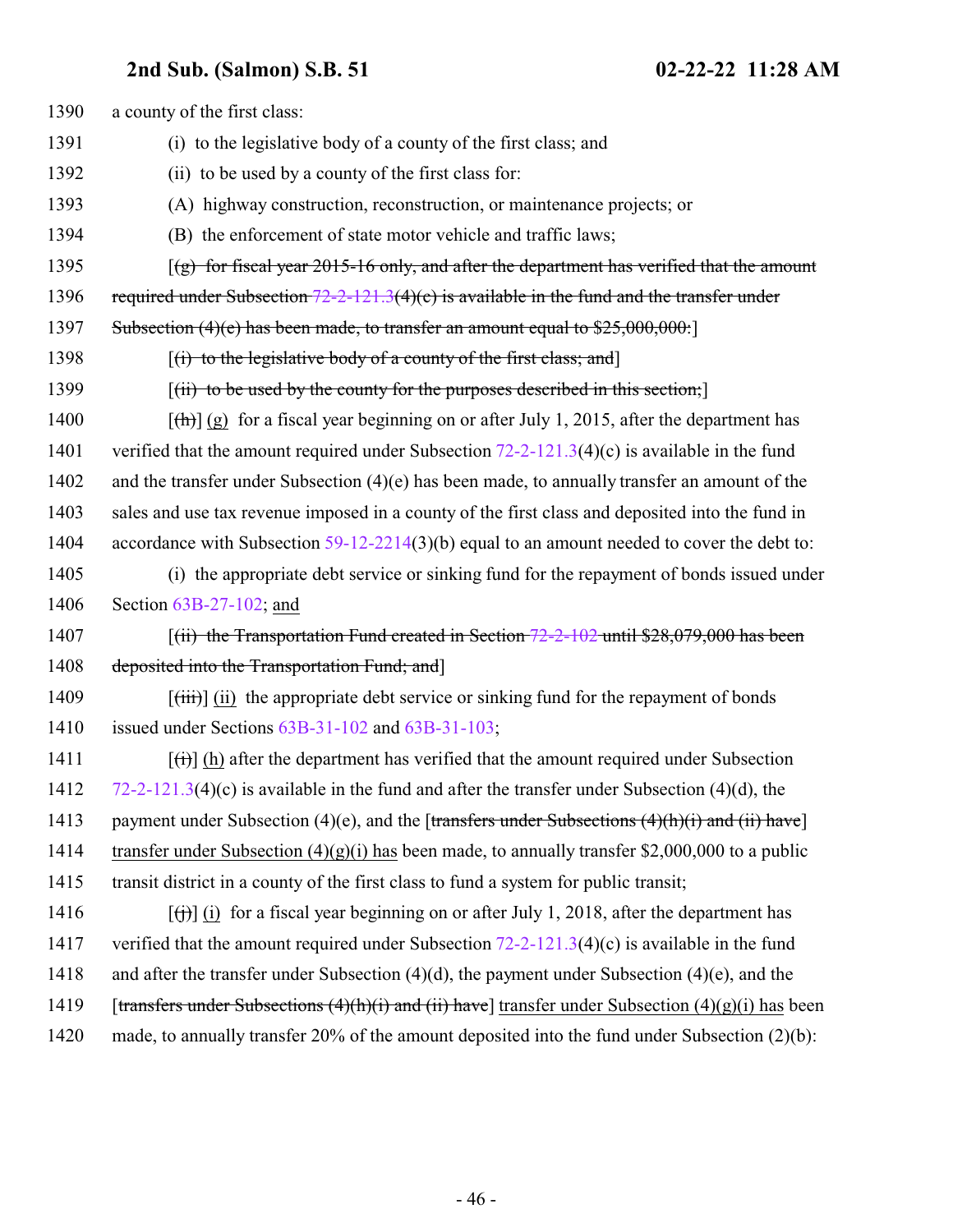1390 a county of the first class:

1391 (i) to the legislative body of a county of the first class; and

1392 (ii) to be used by a county of the first class for:

1393 (A) highway construction, reconstruction, or maintenance projects; or

1394 (B) the enforcement of state motor vehicle and traffic laws;

1395 [~~(g) for fiscal year 2015-16 only, and after the department has verified that the amount~~

1396 ~~required under Subsection 72-2-121.3(4)(c) is available in the fund and the transfer under~~

1397 ~~Subsection (4)(e) has been made, to transfer an amount equal to $25,000,000:~~]

1398 [~~(i) to the legislative body of a county of the first class; and~~]

1399 [~~(ii) to be used by the county for the purposes described in this section;~~]

1400 [~~(h)~~] <u>(g)</u> for a fiscal year beginning on or after July 1, 2015, after the department has

1401 verified that the amount required under Subsection 72-2-121.3(4)(c) is available in the fund

1402 and the transfer under Subsection (4)(e) has been made, to annually transfer an amount of the

1403 sales and use tax revenue imposed in a county of the first class and deposited into the fund in

1404 accordance with Subsection 59-12-2214(3)(b) equal to an amount needed to cover the debt to:

1405 (i) the appropriate debt service or sinking fund for the repayment of bonds issued under

1406 Section 63B-27-102; <u>and</u>

1407 [~~(ii) the Transportation Fund created in Section 72-2-102 until $28,079,000 has been~~

1408 ~~deposited into the Transportation Fund; and~~]

1409 [~~(iii)~~] <u>(ii)</u> the appropriate debt service or sinking fund for the repayment of bonds

1410 issued under Sections 63B-31-102 and 63B-31-103;

1411 [~~(i)~~] <u>(h)</u> after the department has verified that the amount required under Subsection

1412 72-2-121.3(4)(c) is available in the fund and after the transfer under Subsection (4)(d), the

1413 payment under Subsection (4)(e), and the [~~transfers under Subsections (4)(h)(i) and (ii) have~~]

1414 <u>transfer under Subsection (4)(g)(i) has</u> been made, to annually transfer $2,000,000 to a public

1415 transit district in a county of the first class to fund a system for public transit;

1416 [~~(j)~~] <u>(i)</u> for a fiscal year beginning on or after July 1, 2018, after the department has

1417 verified that the amount required under Subsection 72-2-121.3(4)(c) is available in the fund

1418 and after the transfer under Subsection (4)(d), the payment under Subsection (4)(e), and the

1419 [~~transfers under Subsections (4)(h)(i) and (ii) have~~] <u>transfer under Subsection (4)(g)(i) has</u> been

1420 made, to annually transfer 20% of the amount deposited into the fund under Subsection (2)(b):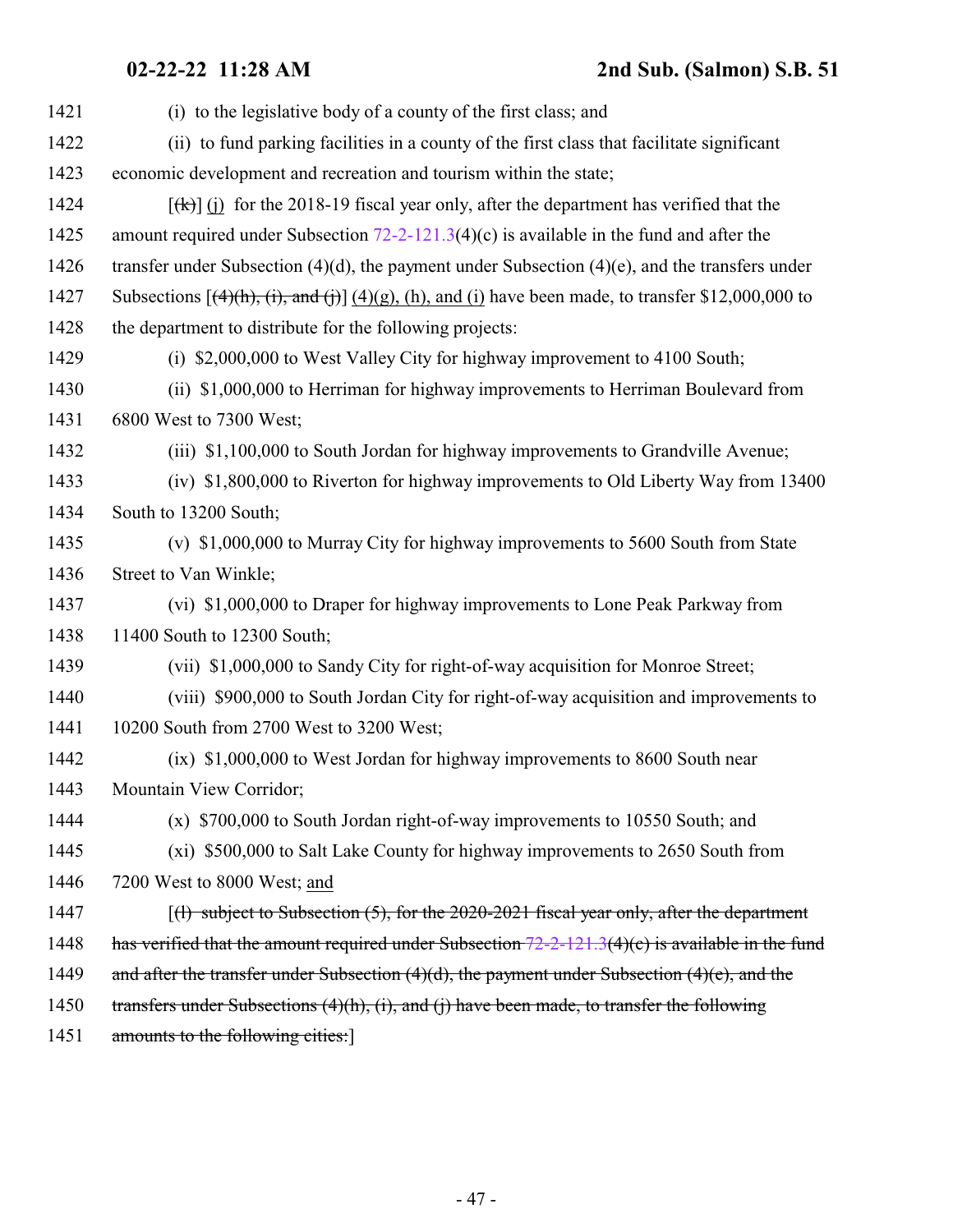(i) to the legislative body of a county of the first class; and

(ii) to fund parking facilities in a county of the first class that facilitate significant economic development and recreation and tourism within the state;

[~~(k)~~] (j) for the 2018-19 fiscal year only, after the department has verified that the amount required under Subsection 72-2-121.3(4)(c) is available in the fund and after the transfer under Subsection (4)(d), the payment under Subsection (4)(e), and the transfers under Subsections [~~(4)(h), (i), and (j)~~] (4)(g), (h), and (i) have been made, to transfer $12,000,000 to the department to distribute for the following projects:

(i) $2,000,000 to West Valley City for highway improvement to 4100 South;

(ii) $1,000,000 to Herriman for highway improvements to Herriman Boulevard from 6800 West to 7300 West;

(iii) $1,100,000 to South Jordan for highway improvements to Grandville Avenue;

(iv) $1,800,000 to Riverton for highway improvements to Old Liberty Way from 13400 South to 13200 South;

(v) $1,000,000 to Murray City for highway improvements to 5600 South from State Street to Van Winkle;

(vi) $1,000,000 to Draper for highway improvements to Lone Peak Parkway from 11400 South to 12300 South;

(vii) $1,000,000 to Sandy City for right-of-way acquisition for Monroe Street;

(viii) $900,000 to South Jordan City for right-of-way acquisition and improvements to 10200 South from 2700 West to 3200 West;

(ix) $1,000,000 to West Jordan for highway improvements to 8600 South near Mountain View Corridor;

(x) $700,000 to South Jordan right-of-way improvements to 10550 South; and

(xi) $500,000 to Salt Lake County for highway improvements to 2650 South from 7200 West to 8000 West; and

[~~(l) subject to Subsection (5), for the 2020-2021 fiscal year only, after the department has verified that the amount required under Subsection 72-2-121.3(4)(c) is available in the fund and after the transfer under Subsection (4)(d), the payment under Subsection (4)(e), and the transfers under Subsections (4)(h), (i), and (j) have been made, to transfer the following amounts to the following cities:~~]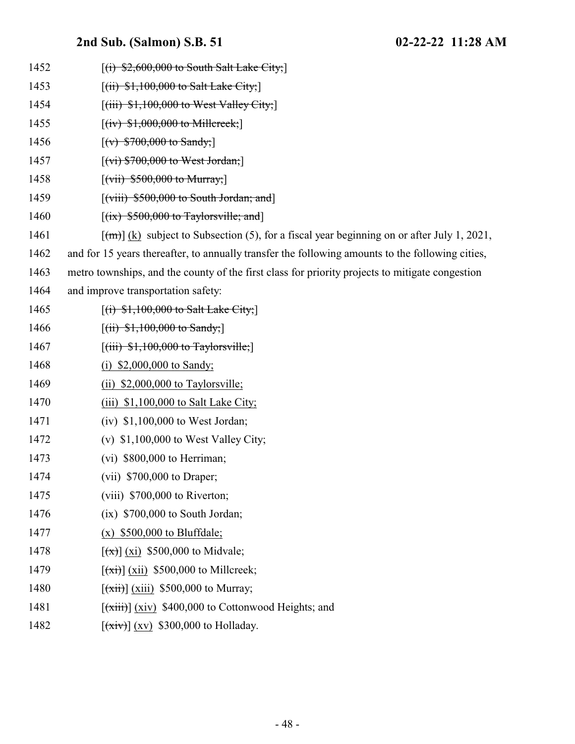1452 [(i) $2,600,000 to South Salt Lake City;]

1453 [(ii) $1,100,000 to Salt Lake City;]

1454 [(iii) $1,100,000 to West Valley City;]

1455 [(iv) $1,000,000 to Millcreek;]

1456 [(v) $700,000 to Sandy;]

1457 [(vi) $700,000 to West Jordan;]

1458 [(vii) $500,000 to Murray;]

1459 [(viii) $500,000 to South Jordan; and]

1460 [(ix) $500,000 to Taylorsville; and]

1461 [(m)] (k) subject to Subsection (5), for a fiscal year beginning on or after July 1, 2021,

1462 and for 15 years thereafter, to annually transfer the following amounts to the following cities,

1463 metro townships, and the county of the first class for priority projects to mitigate congestion

1464 and improve transportation safety:

1465 [(i) $1,100,000 to Salt Lake City;]

1466 [(ii) $1,100,000 to Sandy;]

1467 [(iii) $1,100,000 to Taylorsville;]

1468 (i) $2,000,000 to Sandy;

1469 (ii) $2,000,000 to Taylorsville;

1470 (iii) $1,100,000 to Salt Lake City;

1471 (iv) $1,100,000 to West Jordan;

1472 (v) $1,100,000 to West Valley City;

1473 (vi) $800,000 to Herriman;

1474 (vii) $700,000 to Draper;

1475 (viii) $700,000 to Riverton;

1476 (ix) $700,000 to South Jordan;

1477 (x) $500,000 to Bluffdale;

1478 [(x)] (xi) $500,000 to Midvale;

1479 [(xi)] (xii) $500,000 to Millcreek;

1480 [(xii)] (xiii) $500,000 to Murray;

1481 [(xiii)] (xiv) $400,000 to Cottonwood Heights; and

1482 [(xiv)] (xv) $300,000 to Holladay.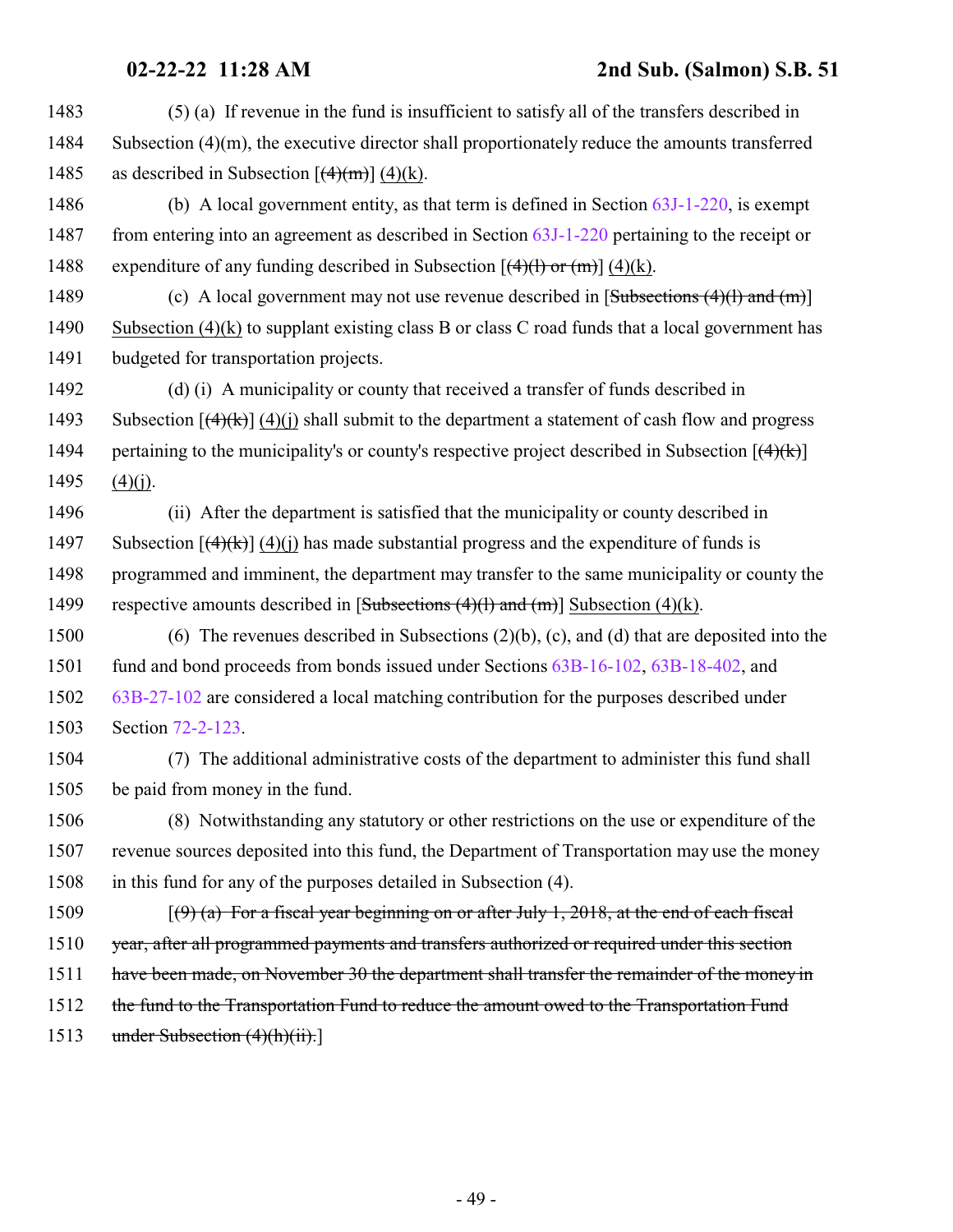1483 (5) (a) If revenue in the fund is insufficient to satisfy all of the transfers described in
1484 Subsection (4)(m), the executive director shall proportionately reduce the amounts transferred
1485 as described in Subsection [~~(4)(m)~~] <u>(4)(k)</u>.

1486 (b) A local government entity, as that term is defined in Section 63J-1-220, is exempt
1487 from entering into an agreement as described in Section 63J-1-220 pertaining to the receipt or
1488 expenditure of any funding described in Subsection [~~(4)(l) or (m)~~] <u>(4)(k)</u>.

1489 (c) A local government may not use revenue described in [~~Subsections (4)(l) and (m)~~]
1490 <u>Subsection (4)(k)</u> to supplant existing class B or class C road funds that a local government has
1491 budgeted for transportation projects.

1492 (d) (i) A municipality or county that received a transfer of funds described in
1493 Subsection [~~(4)(k)~~] <u>(4)(j)</u> shall submit to the department a statement of cash flow and progress
1494 pertaining to the municipality's or county's respective project described in Subsection [~~(4)(k)~~]
1495 <u>(4)(j)</u>.

1496 (ii) After the department is satisfied that the municipality or county described in
1497 Subsection [~~(4)(k)~~] <u>(4)(j)</u> has made substantial progress and the expenditure of funds is
1498 programmed and imminent, the department may transfer to the same municipality or county the
1499 respective amounts described in [~~Subsections (4)(l) and (m)~~] <u>Subsection (4)(k)</u>.

1500 (6) The revenues described in Subsections (2)(b), (c), and (d) that are deposited into the
1501 fund and bond proceeds from bonds issued under Sections 63B-16-102, 63B-18-402, and
1502 63B-27-102 are considered a local matching contribution for the purposes described under
1503 Section 72-2-123.

1504 (7) The additional administrative costs of the department to administer this fund shall
1505 be paid from money in the fund.

1506 (8) Notwithstanding any statutory or other restrictions on the use or expenditure of the
1507 revenue sources deposited into this fund, the Department of Transportation may use the money
1508 in this fund for any of the purposes detailed in Subsection (4).

1509 [~~(9) (a) For a fiscal year beginning on or after July 1, 2018, at the end of each fiscal~~
1510 ~~year, after all programmed payments and transfers authorized or required under this section~~
1511 ~~have been made, on November 30 the department shall transfer the remainder of the money in~~
1512 ~~the fund to the Transportation Fund to reduce the amount owed to the Transportation Fund~~
1513 ~~under Subsection (4)(h)(ii).~~]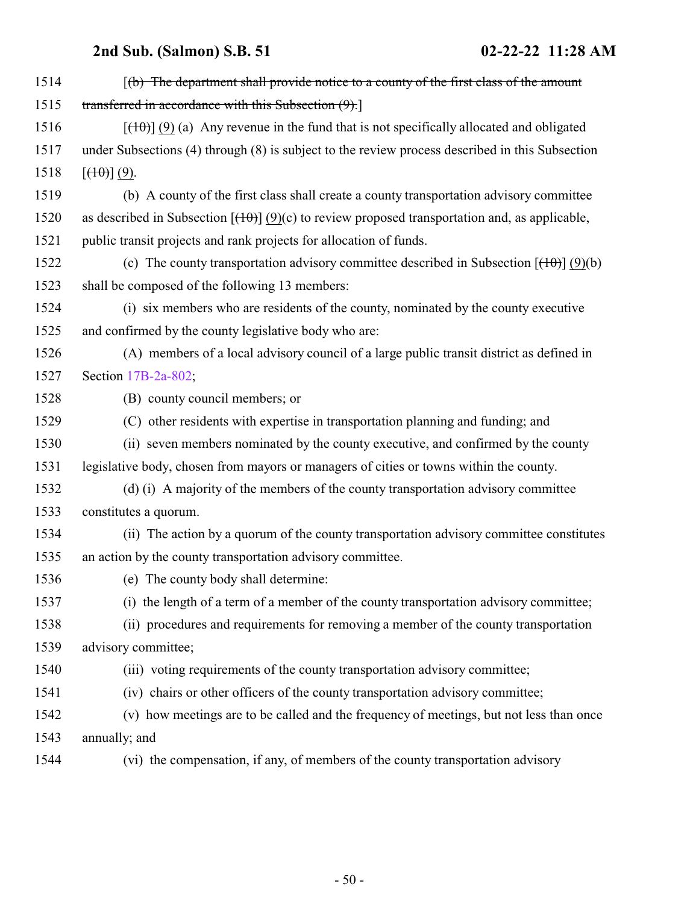[~~(b) The department shall provide notice to a county of the first class of the amount transferred in accordance with this Subsection (9).~~]

[~~(10)~~] (9) (a) Any revenue in the fund that is not specifically allocated and obligated under Subsections (4) through (8) is subject to the review process described in this Subsection [~~(10)~~] (9).

(b) A county of the first class shall create a county transportation advisory committee as described in Subsection [~~(10)~~] (9)(c) to review proposed transportation and, as applicable, public transit projects and rank projects for allocation of funds.

(c) The county transportation advisory committee described in Subsection [~~(10)~~] (9)(b) shall be composed of the following 13 members:

(i) six members who are residents of the county, nominated by the county executive and confirmed by the county legislative body who are:

(A) members of a local advisory council of a large public transit district as defined in Section 17B-2a-802;

(B) county council members; or

(C) other residents with expertise in transportation planning and funding; and

(ii) seven members nominated by the county executive, and confirmed by the county legislative body, chosen from mayors or managers of cities or towns within the county.

(d) (i) A majority of the members of the county transportation advisory committee constitutes a quorum.

(ii) The action by a quorum of the county transportation advisory committee constitutes an action by the county transportation advisory committee.

(e) The county body shall determine:

(i) the length of a term of a member of the county transportation advisory committee;

(ii) procedures and requirements for removing a member of the county transportation advisory committee;

(iii) voting requirements of the county transportation advisory committee;

(iv) chairs or other officers of the county transportation advisory committee;

(v) how meetings are to be called and the frequency of meetings, but not less than once annually; and

(vi) the compensation, if any, of members of the county transportation advisory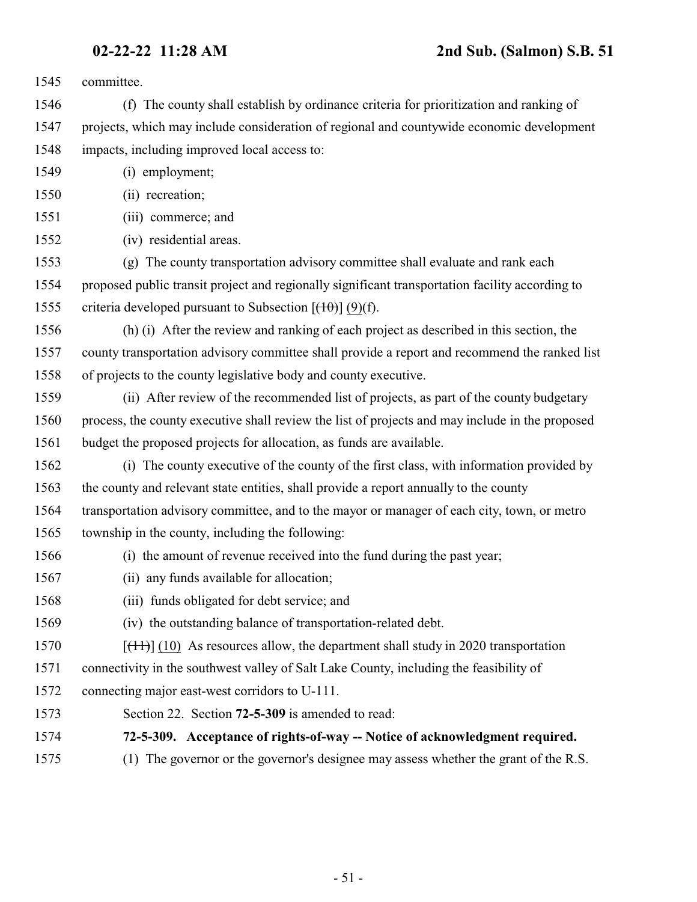committee.

(f) The county shall establish by ordinance criteria for prioritization and ranking of projects, which may include consideration of regional and countywide economic development impacts, including improved local access to:

(i) employment;

(ii) recreation;

(iii) commerce; and

(iv) residential areas.

(g) The county transportation advisory committee shall evaluate and rank each proposed public transit project and regionally significant transportation facility according to criteria developed pursuant to Subsection [~~(10)~~] (9)(f).

(h) (i) After the review and ranking of each project as described in this section, the county transportation advisory committee shall provide a report and recommend the ranked list of projects to the county legislative body and county executive.

(ii) After review of the recommended list of projects, as part of the county budgetary process, the county executive shall review the list of projects and may include in the proposed budget the proposed projects for allocation, as funds are available.

(i) The county executive of the county of the first class, with information provided by the county and relevant state entities, shall provide a report annually to the county transportation advisory committee, and to the mayor or manager of each city, town, or metro township in the county, including the following:

(i) the amount of revenue received into the fund during the past year;

(ii) any funds available for allocation;

(iii) funds obligated for debt service; and

(iv) the outstanding balance of transportation-related debt.

[~~(11)~~] (10) As resources allow, the department shall study in 2020 transportation connectivity in the southwest valley of Salt Lake County, including the feasibility of connecting major east-west corridors to U-111.

Section 22. Section **72-5-309** is amended to read:

**72-5-309. Acceptance of rights-of-way -- Notice of acknowledgment required.**

(1) The governor or the governor's designee may assess whether the grant of the R.S.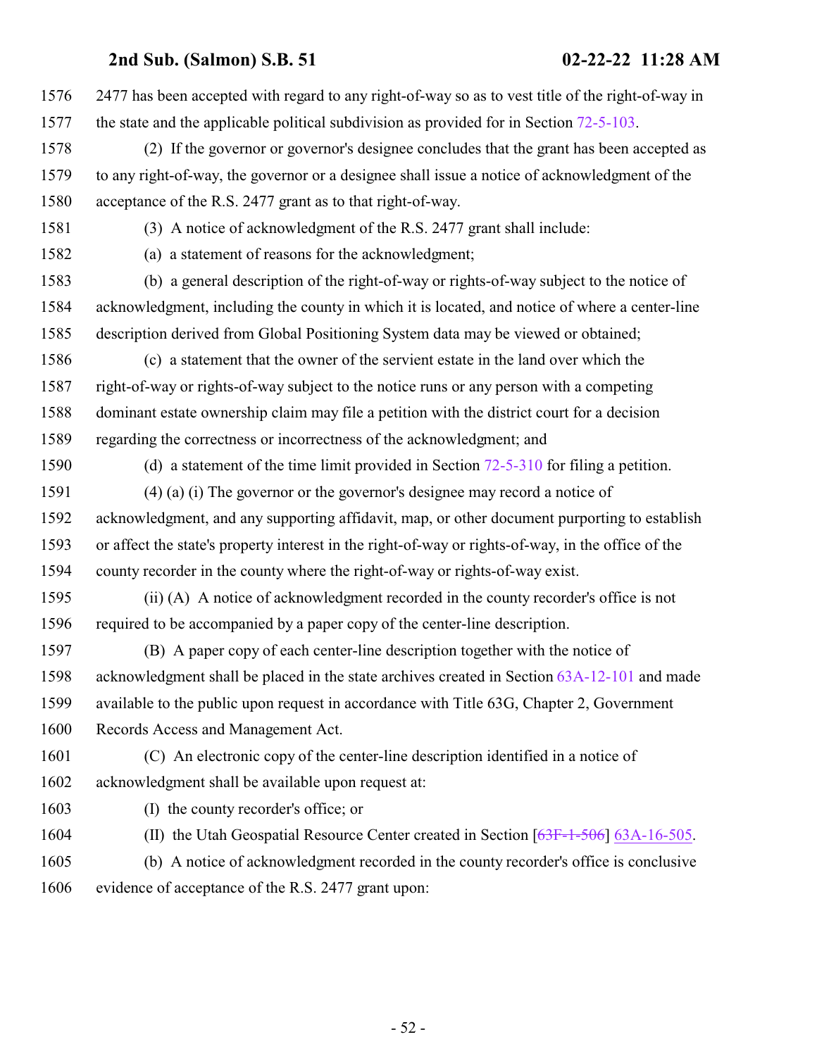1576 2477 has been accepted with regard to any right-of-way so as to vest title of the right-of-way in
1577 the state and the applicable political subdivision as provided for in Section 72-5-103.

1578 (2) If the governor or governor's designee concludes that the grant has been accepted as
1579 to any right-of-way, the governor or a designee shall issue a notice of acknowledgment of the
1580 acceptance of the R.S. 2477 grant as to that right-of-way.

1581 (3) A notice of acknowledgment of the R.S. 2477 grant shall include:

1582 (a) a statement of reasons for the acknowledgment;

1583 (b) a general description of the right-of-way or rights-of-way subject to the notice of
1584 acknowledgment, including the county in which it is located, and notice of where a center-line
1585 description derived from Global Positioning System data may be viewed or obtained;

1586 (c) a statement that the owner of the servient estate in the land over which the
1587 right-of-way or rights-of-way subject to the notice runs or any person with a competing
1588 dominant estate ownership claim may file a petition with the district court for a decision
1589 regarding the correctness or incorrectness of the acknowledgment; and

1590 (d) a statement of the time limit provided in Section 72-5-310 for filing a petition.

1591 (4) (a) (i) The governor or the governor's designee may record a notice of
1592 acknowledgment, and any supporting affidavit, map, or other document purporting to establish
1593 or affect the state's property interest in the right-of-way or rights-of-way, in the office of the
1594 county recorder in the county where the right-of-way or rights-of-way exist.

1595 (ii) (A) A notice of acknowledgment recorded in the county recorder's office is not
1596 required to be accompanied by a paper copy of the center-line description.

1597 (B) A paper copy of each center-line description together with the notice of
1598 acknowledgment shall be placed in the state archives created in Section 63A-12-101 and made
1599 available to the public upon request in accordance with Title 63G, Chapter 2, Government
1600 Records Access and Management Act.

1601 (C) An electronic copy of the center-line description identified in a notice of
1602 acknowledgment shall be available upon request at:

1603 (I) the county recorder's office; or

1604 (II) the Utah Geospatial Resource Center created in Section [~~63F-1-506~~] 63A-16-505.

1605 (b) A notice of acknowledgment recorded in the county recorder's office is conclusive
1606 evidence of acceptance of the R.S. 2477 grant upon: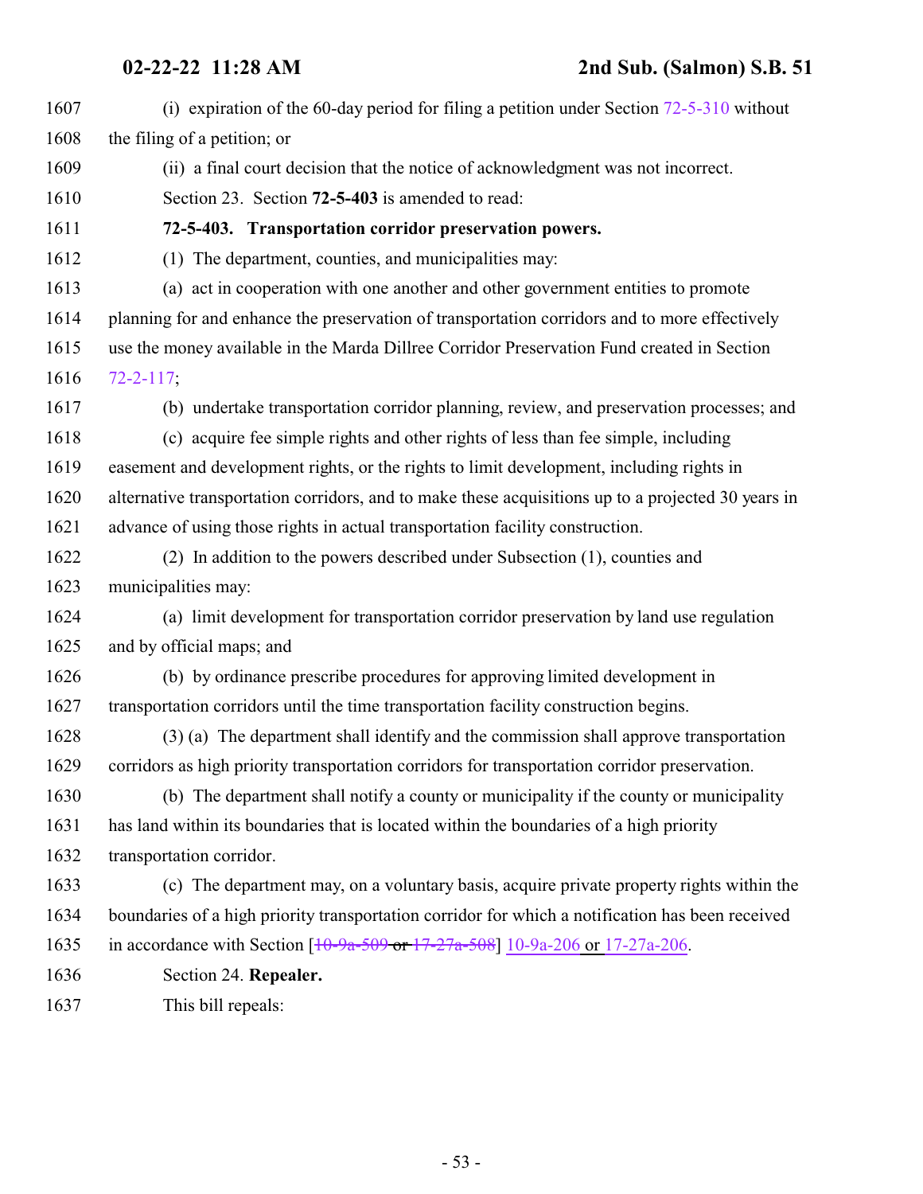1607 (i) expiration of the 60-day period for filing a petition under Section 72-5-310 without
1608 the filing of a petition; or

1609 (ii) a final court decision that the notice of acknowledgment was not incorrect.

1610 Section 23. Section **72-5-403** is amended to read:

1611 **72-5-403. Transportation corridor preservation powers.**

1612 (1) The department, counties, and municipalities may:

1613 (a) act in cooperation with one another and other government entities to promote
1614 planning for and enhance the preservation of transportation corridors and to more effectively
1615 use the money available in the Marda Dillree Corridor Preservation Fund created in Section
1616 72-2-117;

1617 (b) undertake transportation corridor planning, review, and preservation processes; and

1618 (c) acquire fee simple rights and other rights of less than fee simple, including
1619 easement and development rights, or the rights to limit development, including rights in
1620 alternative transportation corridors, and to make these acquisitions up to a projected 30 years in
1621 advance of using those rights in actual transportation facility construction.

1622 (2) In addition to the powers described under Subsection (1), counties and
1623 municipalities may:

1624 (a) limit development for transportation corridor preservation by land use regulation
1625 and by official maps; and

1626 (b) by ordinance prescribe procedures for approving limited development in
1627 transportation corridors until the time transportation facility construction begins.

1628 (3) (a) The department shall identify and the commission shall approve transportation
1629 corridors as high priority transportation corridors for transportation corridor preservation.

1630 (b) The department shall notify a county or municipality if the county or municipality
1631 has land within its boundaries that is located within the boundaries of a high priority
1632 transportation corridor.

1633 (c) The department may, on a voluntary basis, acquire private property rights within the
1634 boundaries of a high priority transportation corridor for which a notification has been received
1635 in accordance with Section [~~10-9a-509 or 17-27a-508~~] 10-9a-206 or 17-27a-206.

1636 Section 24. **Repealer.**

1637 This bill repeals: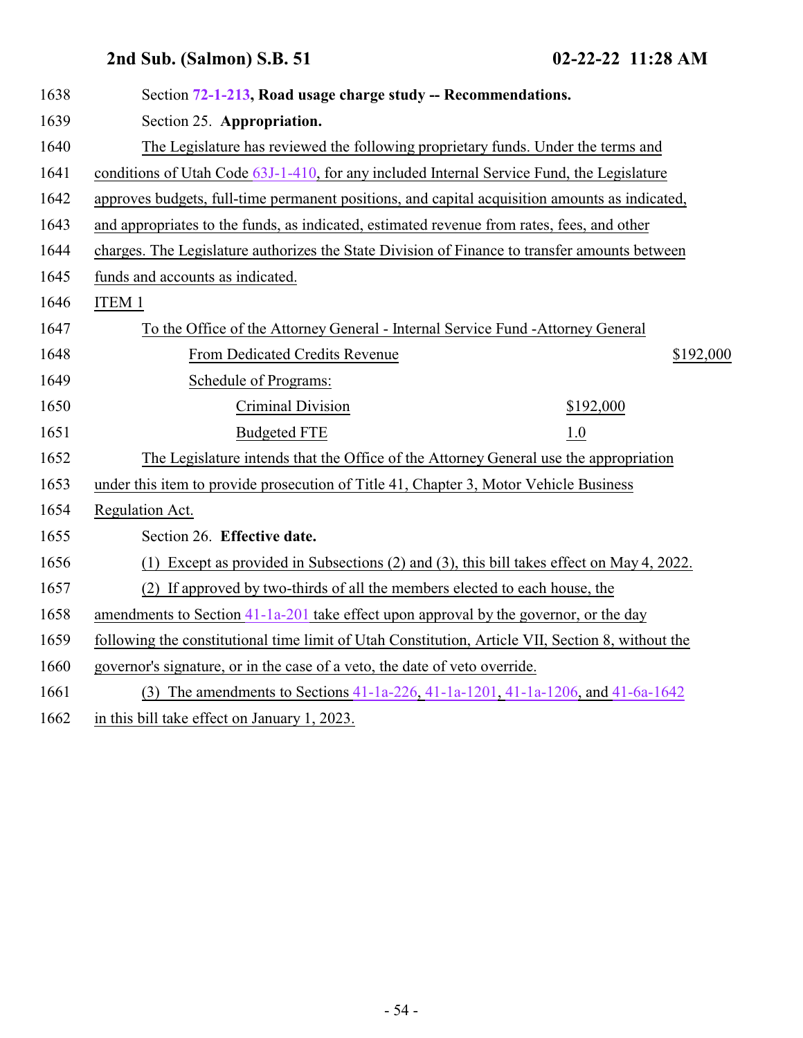Section **72-1-213, Road usage charge study -- Recommendations.**

Section 25. **Appropriation.**

The Legislature has reviewed the following proprietary funds. Under the terms and conditions of Utah Code 63J-1-410, for any included Internal Service Fund, the Legislature approves budgets, full-time permanent positions, and capital acquisition amounts as indicated, and appropriates to the funds, as indicated, estimated revenue from rates, fees, and other charges. The Legislature authorizes the State Division of Finance to transfer amounts between funds and accounts as indicated.

ITEM 1

To the Office of the Attorney General - Internal Service Fund -Attorney General

| | | |
|---|---|---|
| From Dedicated Credits Revenue | | $192,000 |
| Schedule of Programs: | | |
| Criminal Division | $192,000 | |
| Budgeted FTE | 1.0 | |

The Legislature intends that the Office of the Attorney General use the appropriation under this item to provide prosecution of Title 41, Chapter 3, Motor Vehicle Business Regulation Act.

Section 26. **Effective date.**

(1) Except as provided in Subsections (2) and (3), this bill takes effect on May 4, 2022.

(2) If approved by two-thirds of all the members elected to each house, the amendments to Section 41-1a-201 take effect upon approval by the governor, or the day following the constitutional time limit of Utah Constitution, Article VII, Section 8, without the governor's signature, or in the case of a veto, the date of veto override.

(3) The amendments to Sections 41-1a-226, 41-1a-1201, 41-1a-1206, and 41-6a-1642 in this bill take effect on January 1, 2023.